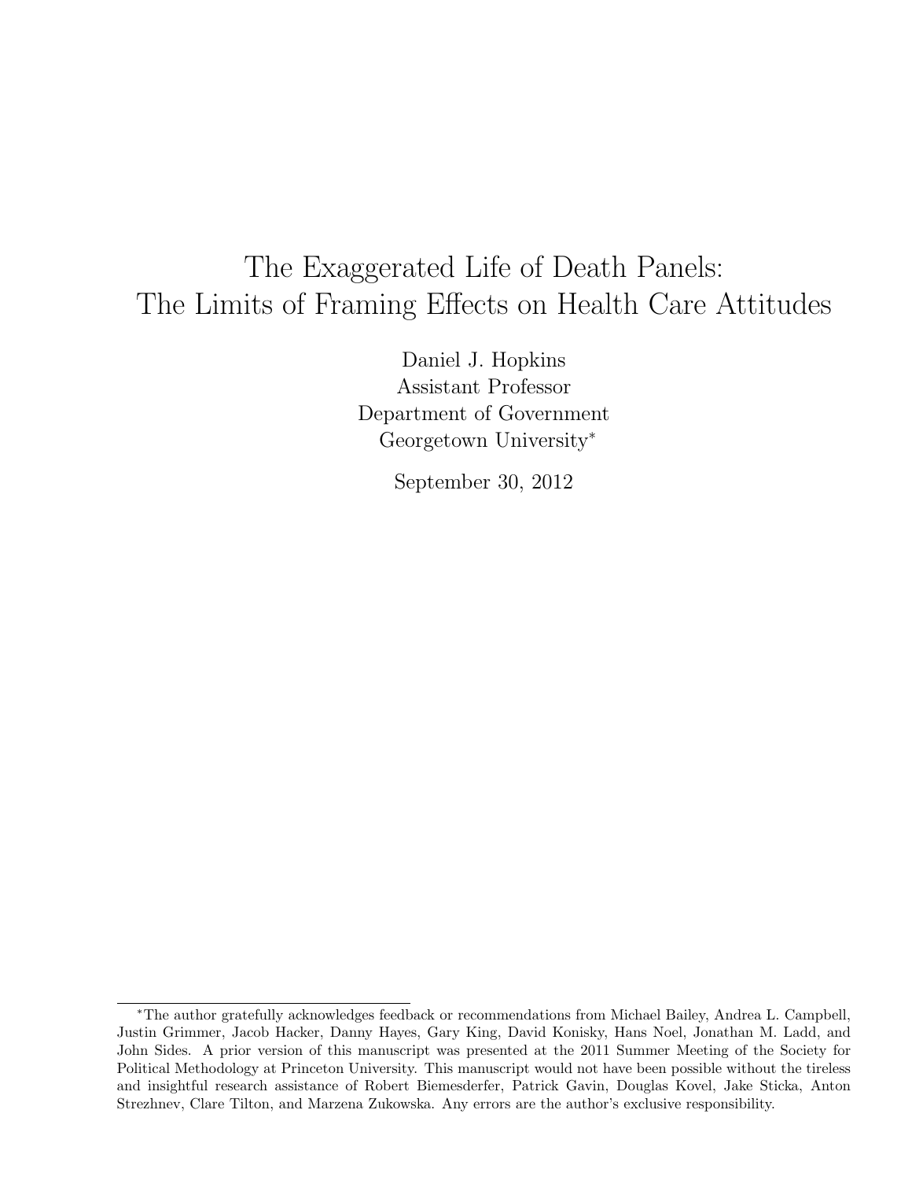# The Exaggerated Life of Death Panels: The Limits of Framing Effects on Health Care Attitudes

Daniel J. Hopkins
Assistant Professor
Department of Government
Georgetown University*

September 30, 2012

*The author gratefully acknowledges feedback or recommendations from Michael Bailey, Andrea L. Campbell, Justin Grimmer, Jacob Hacker, Danny Hayes, Gary King, David Konisky, Hans Noel, Jonathan M. Ladd, and John Sides. A prior version of this manuscript was presented at the 2011 Summer Meeting of the Society for Political Methodology at Princeton University. This manuscript would not have been possible without the tireless and insightful research assistance of Robert Biemesderfer, Patrick Gavin, Douglas Kovel, Jake Sticka, Anton Strezhnev, Clare Tilton, and Marzena Zukowska. Any errors are the author's exclusive responsibility.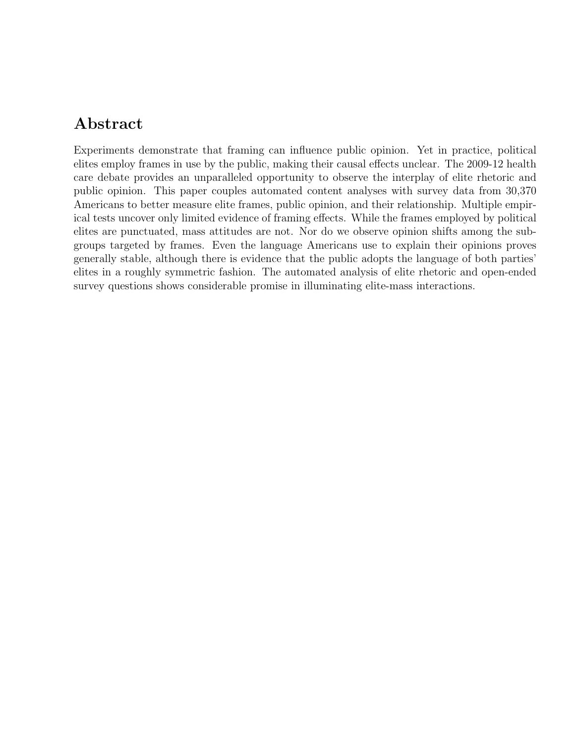## Abstract

Experiments demonstrate that framing can influence public opinion. Yet in practice, political elites employ frames in use by the public, making their causal effects unclear. The 2009-12 health care debate provides an unparalleled opportunity to observe the interplay of elite rhetoric and public opinion. This paper couples automated content analyses with survey data from 30,370 Americans to better measure elite frames, public opinion, and their relationship. Multiple empirical tests uncover only limited evidence of framing effects. While the frames employed by political elites are punctuated, mass attitudes are not. Nor do we observe opinion shifts among the subgroups targeted by frames. Even the language Americans use to explain their opinions proves generally stable, although there is evidence that the public adopts the language of both parties' elites in a roughly symmetric fashion. The automated analysis of elite rhetoric and open-ended survey questions shows considerable promise in illuminating elite-mass interactions.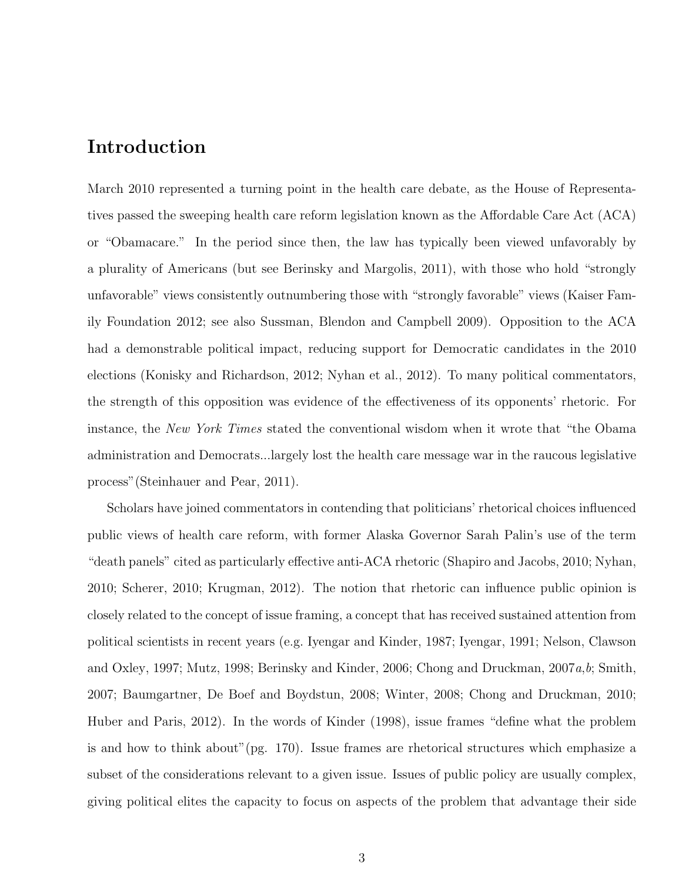# Introduction

March 2010 represented a turning point in the health care debate, as the House of Representatives passed the sweeping health care reform legislation known as the Affordable Care Act (ACA) or "Obamacare." In the period since then, the law has typically been viewed unfavorably by a plurality of Americans (but see Berinsky and Margolis, 2011), with those who hold "strongly unfavorable" views consistently outnumbering those with "strongly favorable" views (Kaiser Family Foundation 2012; see also Sussman, Blendon and Campbell 2009). Opposition to the ACA had a demonstrable political impact, reducing support for Democratic candidates in the 2010 elections (Konisky and Richardson, 2012; Nyhan et al., 2012). To many political commentators, the strength of this opposition was evidence of the effectiveness of its opponents' rhetoric. For instance, the *New York Times* stated the conventional wisdom when it wrote that "the Obama administration and Democrats...largely lost the health care message war in the raucous legislative process"(Steinhauer and Pear, 2011).

Scholars have joined commentators in contending that politicians' rhetorical choices influenced public views of health care reform, with former Alaska Governor Sarah Palin's use of the term "death panels" cited as particularly effective anti-ACA rhetoric (Shapiro and Jacobs, 2010; Nyhan, 2010; Scherer, 2010; Krugman, 2012). The notion that rhetoric can influence public opinion is closely related to the concept of issue framing, a concept that has received sustained attention from political scientists in recent years (e.g. Iyengar and Kinder, 1987; Iyengar, 1991; Nelson, Clawson and Oxley, 1997; Mutz, 1998; Berinsky and Kinder, 2006; Chong and Druckman, 2007*a*,*b*; Smith, 2007; Baumgartner, De Boef and Boydstun, 2008; Winter, 2008; Chong and Druckman, 2010; Huber and Paris, 2012). In the words of Kinder (1998), issue frames "define what the problem is and how to think about"(pg. 170). Issue frames are rhetorical structures which emphasize a subset of the considerations relevant to a given issue. Issues of public policy are usually complex, giving political elites the capacity to focus on aspects of the problem that advantage their side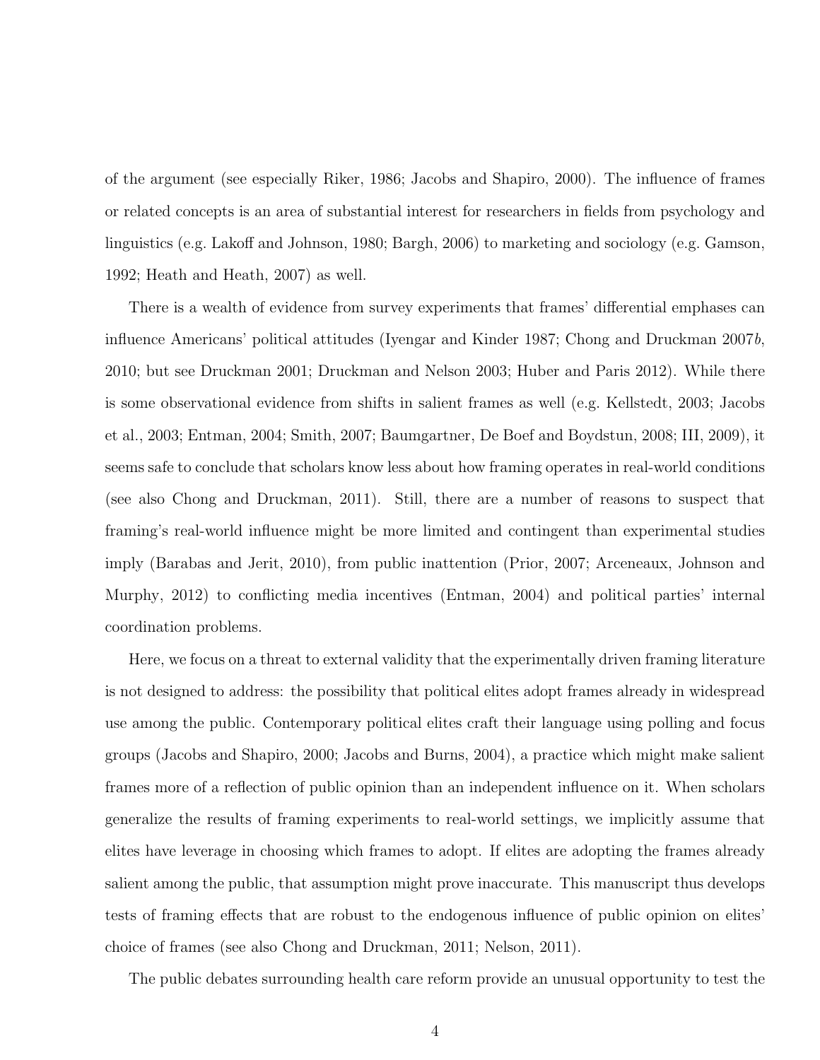of the argument (see especially Riker, 1986; Jacobs and Shapiro, 2000). The influence of frames or related concepts is an area of substantial interest for researchers in fields from psychology and linguistics (e.g. Lakoff and Johnson, 1980; Bargh, 2006) to marketing and sociology (e.g. Gamson, 1992; Heath and Heath, 2007) as well.

There is a wealth of evidence from survey experiments that frames' differential emphases can influence Americans' political attitudes (Iyengar and Kinder 1987; Chong and Druckman 2007*b*, 2010; but see Druckman 2001; Druckman and Nelson 2003; Huber and Paris 2012). While there is some observational evidence from shifts in salient frames as well (e.g. Kellstedt, 2003; Jacobs et al., 2003; Entman, 2004; Smith, 2007; Baumgartner, De Boef and Boydstun, 2008; III, 2009), it seems safe to conclude that scholars know less about how framing operates in real-world conditions (see also Chong and Druckman, 2011). Still, there are a number of reasons to suspect that framing's real-world influence might be more limited and contingent than experimental studies imply (Barabas and Jerit, 2010), from public inattention (Prior, 2007; Arceneaux, Johnson and Murphy, 2012) to conflicting media incentives (Entman, 2004) and political parties' internal coordination problems.

Here, we focus on a threat to external validity that the experimentally driven framing literature is not designed to address: the possibility that political elites adopt frames already in widespread use among the public. Contemporary political elites craft their language using polling and focus groups (Jacobs and Shapiro, 2000; Jacobs and Burns, 2004), a practice which might make salient frames more of a reflection of public opinion than an independent influence on it. When scholars generalize the results of framing experiments to real-world settings, we implicitly assume that elites have leverage in choosing which frames to adopt. If elites are adopting the frames already salient among the public, that assumption might prove inaccurate. This manuscript thus develops tests of framing effects that are robust to the endogenous influence of public opinion on elites' choice of frames (see also Chong and Druckman, 2011; Nelson, 2011).

The public debates surrounding health care reform provide an unusual opportunity to test the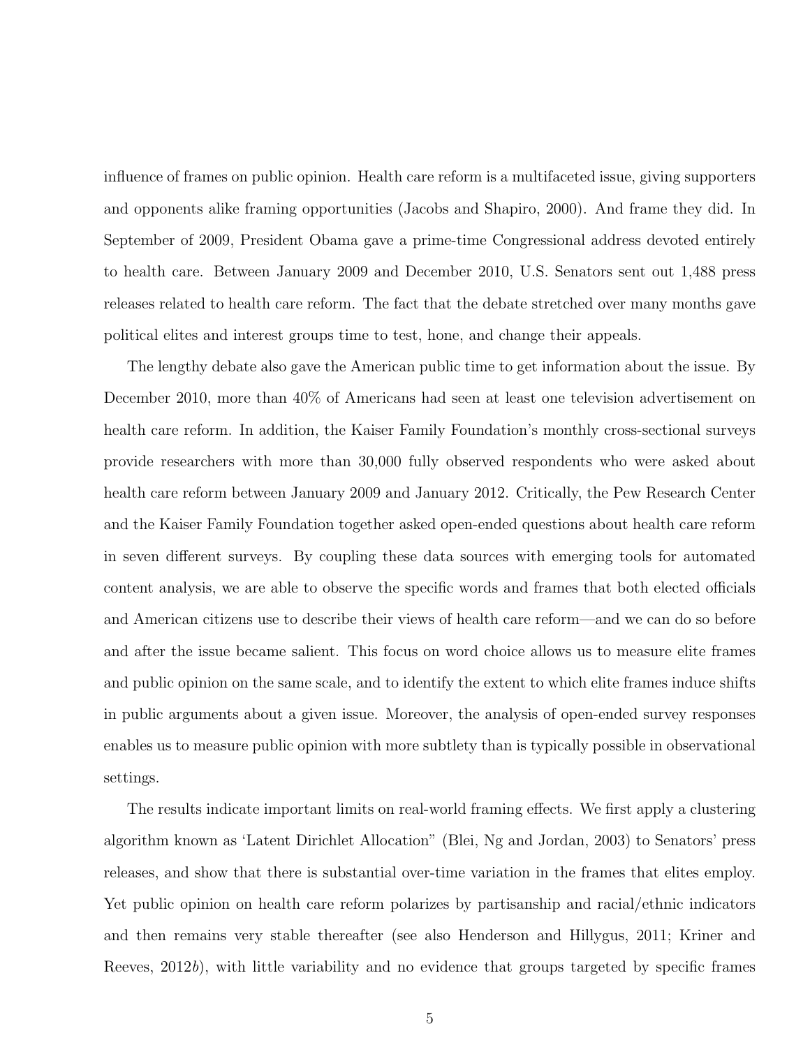influence of frames on public opinion. Health care reform is a multifaceted issue, giving supporters and opponents alike framing opportunities (Jacobs and Shapiro, 2000). And frame they did. In September of 2009, President Obama gave a prime-time Congressional address devoted entirely to health care. Between January 2009 and December 2010, U.S. Senators sent out 1,488 press releases related to health care reform. The fact that the debate stretched over many months gave political elites and interest groups time to test, hone, and change their appeals.

The lengthy debate also gave the American public time to get information about the issue. By December 2010, more than 40% of Americans had seen at least one television advertisement on health care reform. In addition, the Kaiser Family Foundation's monthly cross-sectional surveys provide researchers with more than 30,000 fully observed respondents who were asked about health care reform between January 2009 and January 2012. Critically, the Pew Research Center and the Kaiser Family Foundation together asked open-ended questions about health care reform in seven different surveys. By coupling these data sources with emerging tools for automated content analysis, we are able to observe the specific words and frames that both elected officials and American citizens use to describe their views of health care reform—and we can do so before and after the issue became salient. This focus on word choice allows us to measure elite frames and public opinion on the same scale, and to identify the extent to which elite frames induce shifts in public arguments about a given issue. Moreover, the analysis of open-ended survey responses enables us to measure public opinion with more subtlety than is typically possible in observational settings.

The results indicate important limits on real-world framing effects. We first apply a clustering algorithm known as 'Latent Dirichlet Allocation" (Blei, Ng and Jordan, 2003) to Senators' press releases, and show that there is substantial over-time variation in the frames that elites employ. Yet public opinion on health care reform polarizes by partisanship and racial/ethnic indicators and then remains very stable thereafter (see also Henderson and Hillygus, 2011; Kriner and Reeves, 2012*b*), with little variability and no evidence that groups targeted by specific frames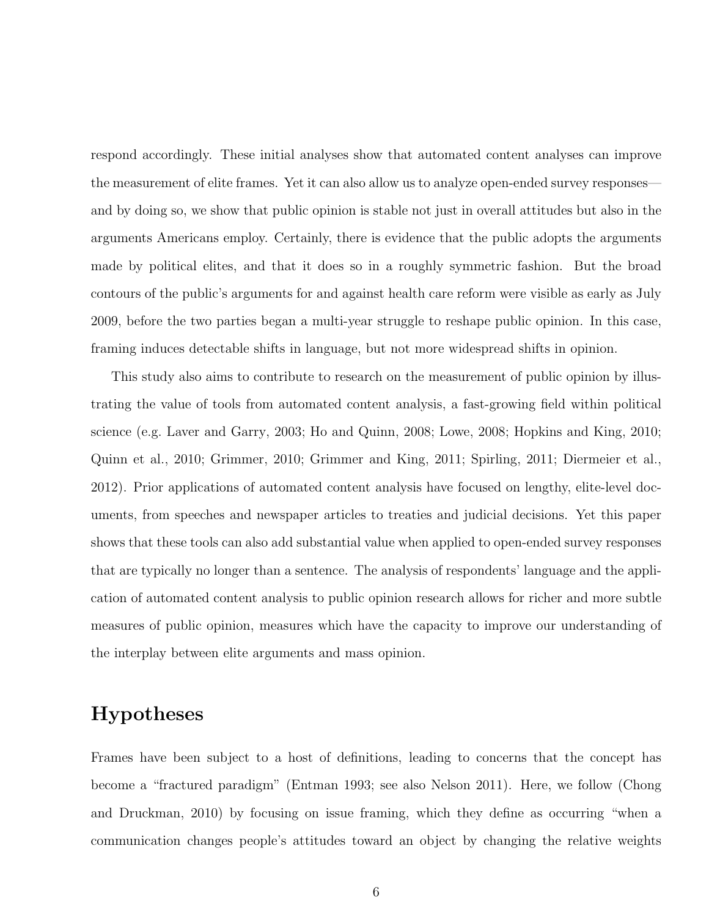respond accordingly. These initial analyses show that automated content analyses can improve the measurement of elite frames. Yet it can also allow us to analyze open-ended survey responses—and by doing so, we show that public opinion is stable not just in overall attitudes but also in the arguments Americans employ. Certainly, there is evidence that the public adopts the arguments made by political elites, and that it does so in a roughly symmetric fashion. But the broad contours of the public's arguments for and against health care reform were visible as early as July 2009, before the two parties began a multi-year struggle to reshape public opinion. In this case, framing induces detectable shifts in language, but not more widespread shifts in opinion.

This study also aims to contribute to research on the measurement of public opinion by illustrating the value of tools from automated content analysis, a fast-growing field within political science (e.g. Laver and Garry, 2003; Ho and Quinn, 2008; Lowe, 2008; Hopkins and King, 2010; Quinn et al., 2010; Grimmer, 2010; Grimmer and King, 2011; Spirling, 2011; Diermeier et al., 2012). Prior applications of automated content analysis have focused on lengthy, elite-level documents, from speeches and newspaper articles to treaties and judicial decisions. Yet this paper shows that these tools can also add substantial value when applied to open-ended survey responses that are typically no longer than a sentence. The analysis of respondents' language and the application of automated content analysis to public opinion research allows for richer and more subtle measures of public opinion, measures which have the capacity to improve our understanding of the interplay between elite arguments and mass opinion.

## Hypotheses

Frames have been subject to a host of definitions, leading to concerns that the concept has become a "fractured paradigm" (Entman 1993; see also Nelson 2011). Here, we follow (Chong and Druckman, 2010) by focusing on issue framing, which they define as occurring "when a communication changes people's attitudes toward an object by changing the relative weights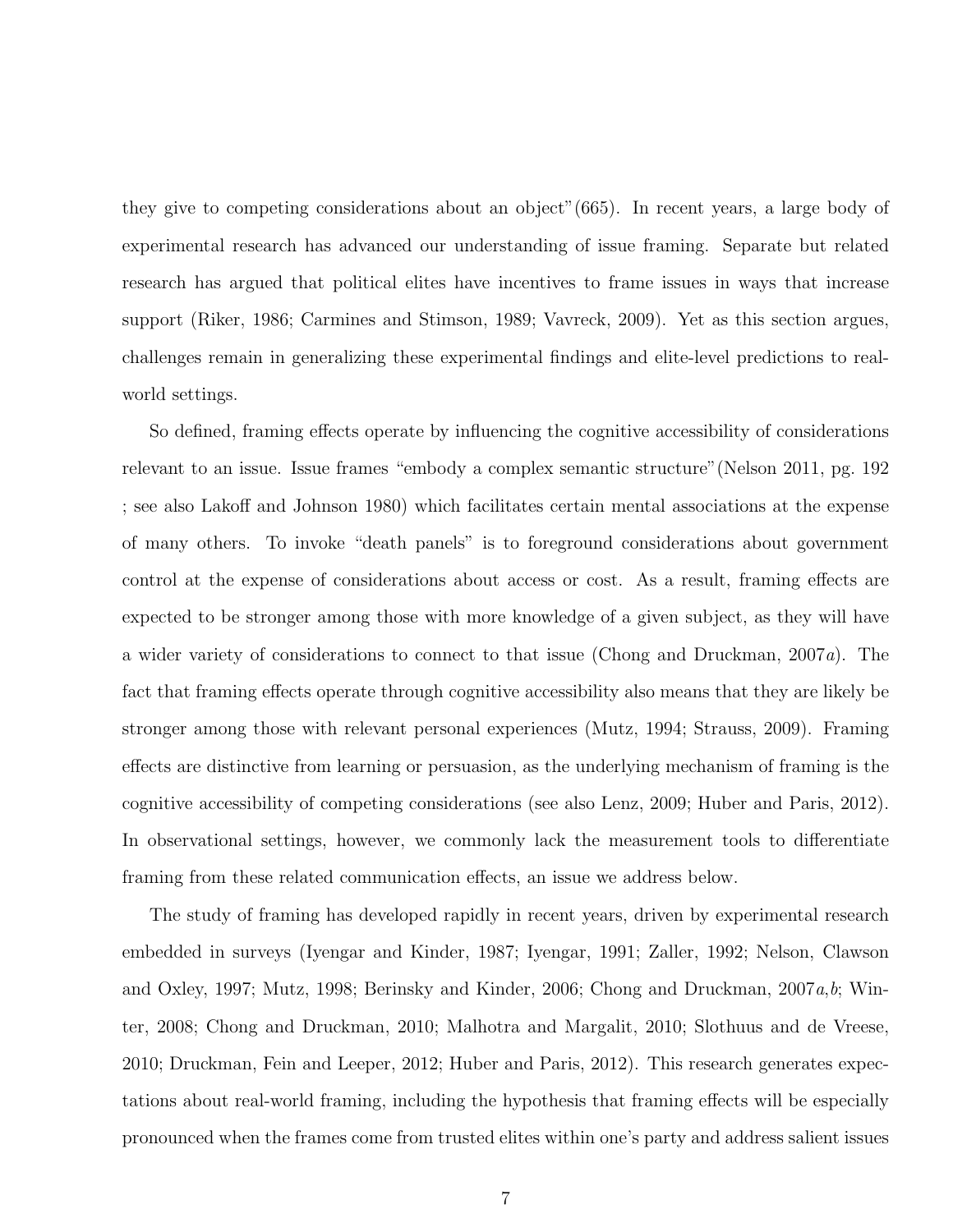they give to competing considerations about an object"(665). In recent years, a large body of experimental research has advanced our understanding of issue framing. Separate but related research has argued that political elites have incentives to frame issues in ways that increase support (Riker, 1986; Carmines and Stimson, 1989; Vavreck, 2009). Yet as this section argues, challenges remain in generalizing these experimental findings and elite-level predictions to real-world settings.

So defined, framing effects operate by influencing the cognitive accessibility of considerations relevant to an issue. Issue frames "embody a complex semantic structure"(Nelson 2011, pg. 192 ; see also Lakoff and Johnson 1980) which facilitates certain mental associations at the expense of many others. To invoke "death panels" is to foreground considerations about government control at the expense of considerations about access or cost. As a result, framing effects are expected to be stronger among those with more knowledge of a given subject, as they will have a wider variety of considerations to connect to that issue (Chong and Druckman, 2007*a*). The fact that framing effects operate through cognitive accessibility also means that they are likely be stronger among those with relevant personal experiences (Mutz, 1994; Strauss, 2009). Framing effects are distinctive from learning or persuasion, as the underlying mechanism of framing is the cognitive accessibility of competing considerations (see also Lenz, 2009; Huber and Paris, 2012). In observational settings, however, we commonly lack the measurement tools to differentiate framing from these related communication effects, an issue we address below.

The study of framing has developed rapidly in recent years, driven by experimental research embedded in surveys (Iyengar and Kinder, 1987; Iyengar, 1991; Zaller, 1992; Nelson, Clawson and Oxley, 1997; Mutz, 1998; Berinsky and Kinder, 2006; Chong and Druckman, 2007*a*,*b*; Winter, 2008; Chong and Druckman, 2010; Malhotra and Margalit, 2010; Slothuus and de Vreese, 2010; Druckman, Fein and Leeper, 2012; Huber and Paris, 2012). This research generates expectations about real-world framing, including the hypothesis that framing effects will be especially pronounced when the frames come from trusted elites within one's party and address salient issues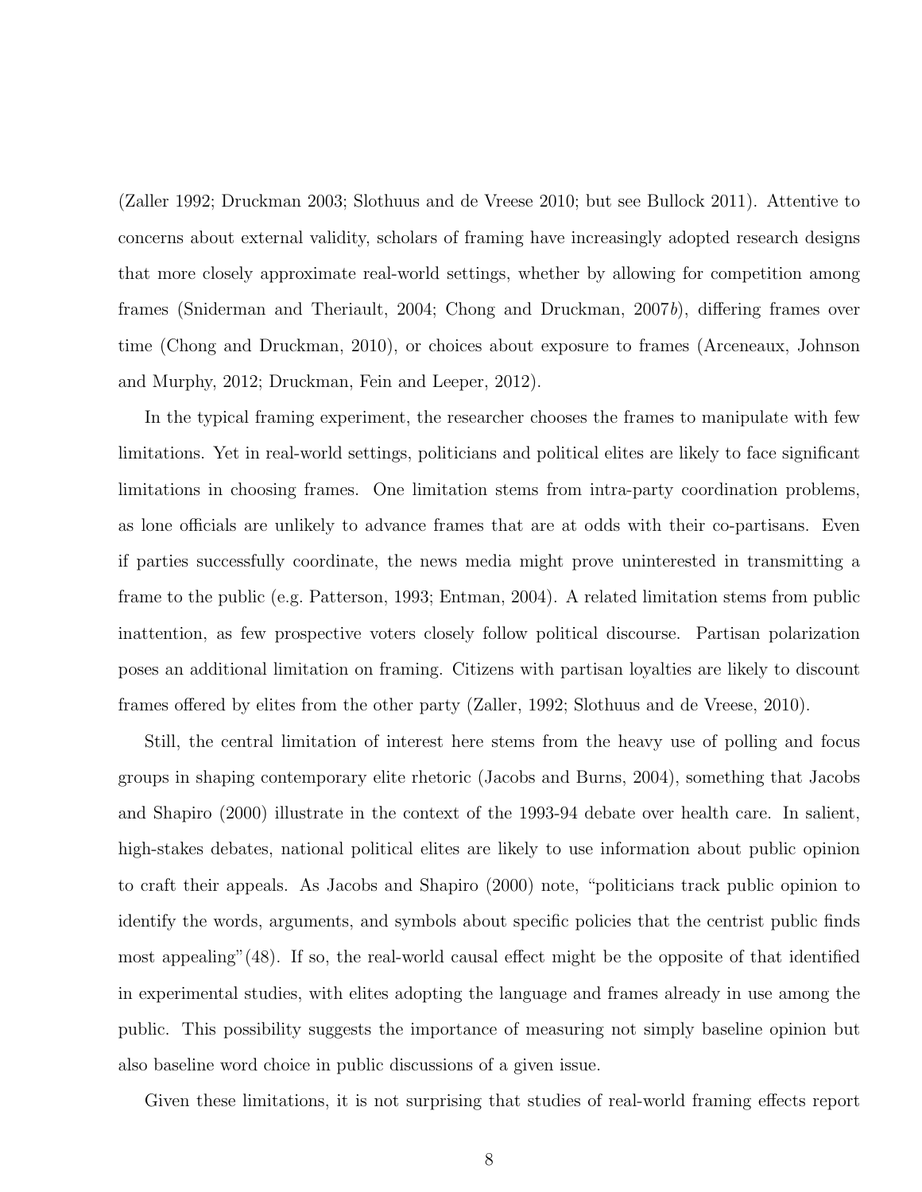(Zaller 1992; Druckman 2003; Slothuus and de Vreese 2010; but see Bullock 2011). Attentive to concerns about external validity, scholars of framing have increasingly adopted research designs that more closely approximate real-world settings, whether by allowing for competition among frames (Sniderman and Theriault, 2004; Chong and Druckman, 2007*b*), differing frames over time (Chong and Druckman, 2010), or choices about exposure to frames (Arceneaux, Johnson and Murphy, 2012; Druckman, Fein and Leeper, 2012).

In the typical framing experiment, the researcher chooses the frames to manipulate with few limitations. Yet in real-world settings, politicians and political elites are likely to face significant limitations in choosing frames. One limitation stems from intra-party coordination problems, as lone officials are unlikely to advance frames that are at odds with their co-partisans. Even if parties successfully coordinate, the news media might prove uninterested in transmitting a frame to the public (e.g. Patterson, 1993; Entman, 2004). A related limitation stems from public inattention, as few prospective voters closely follow political discourse. Partisan polarization poses an additional limitation on framing. Citizens with partisan loyalties are likely to discount frames offered by elites from the other party (Zaller, 1992; Slothuus and de Vreese, 2010).

Still, the central limitation of interest here stems from the heavy use of polling and focus groups in shaping contemporary elite rhetoric (Jacobs and Burns, 2004), something that Jacobs and Shapiro (2000) illustrate in the context of the 1993-94 debate over health care. In salient, high-stakes debates, national political elites are likely to use information about public opinion to craft their appeals. As Jacobs and Shapiro (2000) note, "politicians track public opinion to identify the words, arguments, and symbols about specific policies that the centrist public finds most appealing"(48). If so, the real-world causal effect might be the opposite of that identified in experimental studies, with elites adopting the language and frames already in use among the public. This possibility suggests the importance of measuring not simply baseline opinion but also baseline word choice in public discussions of a given issue.

Given these limitations, it is not surprising that studies of real-world framing effects report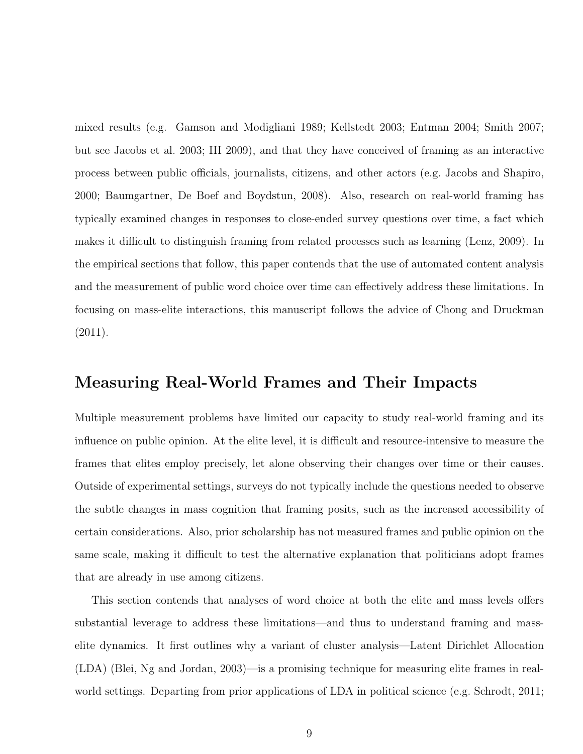mixed results (e.g. Gamson and Modigliani 1989; Kellstedt 2003; Entman 2004; Smith 2007; but see Jacobs et al. 2003; III 2009), and that they have conceived of framing as an interactive process between public officials, journalists, citizens, and other actors (e.g. Jacobs and Shapiro, 2000; Baumgartner, De Boef and Boydstun, 2008). Also, research on real-world framing has typically examined changes in responses to close-ended survey questions over time, a fact which makes it difficult to distinguish framing from related processes such as learning (Lenz, 2009). In the empirical sections that follow, this paper contends that the use of automated content analysis and the measurement of public word choice over time can effectively address these limitations. In focusing on mass-elite interactions, this manuscript follows the advice of Chong and Druckman (2011).

## Measuring Real-World Frames and Their Impacts

Multiple measurement problems have limited our capacity to study real-world framing and its influence on public opinion. At the elite level, it is difficult and resource-intensive to measure the frames that elites employ precisely, let alone observing their changes over time or their causes. Outside of experimental settings, surveys do not typically include the questions needed to observe the subtle changes in mass cognition that framing posits, such as the increased accessibility of certain considerations. Also, prior scholarship has not measured frames and public opinion on the same scale, making it difficult to test the alternative explanation that politicians adopt frames that are already in use among citizens.

This section contends that analyses of word choice at both the elite and mass levels offers substantial leverage to address these limitations—and thus to understand framing and mass-elite dynamics. It first outlines why a variant of cluster analysis—Latent Dirichlet Allocation (LDA) (Blei, Ng and Jordan, 2003)—is a promising technique for measuring elite frames in real-world settings. Departing from prior applications of LDA in political science (e.g. Schrodt, 2011;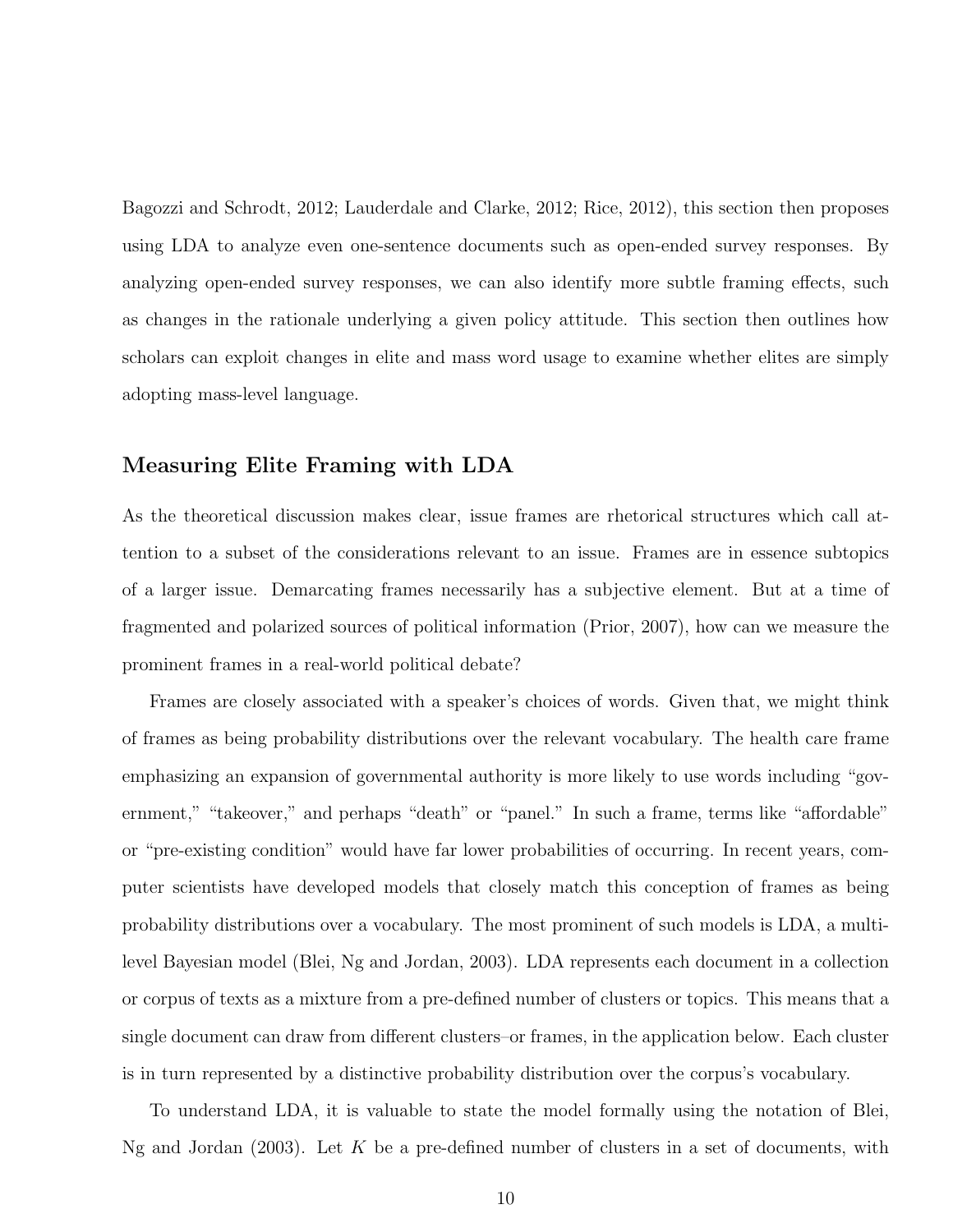Bagozzi and Schrodt, 2012; Lauderdale and Clarke, 2012; Rice, 2012), this section then proposes using LDA to analyze even one-sentence documents such as open-ended survey responses. By analyzing open-ended survey responses, we can also identify more subtle framing effects, such as changes in the rationale underlying a given policy attitude. This section then outlines how scholars can exploit changes in elite and mass word usage to examine whether elites are simply adopting mass-level language.

## Measuring Elite Framing with LDA

As the theoretical discussion makes clear, issue frames are rhetorical structures which call attention to a subset of the considerations relevant to an issue. Frames are in essence subtopics of a larger issue. Demarcating frames necessarily has a subjective element. But at a time of fragmented and polarized sources of political information (Prior, 2007), how can we measure the prominent frames in a real-world political debate?

Frames are closely associated with a speaker's choices of words. Given that, we might think of frames as being probability distributions over the relevant vocabulary. The health care frame emphasizing an expansion of governmental authority is more likely to use words including "government," "takeover," and perhaps "death" or "panel." In such a frame, terms like "affordable" or "pre-existing condition" would have far lower probabilities of occurring. In recent years, computer scientists have developed models that closely match this conception of frames as being probability distributions over a vocabulary. The most prominent of such models is LDA, a multi-level Bayesian model (Blei, Ng and Jordan, 2003). LDA represents each document in a collection or corpus of texts as a mixture from a pre-defined number of clusters or topics. This means that a single document can draw from different clusters–or frames, in the application below. Each cluster is in turn represented by a distinctive probability distribution over the corpus's vocabulary.

To understand LDA, it is valuable to state the model formally using the notation of Blei, Ng and Jordan (2003). Let $K$ be a pre-defined number of clusters in a set of documents, with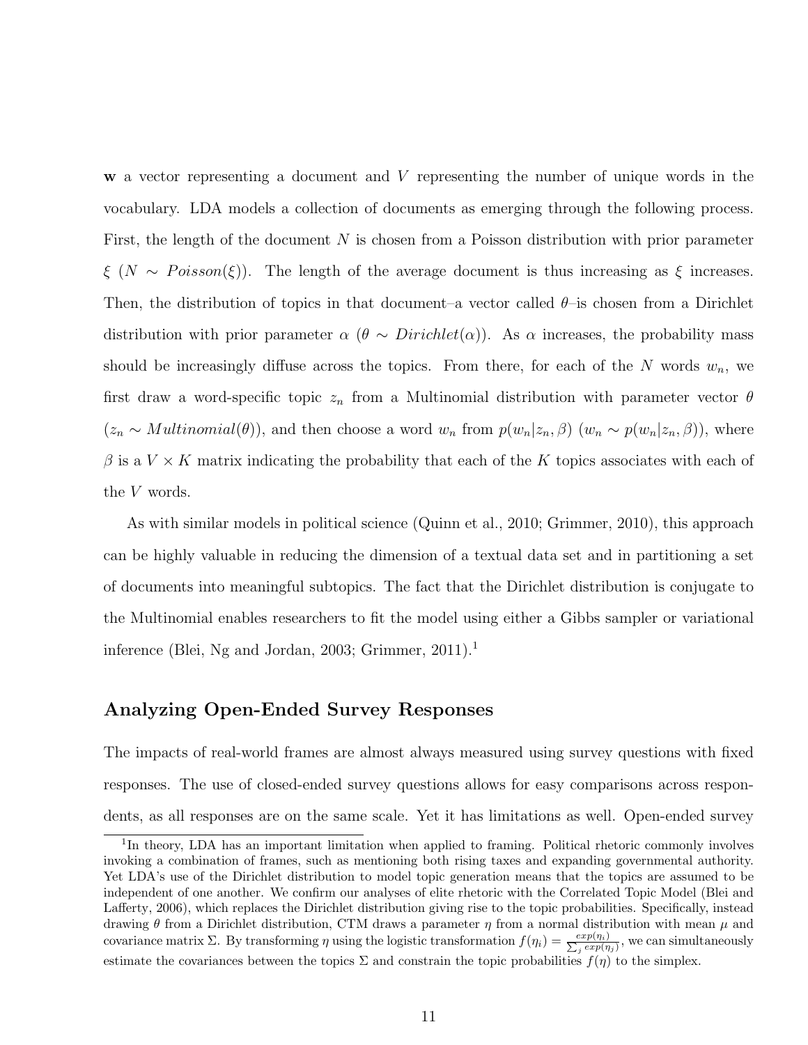$\mathbf{w}$ a vector representing a document and $V$ representing the number of unique words in the vocabulary. LDA models a collection of documents as emerging through the following process. First, the length of the document $N$ is chosen from a Poisson distribution with prior parameter $\xi$ ($N \sim Poisson(\xi)$). The length of the average document is thus increasing as $\xi$ increases. Then, the distribution of topics in that document–a vector called $\theta$–is chosen from a Dirichlet distribution with prior parameter $\alpha$ ($\theta \sim Dirichlet(\alpha)$). As $\alpha$ increases, the probability mass should be increasingly diffuse across the topics. From there, for each of the $N$ words $w_n$, we first draw a word-specific topic $z_n$ from a Multinomial distribution with parameter vector $\theta$ ($z_n \sim Multinomial(\theta)$), and then choose a word $w_n$ from $p(w_n|z_n, \beta)$ ($w_n \sim p(w_n|z_n, \beta)$), where $\beta$ is a $V \times K$ matrix indicating the probability that each of the $K$ topics associates with each of the $V$ words.

As with similar models in political science (Quinn et al., 2010; Grimmer, 2010), this approach can be highly valuable in reducing the dimension of a textual data set and in partitioning a set of documents into meaningful subtopics. The fact that the Dirichlet distribution is conjugate to the Multinomial enables researchers to fit the model using either a Gibbs sampler or variational inference (Blei, Ng and Jordan, 2003; Grimmer, 2011).[1]

## Analyzing Open-Ended Survey Responses

The impacts of real-world frames are almost always measured using survey questions with fixed responses. The use of closed-ended survey questions allows for easy comparisons across respondents, as all responses are on the same scale. Yet it has limitations as well. Open-ended survey

[1] In theory, LDA has an important limitation when applied to framing. Political rhetoric commonly involves invoking a combination of frames, such as mentioning both rising taxes and expanding governmental authority. Yet LDA's use of the Dirichlet distribution to model topic generation means that the topics are assumed to be independent of one another. We confirm our analyses of elite rhetoric with the Correlated Topic Model (Blei and Lafferty, 2006), which replaces the Dirichlet distribution giving rise to the topic probabilities. Specifically, instead drawing $\theta$ from a Dirichlet distribution, CTM draws a parameter $\eta$ from a normal distribution with mean $\mu$ and covariance matrix $\Sigma$. By transforming $\eta$ using the logistic transformation $f(\eta_i) = \frac{exp(\eta_i)}{\sum_j exp(\eta_j)}$, we can simultaneously estimate the covariances between the topics $\Sigma$ and constrain the topic probabilities $f(\eta)$ to the simplex.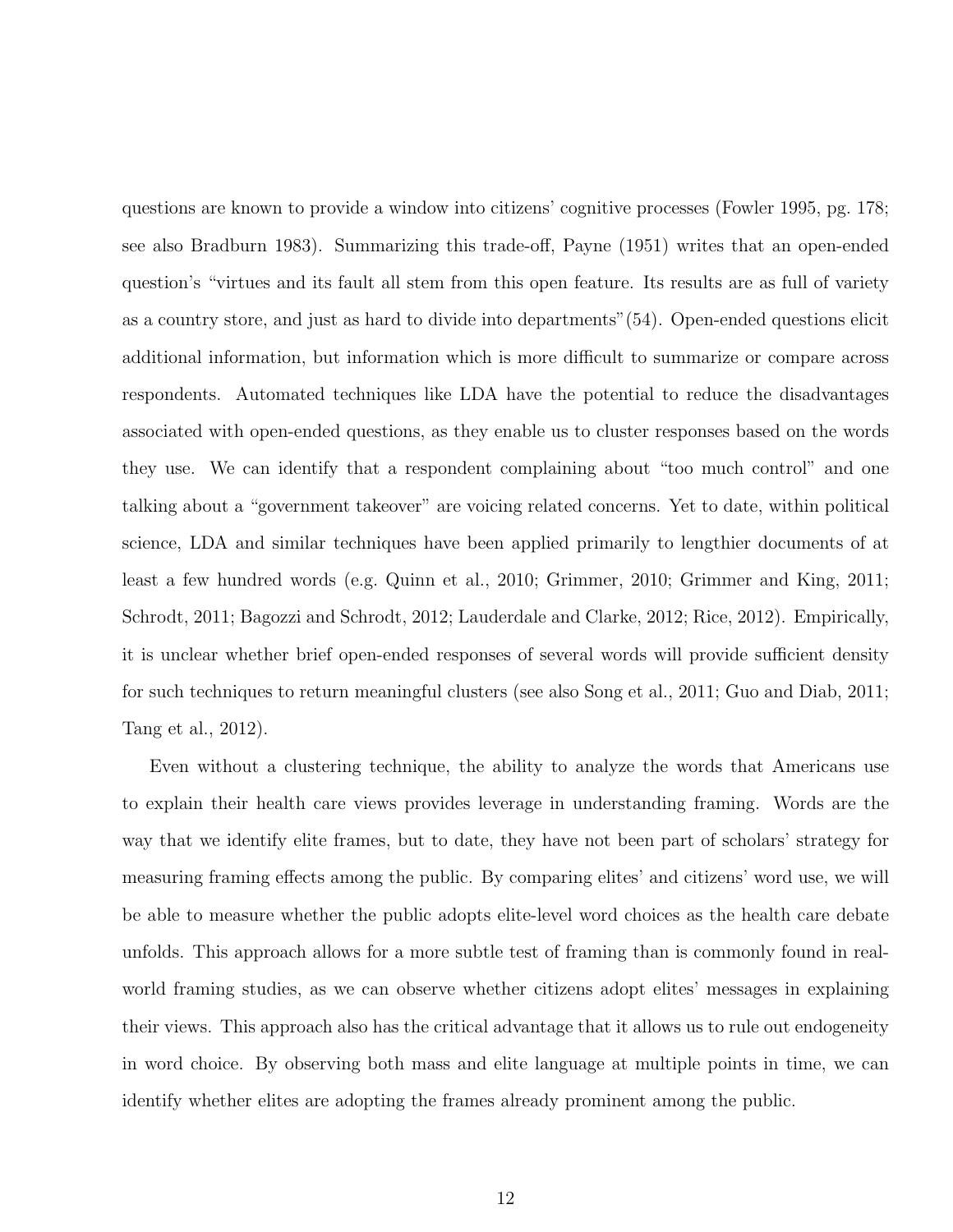questions are known to provide a window into citizens' cognitive processes (Fowler 1995, pg. 178; see also Bradburn 1983). Summarizing this trade-off, Payne (1951) writes that an open-ended question's "virtues and its fault all stem from this open feature. Its results are as full of variety as a country store, and just as hard to divide into departments"(54). Open-ended questions elicit additional information, but information which is more difficult to summarize or compare across respondents. Automated techniques like LDA have the potential to reduce the disadvantages associated with open-ended questions, as they enable us to cluster responses based on the words they use. We can identify that a respondent complaining about "too much control" and one talking about a "government takeover" are voicing related concerns. Yet to date, within political science, LDA and similar techniques have been applied primarily to lengthier documents of at least a few hundred words (e.g. Quinn et al., 2010; Grimmer, 2010; Grimmer and King, 2011; Schrodt, 2011; Bagozzi and Schrodt, 2012; Lauderdale and Clarke, 2012; Rice, 2012). Empirically, it is unclear whether brief open-ended responses of several words will provide sufficient density for such techniques to return meaningful clusters (see also Song et al., 2011; Guo and Diab, 2011; Tang et al., 2012).

Even without a clustering technique, the ability to analyze the words that Americans use to explain their health care views provides leverage in understanding framing. Words are the way that we identify elite frames, but to date, they have not been part of scholars' strategy for measuring framing effects among the public. By comparing elites' and citizens' word use, we will be able to measure whether the public adopts elite-level word choices as the health care debate unfolds. This approach allows for a more subtle test of framing than is commonly found in real-world framing studies, as we can observe whether citizens adopt elites' messages in explaining their views. This approach also has the critical advantage that it allows us to rule out endogeneity in word choice. By observing both mass and elite language at multiple points in time, we can identify whether elites are adopting the frames already prominent among the public.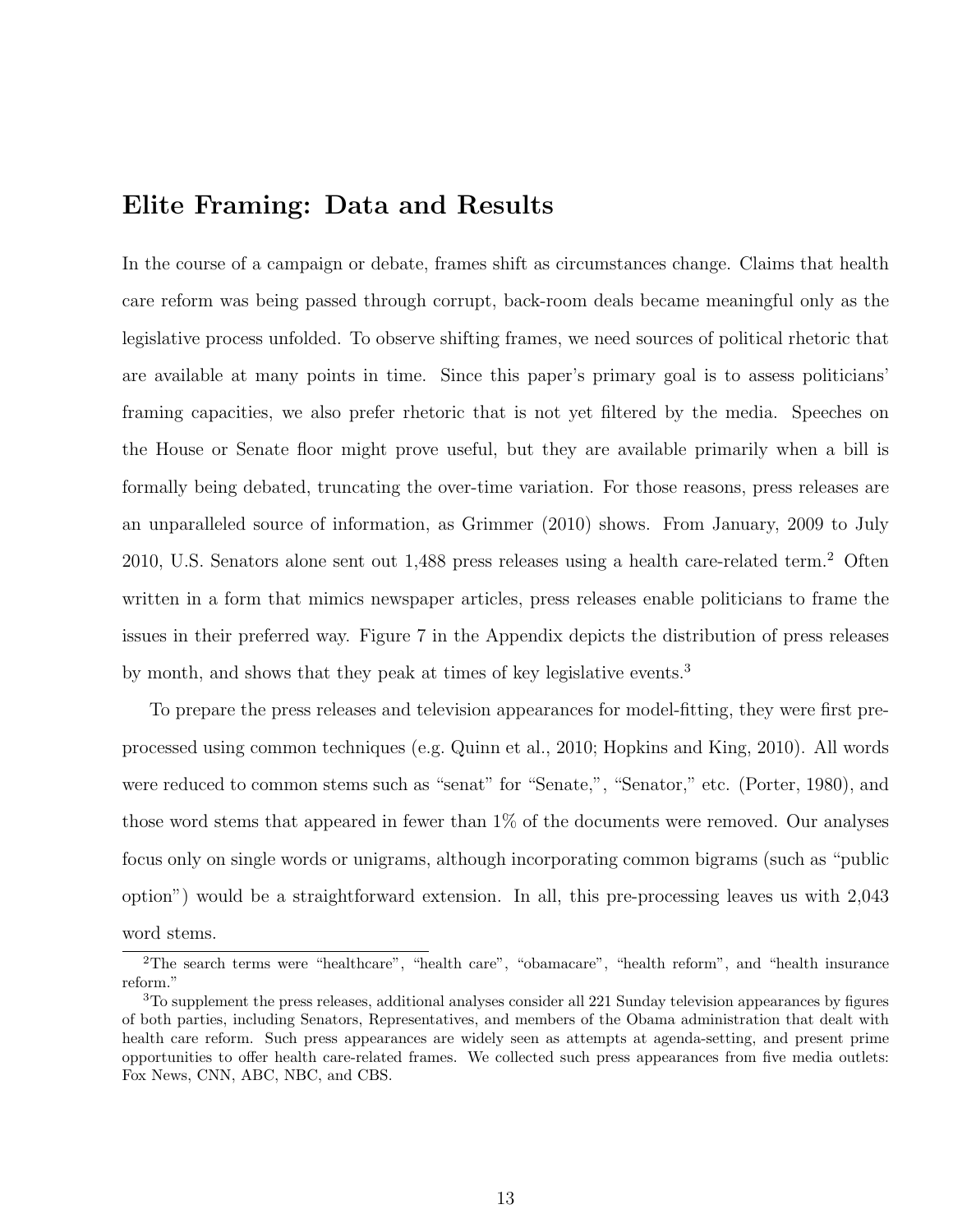## Elite Framing: Data and Results

In the course of a campaign or debate, frames shift as circumstances change. Claims that health care reform was being passed through corrupt, back-room deals became meaningful only as the legislative process unfolded. To observe shifting frames, we need sources of political rhetoric that are available at many points in time. Since this paper's primary goal is to assess politicians' framing capacities, we also prefer rhetoric that is not yet filtered by the media. Speeches on the House or Senate floor might prove useful, but they are available primarily when a bill is formally being debated, truncating the over-time variation. For those reasons, press releases are an unparalleled source of information, as Grimmer (2010) shows. From January, 2009 to July 2010, U.S. Senators alone sent out 1,488 press releases using a health care-related term.[2] Often written in a form that mimics newspaper articles, press releases enable politicians to frame the issues in their preferred way. Figure 7 in the Appendix depicts the distribution of press releases by month, and shows that they peak at times of key legislative events.[3]

To prepare the press releases and television appearances for model-fitting, they were first pre-processed using common techniques (e.g. Quinn et al., 2010; Hopkins and King, 2010). All words were reduced to common stems such as "senat" for "Senate,", "Senator," etc. (Porter, 1980), and those word stems that appeared in fewer than 1% of the documents were removed. Our analyses focus only on single words or unigrams, although incorporating common bigrams (such as "public option") would be a straightforward extension. In all, this pre-processing leaves us with 2,043 word stems.

[2]The search terms were "healthcare", "health care", "obamacare", "health reform", and "health insurance reform."

[3]To supplement the press releases, additional analyses consider all 221 Sunday television appearances by figures of both parties, including Senators, Representatives, and members of the Obama administration that dealt with health care reform. Such press appearances are widely seen as attempts at agenda-setting, and present prime opportunities to offer health care-related frames. We collected such press appearances from five media outlets: Fox News, CNN, ABC, NBC, and CBS.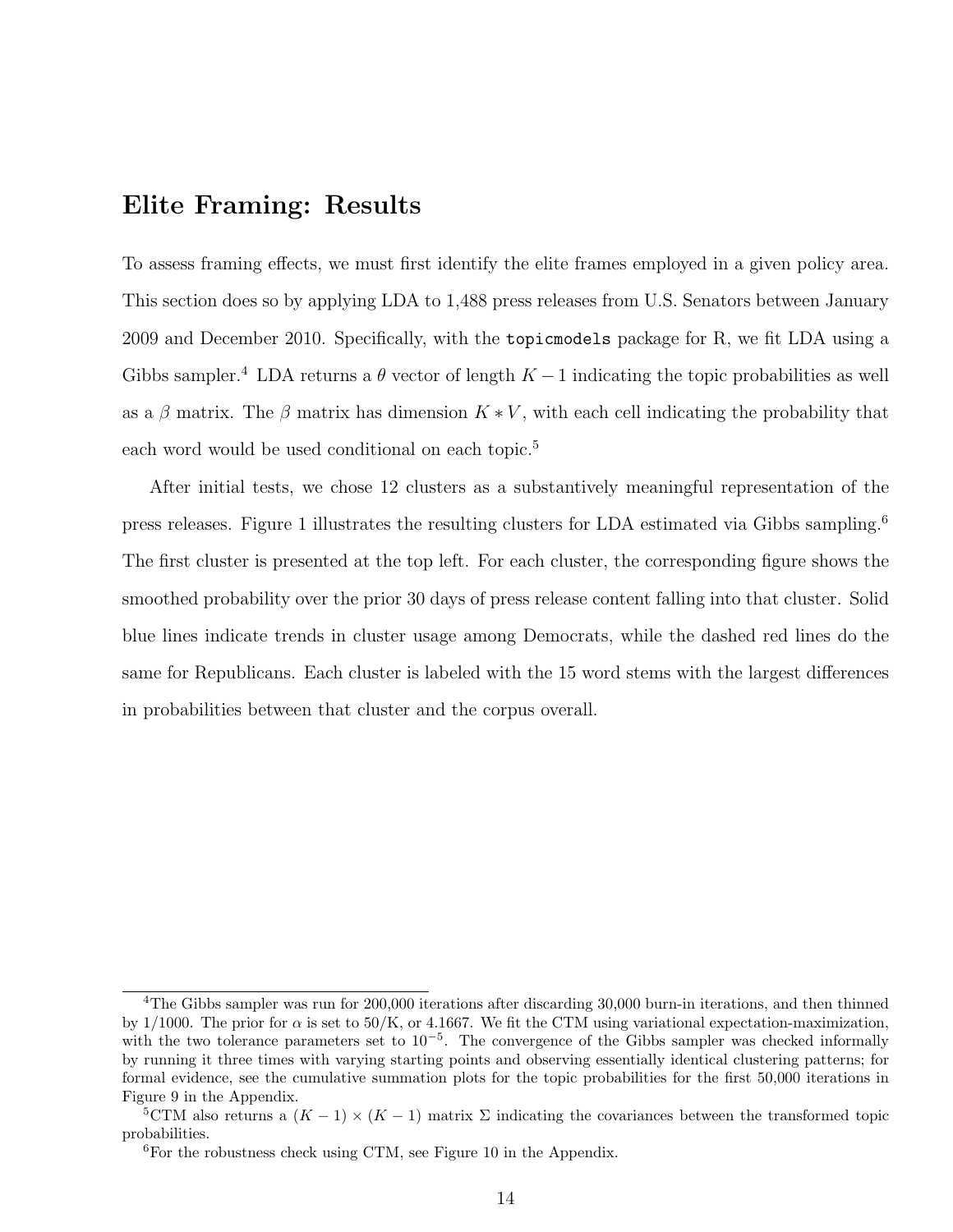## Elite Framing: Results

To assess framing effects, we must first identify the elite frames employed in a given policy area. This section does so by applying LDA to 1,488 press releases from U.S. Senators between January 2009 and December 2010. Specifically, with the `topicmodels` package for R, we fit LDA using a Gibbs sampler.[4] LDA returns a $\theta$ vector of length $K-1$ indicating the topic probabilities as well as a $\beta$ matrix. The $\beta$ matrix has dimension $K * V$, with each cell indicating the probability that each word would be used conditional on each topic.[5]

After initial tests, we chose 12 clusters as a substantively meaningful representation of the press releases. Figure 1 illustrates the resulting clusters for LDA estimated via Gibbs sampling.[6] The first cluster is presented at the top left. For each cluster, the corresponding figure shows the smoothed probability over the prior 30 days of press release content falling into that cluster. Solid blue lines indicate trends in cluster usage among Democrats, while the dashed red lines do the same for Republicans. Each cluster is labeled with the 15 word stems with the largest differences in probabilities between that cluster and the corpus overall.

[4] The Gibbs sampler was run for 200,000 iterations after discarding 30,000 burn-in iterations, and then thinned by 1/1000. The prior for $\alpha$ is set to 50/K, or 4.1667. We fit the CTM using variational expectation-maximization, with the two tolerance parameters set to $10^{-5}$. The convergence of the Gibbs sampler was checked informally by running it three times with varying starting points and observing essentially identical clustering patterns; for formal evidence, see the cumulative summation plots for the topic probabilities for the first 50,000 iterations in Figure 9 in the Appendix.

[5] CTM also returns a $(K-1) \times (K-1)$ matrix $\Sigma$ indicating the covariances between the transformed topic probabilities.

[6] For the robustness check using CTM, see Figure 10 in the Appendix.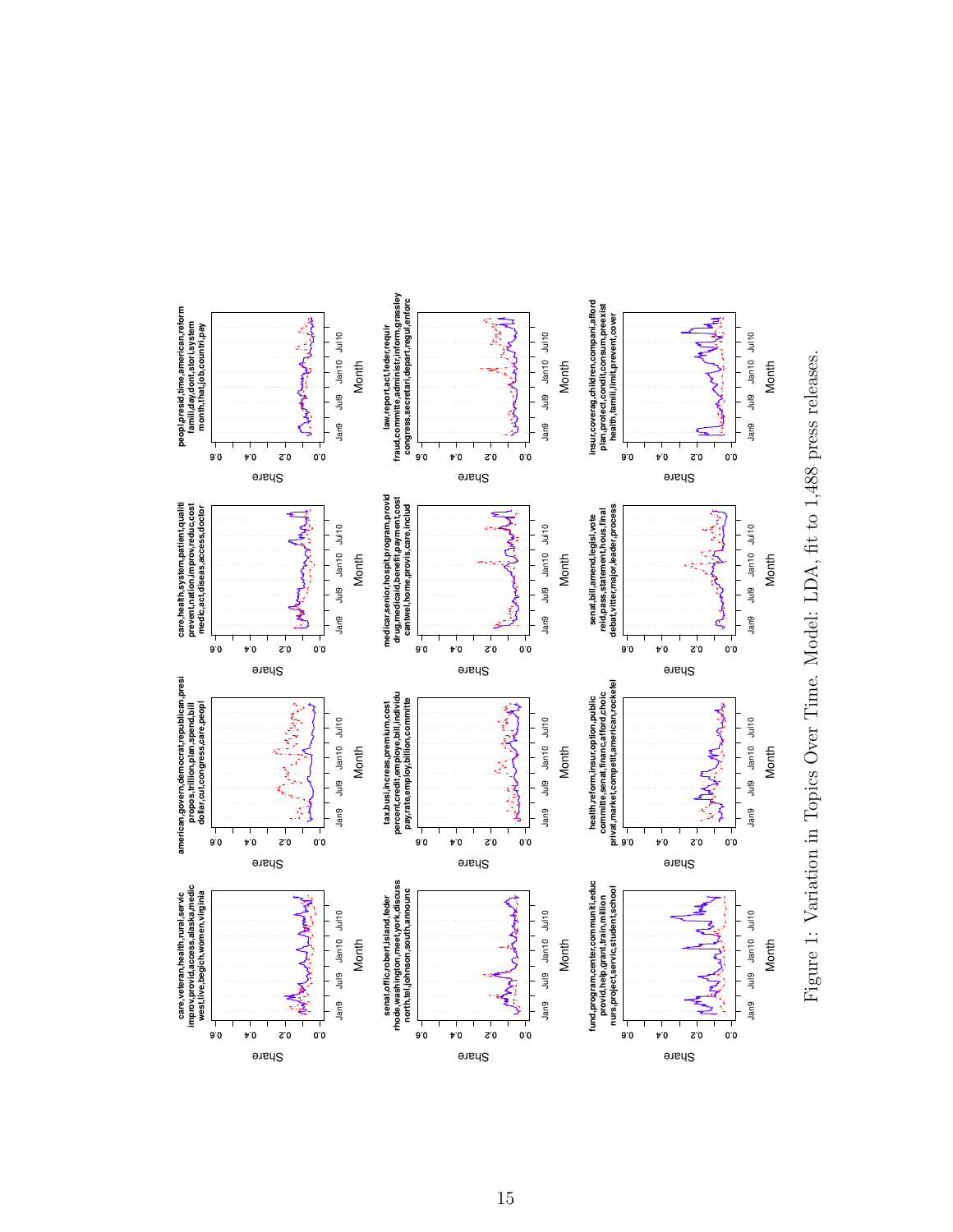Figure 1: Variation in Topics Over Time. Model: LDA, fit to 1,488 press releases.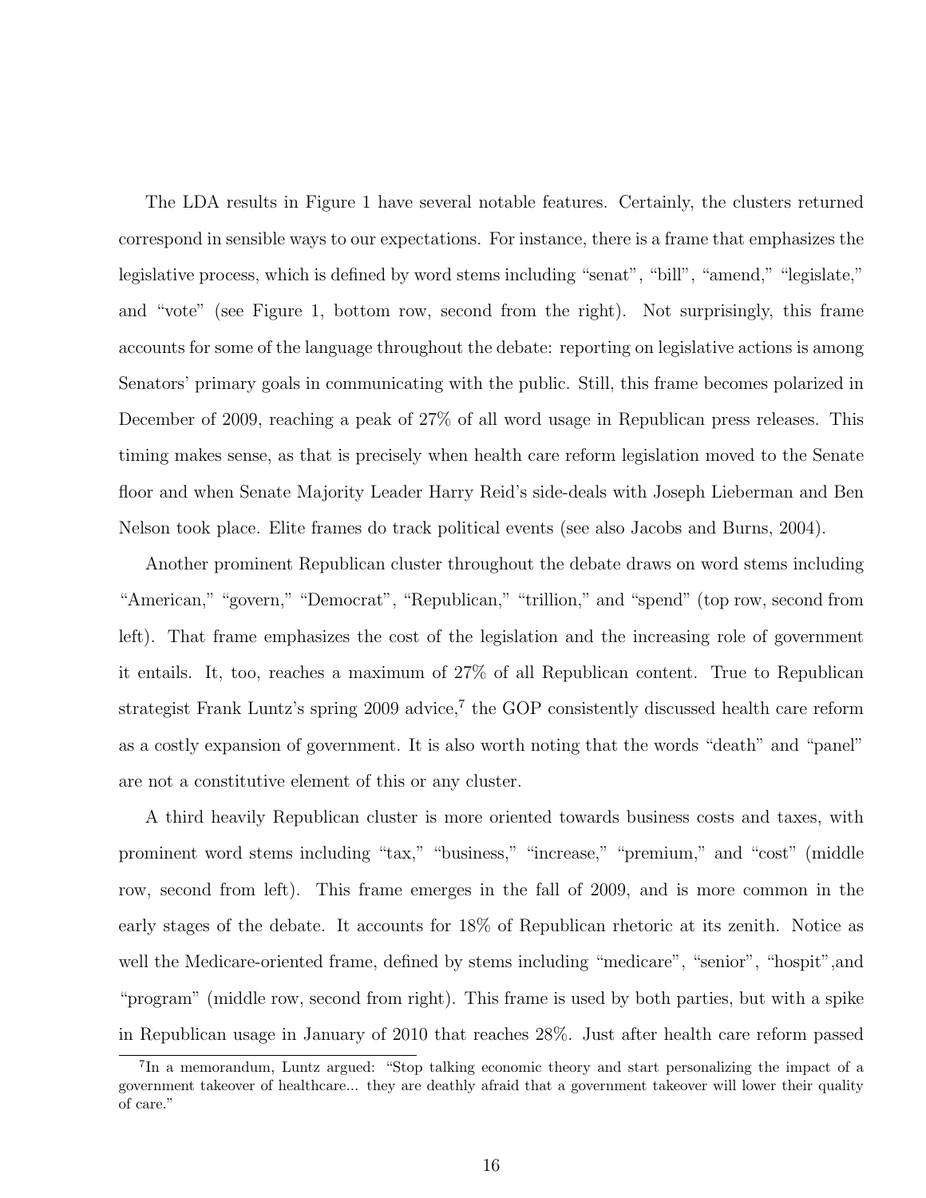The LDA results in Figure 1 have several notable features. Certainly, the clusters returned correspond in sensible ways to our expectations. For instance, there is a frame that emphasizes the legislative process, which is defined by word stems including "senat", "bill", "amend," "legislate," and "vote" (see Figure 1, bottom row, second from the right). Not surprisingly, this frame accounts for some of the language throughout the debate: reporting on legislative actions is among Senators' primary goals in communicating with the public. Still, this frame becomes polarized in December of 2009, reaching a peak of 27% of all word usage in Republican press releases. This timing makes sense, as that is precisely when health care reform legislation moved to the Senate floor and when Senate Majority Leader Harry Reid's side-deals with Joseph Lieberman and Ben Nelson took place. Elite frames do track political events (see also Jacobs and Burns, 2004).

Another prominent Republican cluster throughout the debate draws on word stems including "American," "govern," "Democrat", "Republican," "trillion," and "spend" (top row, second from left). That frame emphasizes the cost of the legislation and the increasing role of government it entails. It, too, reaches a maximum of 27% of all Republican content. True to Republican strategist Frank Luntz's spring 2009 advice,[7] the GOP consistently discussed health care reform as a costly expansion of government. It is also worth noting that the words "death" and "panel" are not a constitutive element of this or any cluster.

A third heavily Republican cluster is more oriented towards business costs and taxes, with prominent word stems including "tax," "business," "increase," "premium," and "cost" (middle row, second from left). This frame emerges in the fall of 2009, and is more common in the early stages of the debate. It accounts for 18% of Republican rhetoric at its zenith. Notice as well the Medicare-oriented frame, defined by stems including "medicare", "senior", "hospit",and "program" (middle row, second from right). This frame is used by both parties, but with a spike in Republican usage in January of 2010 that reaches 28%. Just after health care reform passed

[7] In a memorandum, Luntz argued: "Stop talking economic theory and start personalizing the impact of a government takeover of healthcare... they are deathly afraid that a government takeover will lower their quality of care."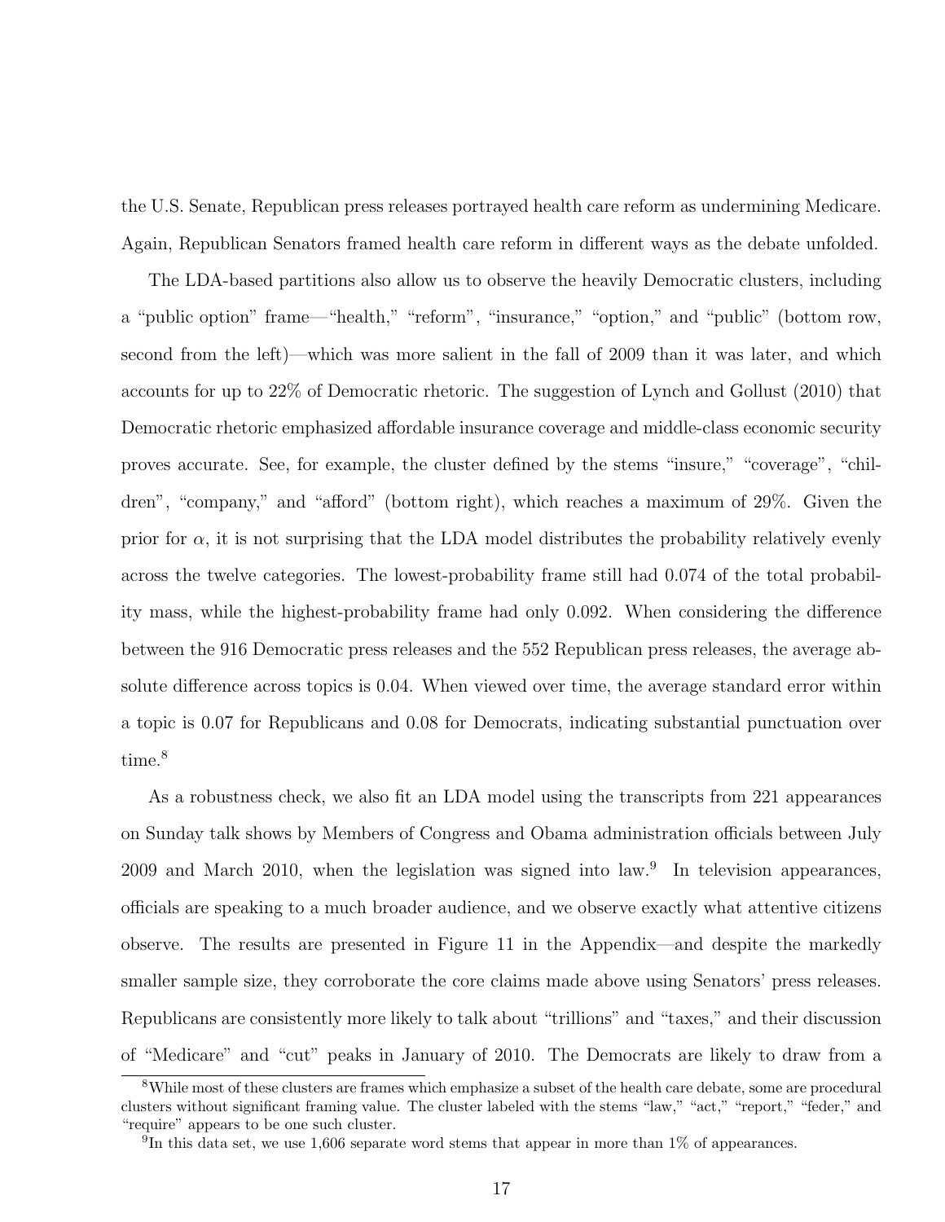the U.S. Senate, Republican press releases portrayed health care reform as undermining Medicare. Again, Republican Senators framed health care reform in different ways as the debate unfolded.

The LDA-based partitions also allow us to observe the heavily Democratic clusters, including a "public option" frame—"health," "reform", "insurance," "option," and "public" (bottom row, second from the left)—which was more salient in the fall of 2009 than it was later, and which accounts for up to 22% of Democratic rhetoric. The suggestion of Lynch and Gollust (2010) that Democratic rhetoric emphasized affordable insurance coverage and middle-class economic security proves accurate. See, for example, the cluster defined by the stems "insure," "coverage", "children", "company," and "afford" (bottom right), which reaches a maximum of 29%. Given the prior for $\alpha$, it is not surprising that the LDA model distributes the probability relatively evenly across the twelve categories. The lowest-probability frame still had 0.074 of the total probability mass, while the highest-probability frame had only 0.092. When considering the difference between the 916 Democratic press releases and the 552 Republican press releases, the average absolute difference across topics is 0.04. When viewed over time, the average standard error within a topic is 0.07 for Republicans and 0.08 for Democrats, indicating substantial punctuation over time.[8]

As a robustness check, we also fit an LDA model using the transcripts from 221 appearances on Sunday talk shows by Members of Congress and Obama administration officials between July 2009 and March 2010, when the legislation was signed into law.[9] In television appearances, officials are speaking to a much broader audience, and we observe exactly what attentive citizens observe. The results are presented in Figure 11 in the Appendix—and despite the markedly smaller sample size, they corroborate the core claims made above using Senators' press releases. Republicans are consistently more likely to talk about "trillions" and "taxes," and their discussion of "Medicare" and "cut" peaks in January of 2010. The Democrats are likely to draw from a

[8] While most of these clusters are frames which emphasize a subset of the health care debate, some are procedural clusters without significant framing value. The cluster labeled with the stems "law," "act," "report," "feder," and "require" appears to be one such cluster.

[9] In this data set, we use 1,606 separate word stems that appear in more than 1% of appearances.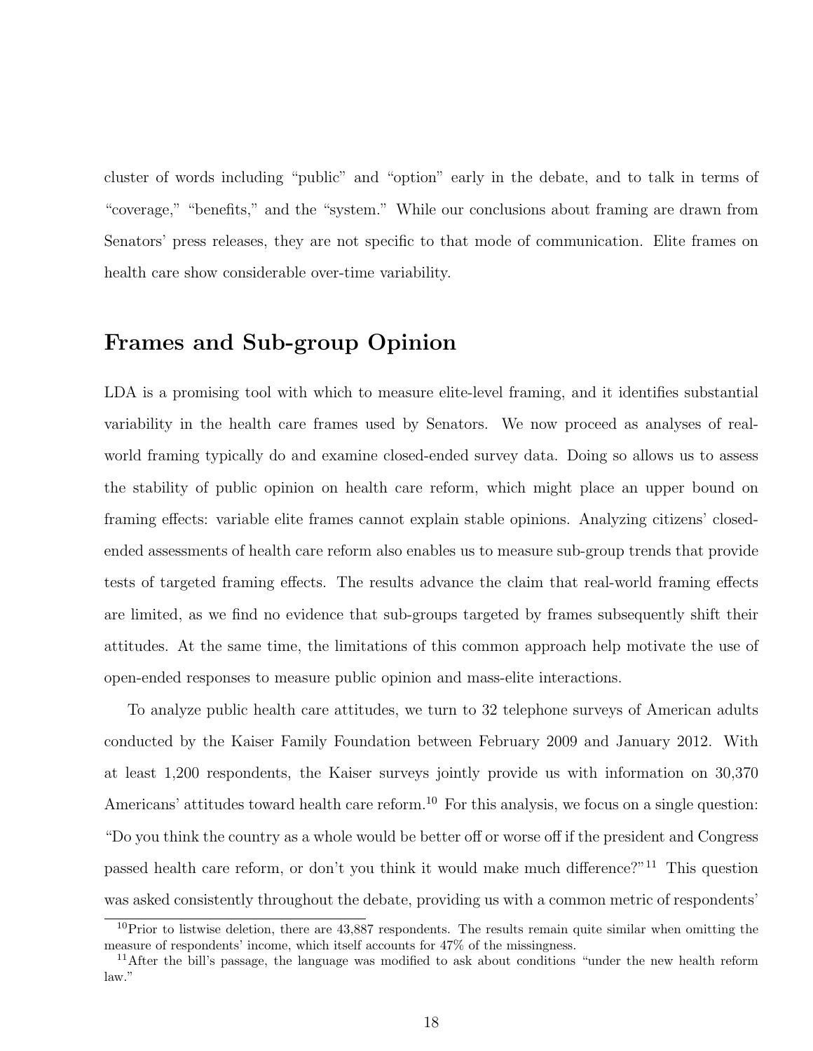cluster of words including "public" and "option" early in the debate, and to talk in terms of "coverage," "benefits," and the "system." While our conclusions about framing are drawn from Senators' press releases, they are not specific to that mode of communication. Elite frames on health care show considerable over-time variability.

## Frames and Sub-group Opinion

LDA is a promising tool with which to measure elite-level framing, and it identifies substantial variability in the health care frames used by Senators. We now proceed as analyses of real-world framing typically do and examine closed-ended survey data. Doing so allows us to assess the stability of public opinion on health care reform, which might place an upper bound on framing effects: variable elite frames cannot explain stable opinions. Analyzing citizens' closed-ended assessments of health care reform also enables us to measure sub-group trends that provide tests of targeted framing effects. The results advance the claim that real-world framing effects are limited, as we find no evidence that sub-groups targeted by frames subsequently shift their attitudes. At the same time, the limitations of this common approach help motivate the use of open-ended responses to measure public opinion and mass-elite interactions.

To analyze public health care attitudes, we turn to 32 telephone surveys of American adults conducted by the Kaiser Family Foundation between February 2009 and January 2012. With at least 1,200 respondents, the Kaiser surveys jointly provide us with information on 30,370 Americans' attitudes toward health care reform.[10] For this analysis, we focus on a single question: "Do you think the country as a whole would be better off or worse off if the president and Congress passed health care reform, or don't you think it would make much difference?"[11] This question was asked consistently throughout the debate, providing us with a common metric of respondents'

[10] Prior to listwise deletion, there are 43,887 respondents. The results remain quite similar when omitting the measure of respondents' income, which itself accounts for 47% of the missingness.

[11] After the bill's passage, the language was modified to ask about conditions "under the new health reform law."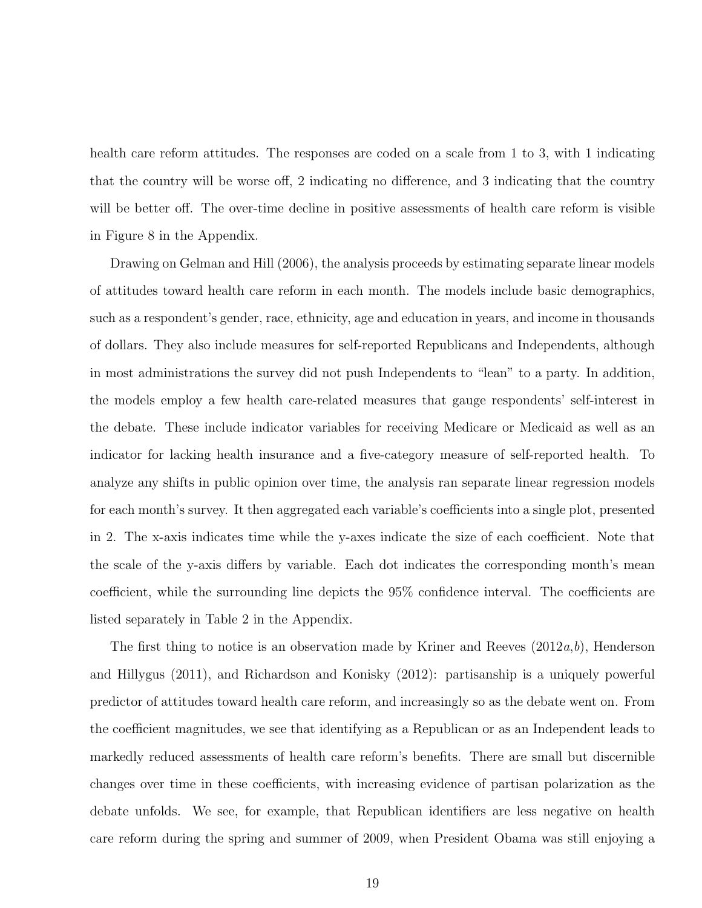health care reform attitudes. The responses are coded on a scale from 1 to 3, with 1 indicating that the country will be worse off, 2 indicating no difference, and 3 indicating that the country will be better off. The over-time decline in positive assessments of health care reform is visible in Figure 8 in the Appendix.

Drawing on Gelman and Hill (2006), the analysis proceeds by estimating separate linear models of attitudes toward health care reform in each month. The models include basic demographics, such as a respondent's gender, race, ethnicity, age and education in years, and income in thousands of dollars. They also include measures for self-reported Republicans and Independents, although in most administrations the survey did not push Independents to "lean" to a party. In addition, the models employ a few health care-related measures that gauge respondents' self-interest in the debate. These include indicator variables for receiving Medicare or Medicaid as well as an indicator for lacking health insurance and a five-category measure of self-reported health. To analyze any shifts in public opinion over time, the analysis ran separate linear regression models for each month's survey. It then aggregated each variable's coefficients into a single plot, presented in 2. The x-axis indicates time while the y-axes indicate the size of each coefficient. Note that the scale of the y-axis differs by variable. Each dot indicates the corresponding month's mean coefficient, while the surrounding line depicts the 95% confidence interval. The coefficients are listed separately in Table 2 in the Appendix.

The first thing to notice is an observation made by Kriner and Reeves (2012*a*,*b*), Henderson and Hillygus (2011), and Richardson and Konisky (2012): partisanship is a uniquely powerful predictor of attitudes toward health care reform, and increasingly so as the debate went on. From the coefficient magnitudes, we see that identifying as a Republican or as an Independent leads to markedly reduced assessments of health care reform's benefits. There are small but discernible changes over time in these coefficients, with increasing evidence of partisan polarization as the debate unfolds. We see, for example, that Republican identifiers are less negative on health care reform during the spring and summer of 2009, when President Obama was still enjoying a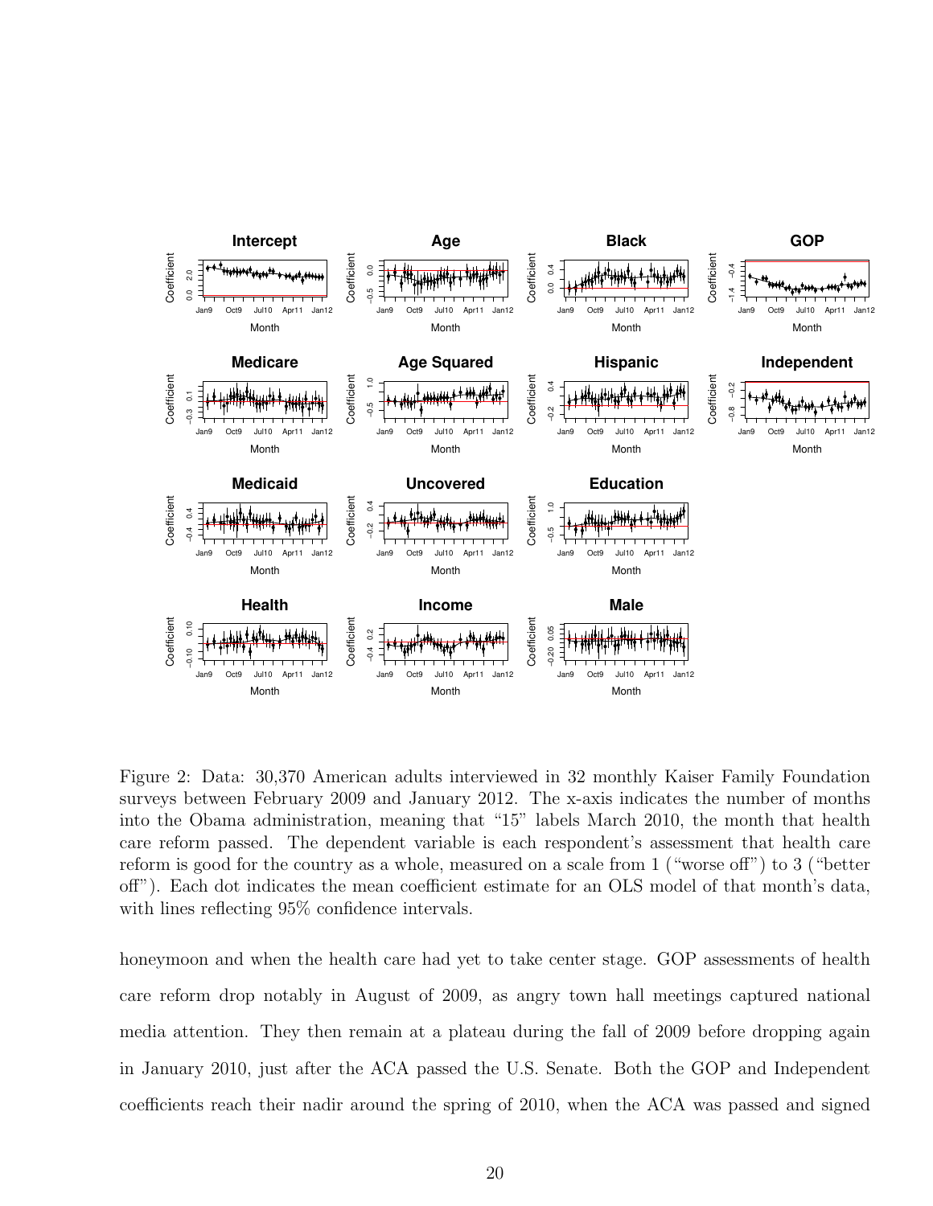Figure 2: Data: 30,370 American adults interviewed in 32 monthly Kaiser Family Foundation surveys between February 2009 and January 2012. The x-axis indicates the number of months into the Obama administration, meaning that "15" labels March 2010, the month that health care reform passed. The dependent variable is each respondent's assessment that health care reform is good for the country as a whole, measured on a scale from 1 ("worse off") to 3 ("better off"). Each dot indicates the mean coefficient estimate for an OLS model of that month's data, with lines reflecting 95% confidence intervals.

honeymoon and when the health care had yet to take center stage. GOP assessments of health care reform drop notably in August of 2009, as angry town hall meetings captured national media attention. They then remain at a plateau during the fall of 2009 before dropping again in January 2010, just after the ACA passed the U.S. Senate. Both the GOP and Independent coefficients reach their nadir around the spring of 2010, when the ACA was passed and signed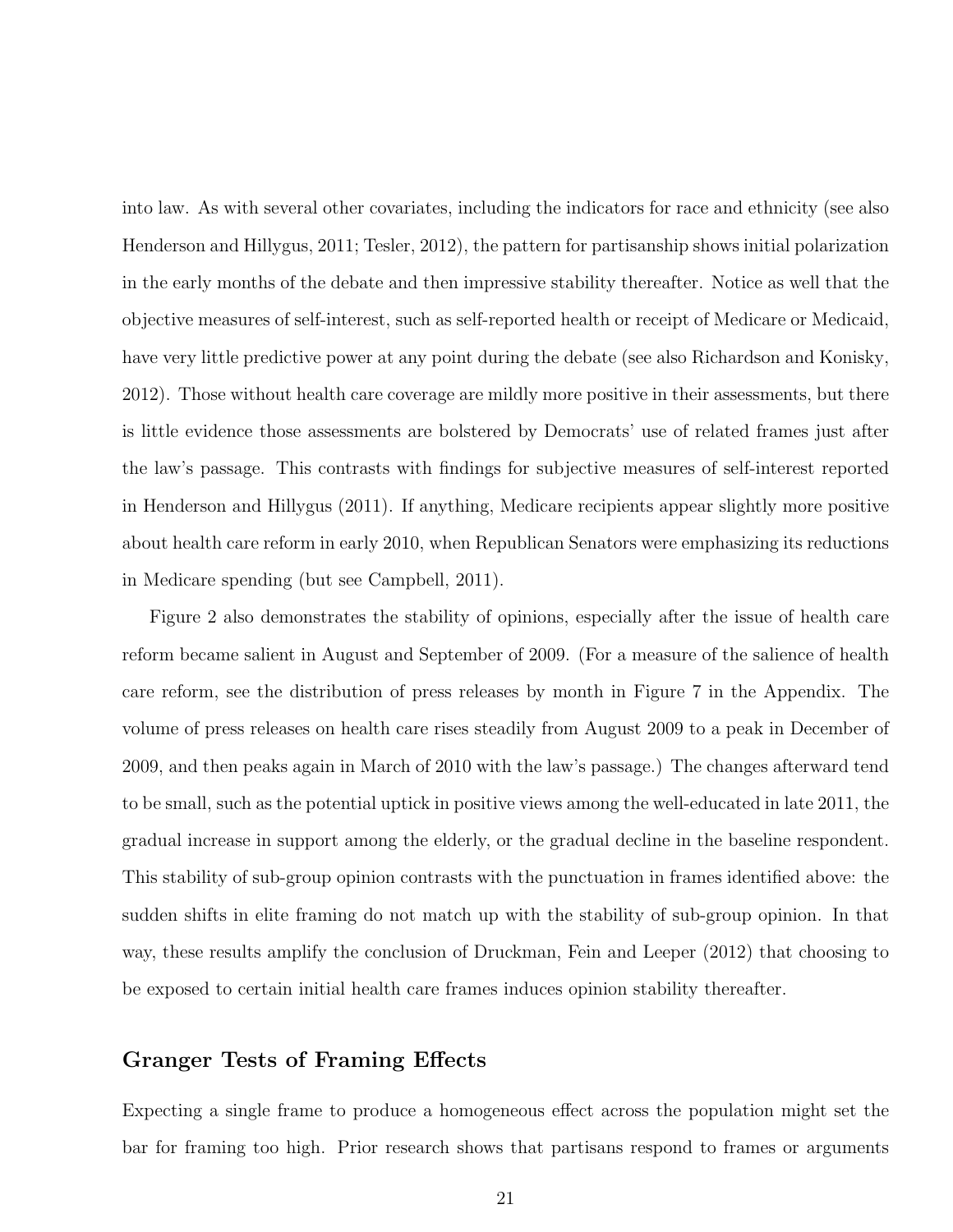into law. As with several other covariates, including the indicators for race and ethnicity (see also Henderson and Hillygus, 2011; Tesler, 2012), the pattern for partisanship shows initial polarization in the early months of the debate and then impressive stability thereafter. Notice as well that the objective measures of self-interest, such as self-reported health or receipt of Medicare or Medicaid, have very little predictive power at any point during the debate (see also Richardson and Konisky, 2012). Those without health care coverage are mildly more positive in their assessments, but there is little evidence those assessments are bolstered by Democrats' use of related frames just after the law's passage. This contrasts with findings for subjective measures of self-interest reported in Henderson and Hillygus (2011). If anything, Medicare recipients appear slightly more positive about health care reform in early 2010, when Republican Senators were emphasizing its reductions in Medicare spending (but see Campbell, 2011).

Figure 2 also demonstrates the stability of opinions, especially after the issue of health care reform became salient in August and September of 2009. (For a measure of the salience of health care reform, see the distribution of press releases by month in Figure 7 in the Appendix. The volume of press releases on health care rises steadily from August 2009 to a peak in December of 2009, and then peaks again in March of 2010 with the law's passage.) The changes afterward tend to be small, such as the potential uptick in positive views among the well-educated in late 2011, the gradual increase in support among the elderly, or the gradual decline in the baseline respondent. This stability of sub-group opinion contrasts with the punctuation in frames identified above: the sudden shifts in elite framing do not match up with the stability of sub-group opinion. In that way, these results amplify the conclusion of Druckman, Fein and Leeper (2012) that choosing to be exposed to certain initial health care frames induces opinion stability thereafter.

## Granger Tests of Framing Effects

Expecting a single frame to produce a homogeneous effect across the population might set the bar for framing too high. Prior research shows that partisans respond to frames or arguments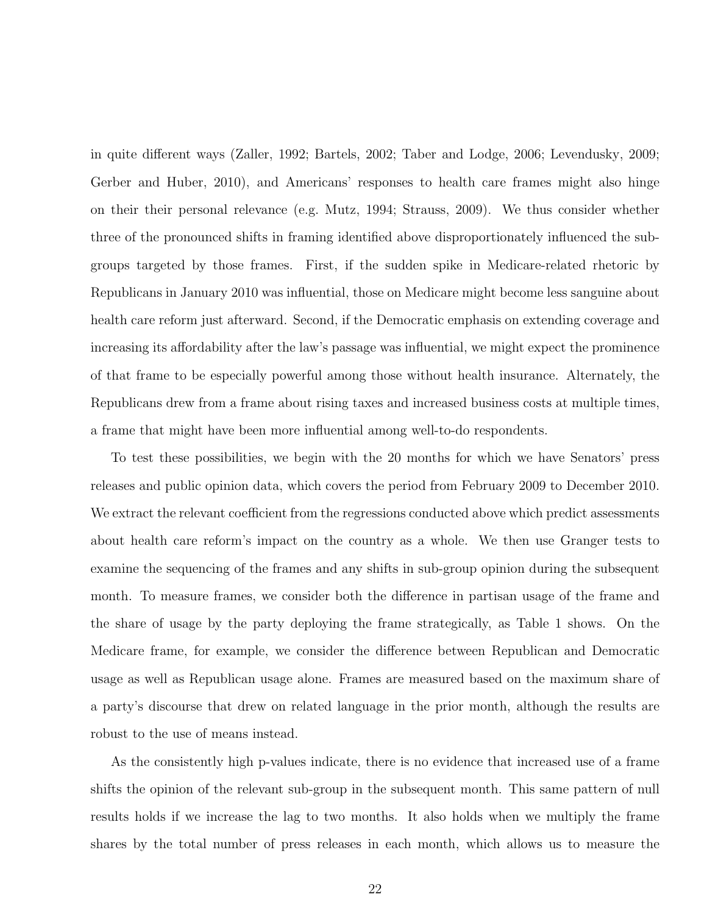in quite different ways (Zaller, 1992; Bartels, 2002; Taber and Lodge, 2006; Levendusky, 2009; Gerber and Huber, 2010), and Americans' responses to health care frames might also hinge on their their personal relevance (e.g. Mutz, 1994; Strauss, 2009). We thus consider whether three of the pronounced shifts in framing identified above disproportionately influenced the sub-groups targeted by those frames. First, if the sudden spike in Medicare-related rhetoric by Republicans in January 2010 was influential, those on Medicare might become less sanguine about health care reform just afterward. Second, if the Democratic emphasis on extending coverage and increasing its affordability after the law's passage was influential, we might expect the prominence of that frame to be especially powerful among those without health insurance. Alternately, the Republicans drew from a frame about rising taxes and increased business costs at multiple times, a frame that might have been more influential among well-to-do respondents.

To test these possibilities, we begin with the 20 months for which we have Senators' press releases and public opinion data, which covers the period from February 2009 to December 2010. We extract the relevant coefficient from the regressions conducted above which predict assessments about health care reform's impact on the country as a whole. We then use Granger tests to examine the sequencing of the frames and any shifts in sub-group opinion during the subsequent month. To measure frames, we consider both the difference in partisan usage of the frame and the share of usage by the party deploying the frame strategically, as Table 1 shows. On the Medicare frame, for example, we consider the difference between Republican and Democratic usage as well as Republican usage alone. Frames are measured based on the maximum share of a party's discourse that drew on related language in the prior month, although the results are robust to the use of means instead.

As the consistently high p-values indicate, there is no evidence that increased use of a frame shifts the opinion of the relevant sub-group in the subsequent month. This same pattern of null results holds if we increase the lag to two months. It also holds when we multiply the frame shares by the total number of press releases in each month, which allows us to measure the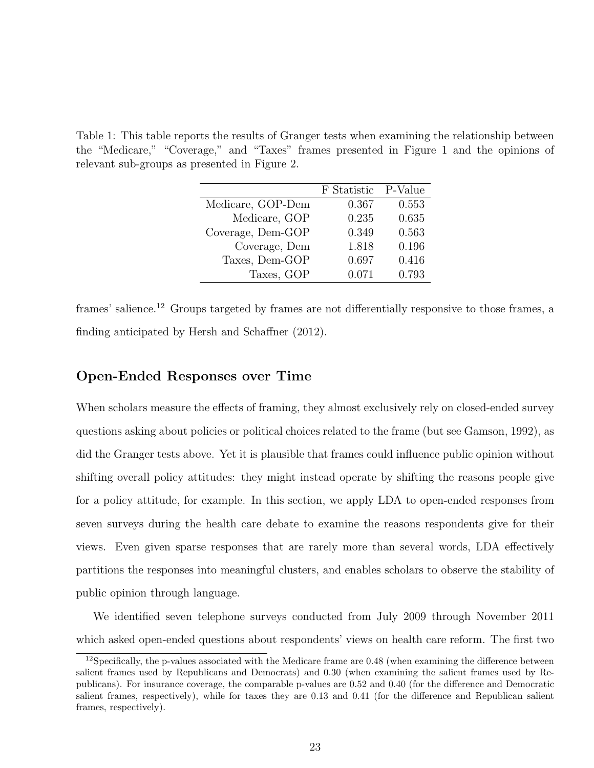Table 1: This table reports the results of Granger tests when examining the relationship between the "Medicare," "Coverage," and "Taxes" frames presented in Figure 1 and the opinions of relevant sub-groups as presented in Figure 2.

| | F Statistic | P-Value |
|---|---|---|
| Medicare, GOP-Dem | 0.367 | 0.553 |
| Medicare, GOP | 0.235 | 0.635 |
| Coverage, Dem-GOP | 0.349 | 0.563 |
| Coverage, Dem | 1.818 | 0.196 |
| Taxes, Dem-GOP | 0.697 | 0.416 |
| Taxes, GOP | 0.071 | 0.793 |

frames' salience.[12] Groups targeted by frames are not differentially responsive to those frames, a finding anticipated by Hersh and Schaffner (2012).

## Open-Ended Responses over Time

When scholars measure the effects of framing, they almost exclusively rely on closed-ended survey questions asking about policies or political choices related to the frame (but see Gamson, 1992), as did the Granger tests above. Yet it is plausible that frames could influence public opinion without shifting overall policy attitudes: they might instead operate by shifting the reasons people give for a policy attitude, for example. In this section, we apply LDA to open-ended responses from seven surveys during the health care debate to examine the reasons respondents give for their views. Even given sparse responses that are rarely more than several words, LDA effectively partitions the responses into meaningful clusters, and enables scholars to observe the stability of public opinion through language.

We identified seven telephone surveys conducted from July 2009 through November 2011 which asked open-ended questions about respondents' views on health care reform. The first two

[12] Specifically, the p-values associated with the Medicare frame are 0.48 (when examining the difference between salient frames used by Republicans and Democrats) and 0.30 (when examining the salient frames used by Republicans). For insurance coverage, the comparable p-values are 0.52 and 0.40 (for the difference and Democratic salient frames, respectively), while for taxes they are 0.13 and 0.41 (for the difference and Republican salient frames, respectively).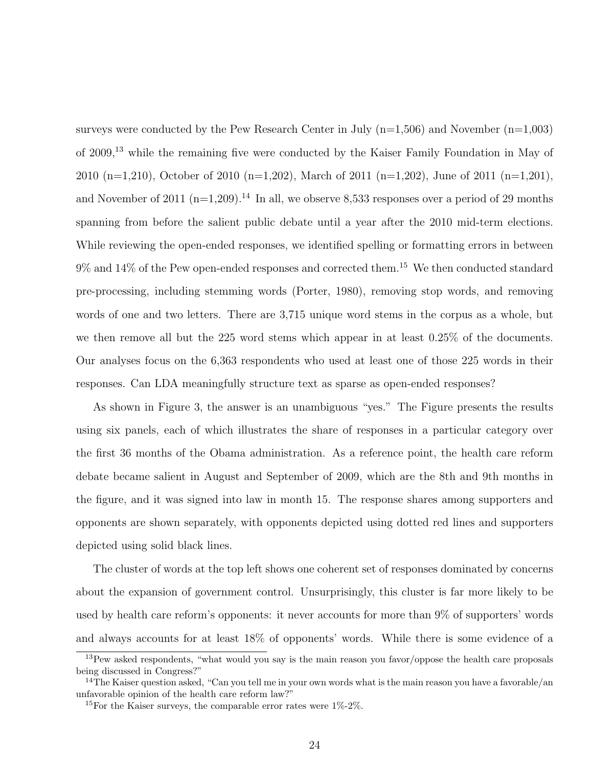surveys were conducted by the Pew Research Center in July (n=1,506) and November (n=1,003) of 2009,[13] while the remaining five were conducted by the Kaiser Family Foundation in May of 2010 (n=1,210), October of 2010 (n=1,202), March of 2011 (n=1,202), June of 2011 (n=1,201), and November of 2011 (n=1,209).[14] In all, we observe 8,533 responses over a period of 29 months spanning from before the salient public debate until a year after the 2010 mid-term elections. While reviewing the open-ended responses, we identified spelling or formatting errors in between 9% and 14% of the Pew open-ended responses and corrected them.[15] We then conducted standard pre-processing, including stemming words (Porter, 1980), removing stop words, and removing words of one and two letters. There are 3,715 unique word stems in the corpus as a whole, but we then remove all but the 225 word stems which appear in at least 0.25% of the documents. Our analyses focus on the 6,363 respondents who used at least one of those 225 words in their responses. Can LDA meaningfully structure text as sparse as open-ended responses?

As shown in Figure 3, the answer is an unambiguous "yes." The Figure presents the results using six panels, each of which illustrates the share of responses in a particular category over the first 36 months of the Obama administration. As a reference point, the health care reform debate became salient in August and September of 2009, which are the 8th and 9th months in the figure, and it was signed into law in month 15. The response shares among supporters and opponents are shown separately, with opponents depicted using dotted red lines and supporters depicted using solid black lines.

The cluster of words at the top left shows one coherent set of responses dominated by concerns about the expansion of government control. Unsurprisingly, this cluster is far more likely to be used by health care reform's opponents: it never accounts for more than 9% of supporters' words and always accounts for at least 18% of opponents' words. While there is some evidence of a

[13] Pew asked respondents, "what would you say is the main reason you favor/oppose the health care proposals being discussed in Congress?"

[14] The Kaiser question asked, "Can you tell me in your own words what is the main reason you have a favorable/an unfavorable opinion of the health care reform law?"

[15] For the Kaiser surveys, the comparable error rates were 1%-2%.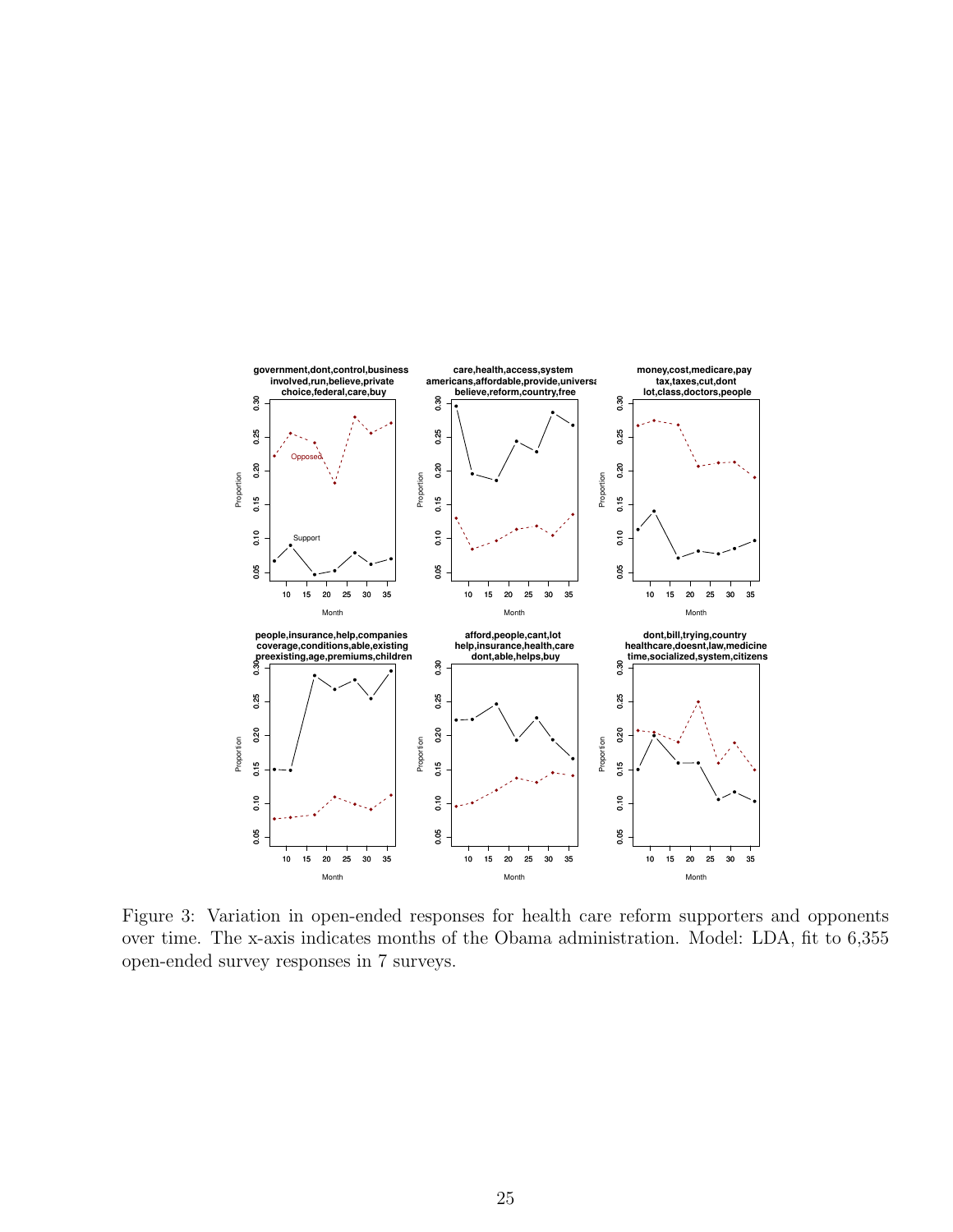Figure 3: Variation in open-ended responses for health care reform supporters and opponents over time. The x-axis indicates months of the Obama administration. Model: LDA, fit to 6,355 open-ended survey responses in 7 surveys.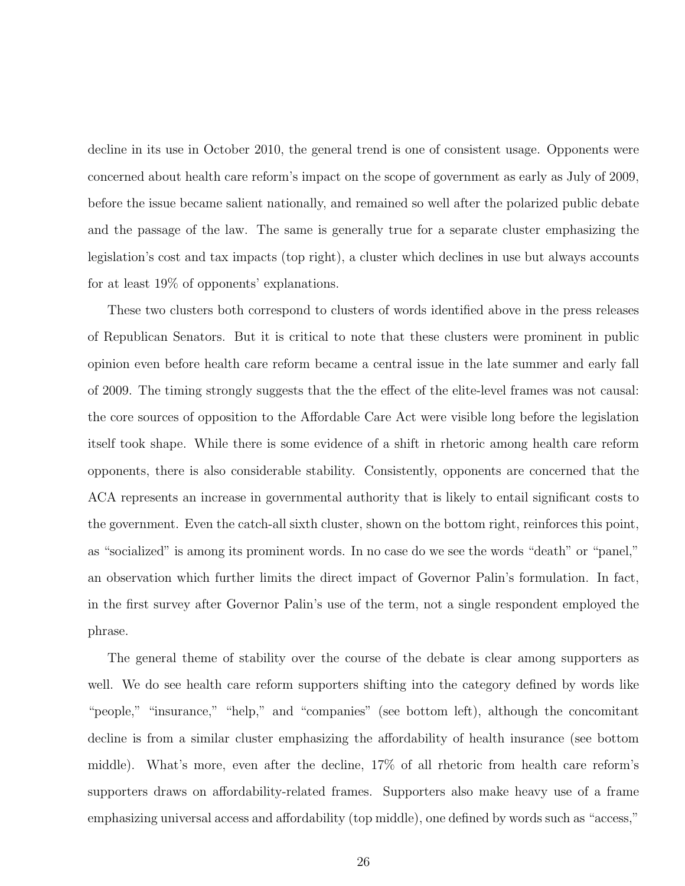decline in its use in October 2010, the general trend is one of consistent usage. Opponents were concerned about health care reform's impact on the scope of government as early as July of 2009, before the issue became salient nationally, and remained so well after the polarized public debate and the passage of the law. The same is generally true for a separate cluster emphasizing the legislation's cost and tax impacts (top right), a cluster which declines in use but always accounts for at least 19% of opponents' explanations.

These two clusters both correspond to clusters of words identified above in the press releases of Republican Senators. But it is critical to note that these clusters were prominent in public opinion even before health care reform became a central issue in the late summer and early fall of 2009. The timing strongly suggests that the the effect of the elite-level frames was not causal: the core sources of opposition to the Affordable Care Act were visible long before the legislation itself took shape. While there is some evidence of a shift in rhetoric among health care reform opponents, there is also considerable stability. Consistently, opponents are concerned that the ACA represents an increase in governmental authority that is likely to entail significant costs to the government. Even the catch-all sixth cluster, shown on the bottom right, reinforces this point, as "socialized" is among its prominent words. In no case do we see the words "death" or "panel," an observation which further limits the direct impact of Governor Palin's formulation. In fact, in the first survey after Governor Palin's use of the term, not a single respondent employed the phrase.

The general theme of stability over the course of the debate is clear among supporters as well. We do see health care reform supporters shifting into the category defined by words like "people," "insurance," "help," and "companies" (see bottom left), although the concomitant decline is from a similar cluster emphasizing the affordability of health insurance (see bottom middle). What's more, even after the decline, 17% of all rhetoric from health care reform's supporters draws on affordability-related frames. Supporters also make heavy use of a frame emphasizing universal access and affordability (top middle), one defined by words such as "access,"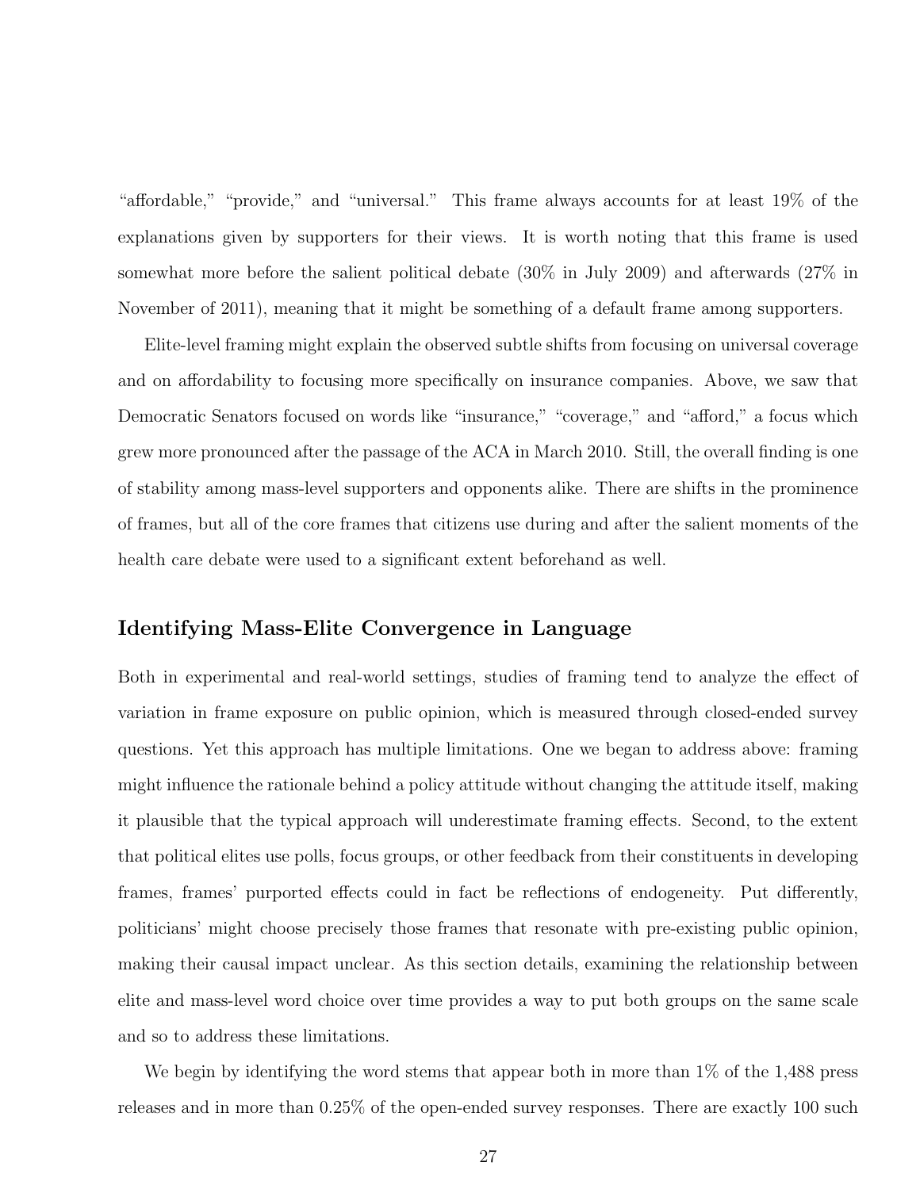"affordable," "provide," and "universal." This frame always accounts for at least 19% of the explanations given by supporters for their views. It is worth noting that this frame is used somewhat more before the salient political debate (30% in July 2009) and afterwards (27% in November of 2011), meaning that it might be something of a default frame among supporters.

Elite-level framing might explain the observed subtle shifts from focusing on universal coverage and on affordability to focusing more specifically on insurance companies. Above, we saw that Democratic Senators focused on words like "insurance," "coverage," and "afford," a focus which grew more pronounced after the passage of the ACA in March 2010. Still, the overall finding is one of stability among mass-level supporters and opponents alike. There are shifts in the prominence of frames, but all of the core frames that citizens use during and after the salient moments of the health care debate were used to a significant extent beforehand as well.

## Identifying Mass-Elite Convergence in Language

Both in experimental and real-world settings, studies of framing tend to analyze the effect of variation in frame exposure on public opinion, which is measured through closed-ended survey questions. Yet this approach has multiple limitations. One we began to address above: framing might influence the rationale behind a policy attitude without changing the attitude itself, making it plausible that the typical approach will underestimate framing effects. Second, to the extent that political elites use polls, focus groups, or other feedback from their constituents in developing frames, frames' purported effects could in fact be reflections of endogeneity. Put differently, politicians' might choose precisely those frames that resonate with pre-existing public opinion, making their causal impact unclear. As this section details, examining the relationship between elite and mass-level word choice over time provides a way to put both groups on the same scale and so to address these limitations.

We begin by identifying the word stems that appear both in more than 1% of the 1,488 press releases and in more than 0.25% of the open-ended survey responses. There are exactly 100 such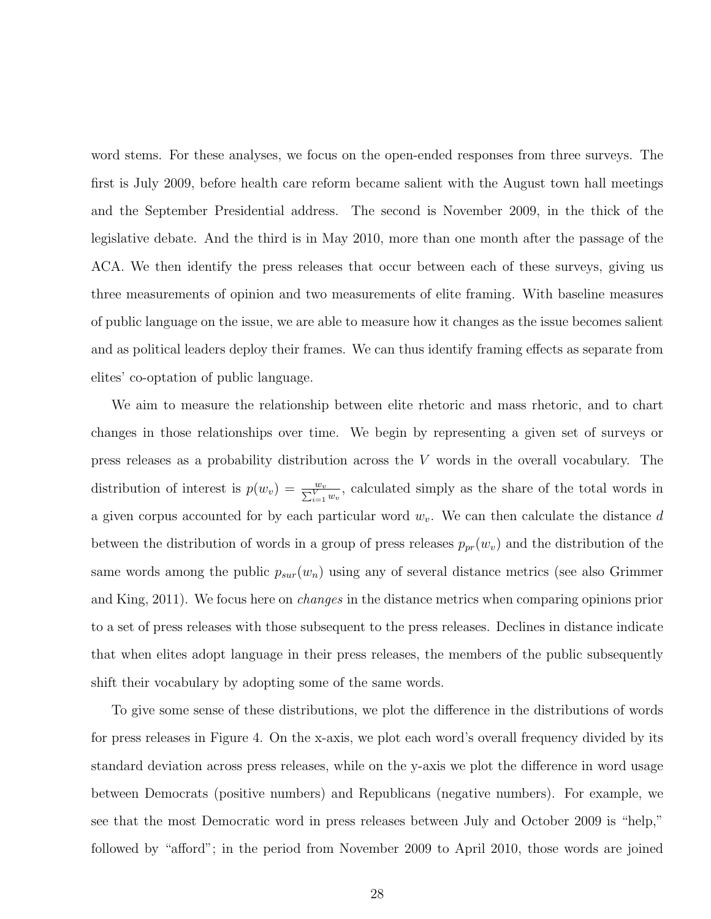word stems. For these analyses, we focus on the open-ended responses from three surveys. The first is July 2009, before health care reform became salient with the August town hall meetings and the September Presidential address. The second is November 2009, in the thick of the legislative debate. And the third is in May 2010, more than one month after the passage of the ACA. We then identify the press releases that occur between each of these surveys, giving us three measurements of opinion and two measurements of elite framing. With baseline measures of public language on the issue, we are able to measure how it changes as the issue becomes salient and as political leaders deploy their frames. We can thus identify framing effects as separate from elites' co-optation of public language.

We aim to measure the relationship between elite rhetoric and mass rhetoric, and to chart changes in those relationships over time. We begin by representing a given set of surveys or press releases as a probability distribution across the $V$ words in the overall vocabulary. The distribution of interest is $p(w_v) = \frac{w_v}{\sum_{i=1}^{V} w_v}$, calculated simply as the share of the total words in a given corpus accounted for by each particular word $w_v$. We can then calculate the distance $d$ between the distribution of words in a group of press releases $p_{pr}(w_v)$ and the distribution of the same words among the public $p_{sur}(w_n)$ using any of several distance metrics (see also Grimmer and King, 2011). We focus here on *changes* in the distance metrics when comparing opinions prior to a set of press releases with those subsequent to the press releases. Declines in distance indicate that when elites adopt language in their press releases, the members of the public subsequently shift their vocabulary by adopting some of the same words.

To give some sense of these distributions, we plot the difference in the distributions of words for press releases in Figure 4. On the x-axis, we plot each word's overall frequency divided by its standard deviation across press releases, while on the y-axis we plot the difference in word usage between Democrats (positive numbers) and Republicans (negative numbers). For example, we see that the most Democratic word in press releases between July and October 2009 is "help," followed by "afford"; in the period from November 2009 to April 2010, those words are joined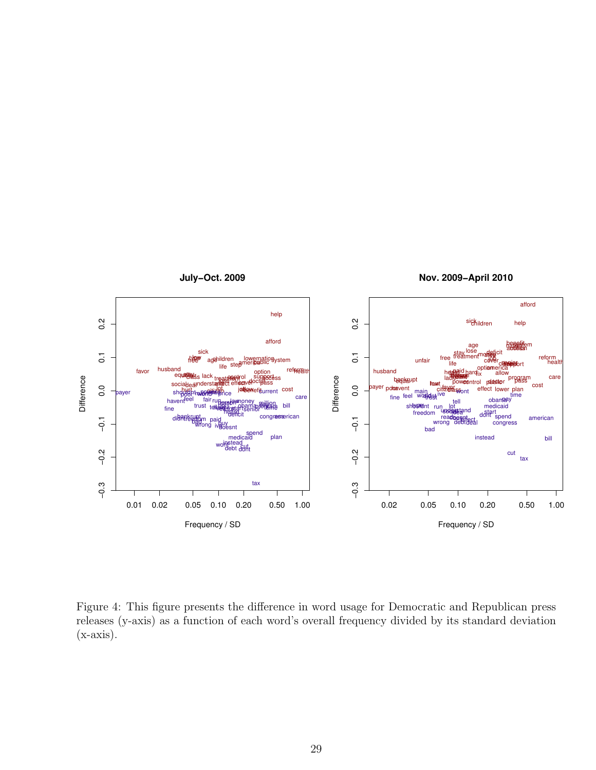Figure 4: This figure presents the difference in word usage for Democratic and Republican press releases (y-axis) as a function of each word's overall frequency divided by its standard deviation (x-axis).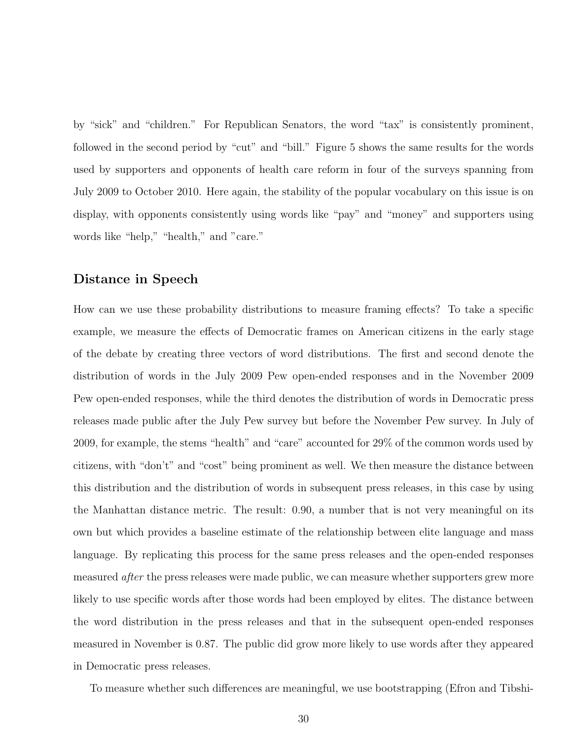by "sick" and "children." For Republican Senators, the word "tax" is consistently prominent, followed in the second period by "cut" and "bill." Figure 5 shows the same results for the words used by supporters and opponents of health care reform in four of the surveys spanning from July 2009 to October 2010. Here again, the stability of the popular vocabulary on this issue is on display, with opponents consistently using words like "pay" and "money" and supporters using words like "help," "health," and "care."

## Distance in Speech

How can we use these probability distributions to measure framing effects? To take a specific example, we measure the effects of Democratic frames on American citizens in the early stage of the debate by creating three vectors of word distributions. The first and second denote the distribution of words in the July 2009 Pew open-ended responses and in the November 2009 Pew open-ended responses, while the third denotes the distribution of words in Democratic press releases made public after the July Pew survey but before the November Pew survey. In July of 2009, for example, the stems "health" and "care" accounted for 29% of the common words used by citizens, with "don't" and "cost" being prominent as well. We then measure the distance between this distribution and the distribution of words in subsequent press releases, in this case by using the Manhattan distance metric. The result: 0.90, a number that is not very meaningful on its own but which provides a baseline estimate of the relationship between elite language and mass language. By replicating this process for the same press releases and the open-ended responses measured *after* the press releases were made public, we can measure whether supporters grew more likely to use specific words after those words had been employed by elites. The distance between the word distribution in the press releases and that in the subsequent open-ended responses measured in November is 0.87. The public did grow more likely to use words after they appeared in Democratic press releases.

To measure whether such differences are meaningful, we use bootstrapping (Efron and Tibshi-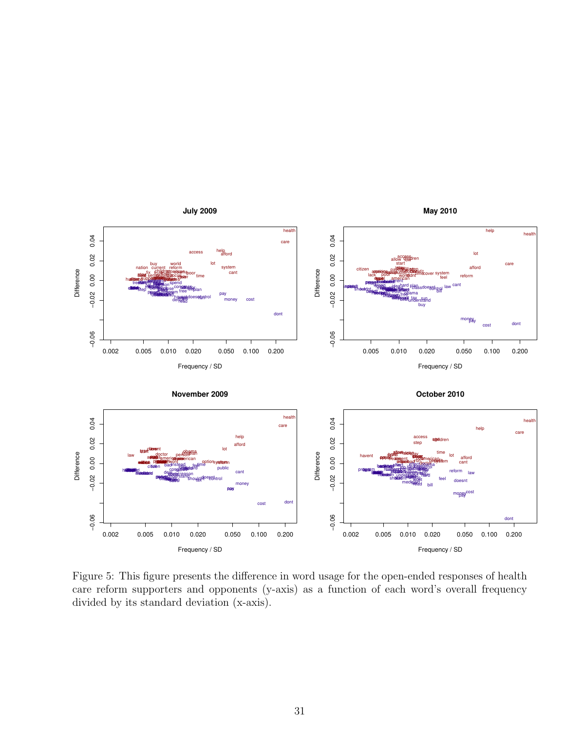Figure 5: This figure presents the difference in word usage for the open-ended responses of health care reform supporters and opponents (y-axis) as a function of each word's overall frequency divided by its standard deviation (x-axis).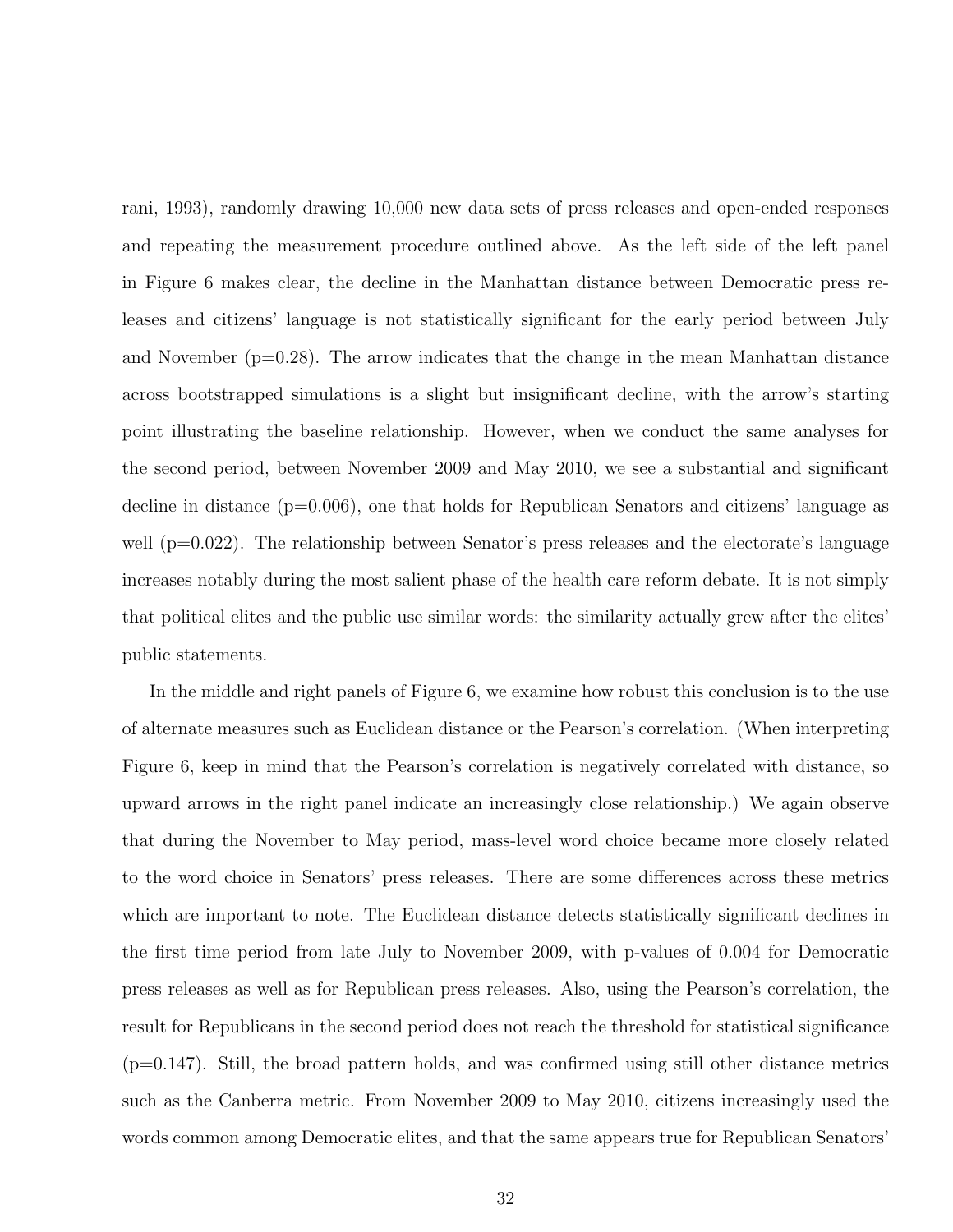rani, 1993), randomly drawing 10,000 new data sets of press releases and open-ended responses and repeating the measurement procedure outlined above. As the left side of the left panel in Figure 6 makes clear, the decline in the Manhattan distance between Democratic press releases and citizens' language is not statistically significant for the early period between July and November (p=0.28). The arrow indicates that the change in the mean Manhattan distance across bootstrapped simulations is a slight but insignificant decline, with the arrow's starting point illustrating the baseline relationship. However, when we conduct the same analyses for the second period, between November 2009 and May 2010, we see a substantial and significant decline in distance (p=0.006), one that holds for Republican Senators and citizens' language as well (p=0.022). The relationship between Senator's press releases and the electorate's language increases notably during the most salient phase of the health care reform debate. It is not simply that political elites and the public use similar words: the similarity actually grew after the elites' public statements.

In the middle and right panels of Figure 6, we examine how robust this conclusion is to the use of alternate measures such as Euclidean distance or the Pearson's correlation. (When interpreting Figure 6, keep in mind that the Pearson's correlation is negatively correlated with distance, so upward arrows in the right panel indicate an increasingly close relationship.) We again observe that during the November to May period, mass-level word choice became more closely related to the word choice in Senators' press releases. There are some differences across these metrics which are important to note. The Euclidean distance detects statistically significant declines in the first time period from late July to November 2009, with p-values of 0.004 for Democratic press releases as well as for Republican press releases. Also, using the Pearson's correlation, the result for Republicans in the second period does not reach the threshold for statistical significance (p=0.147). Still, the broad pattern holds, and was confirmed using still other distance metrics such as the Canberra metric. From November 2009 to May 2010, citizens increasingly used the words common among Democratic elites, and that the same appears true for Republican Senators'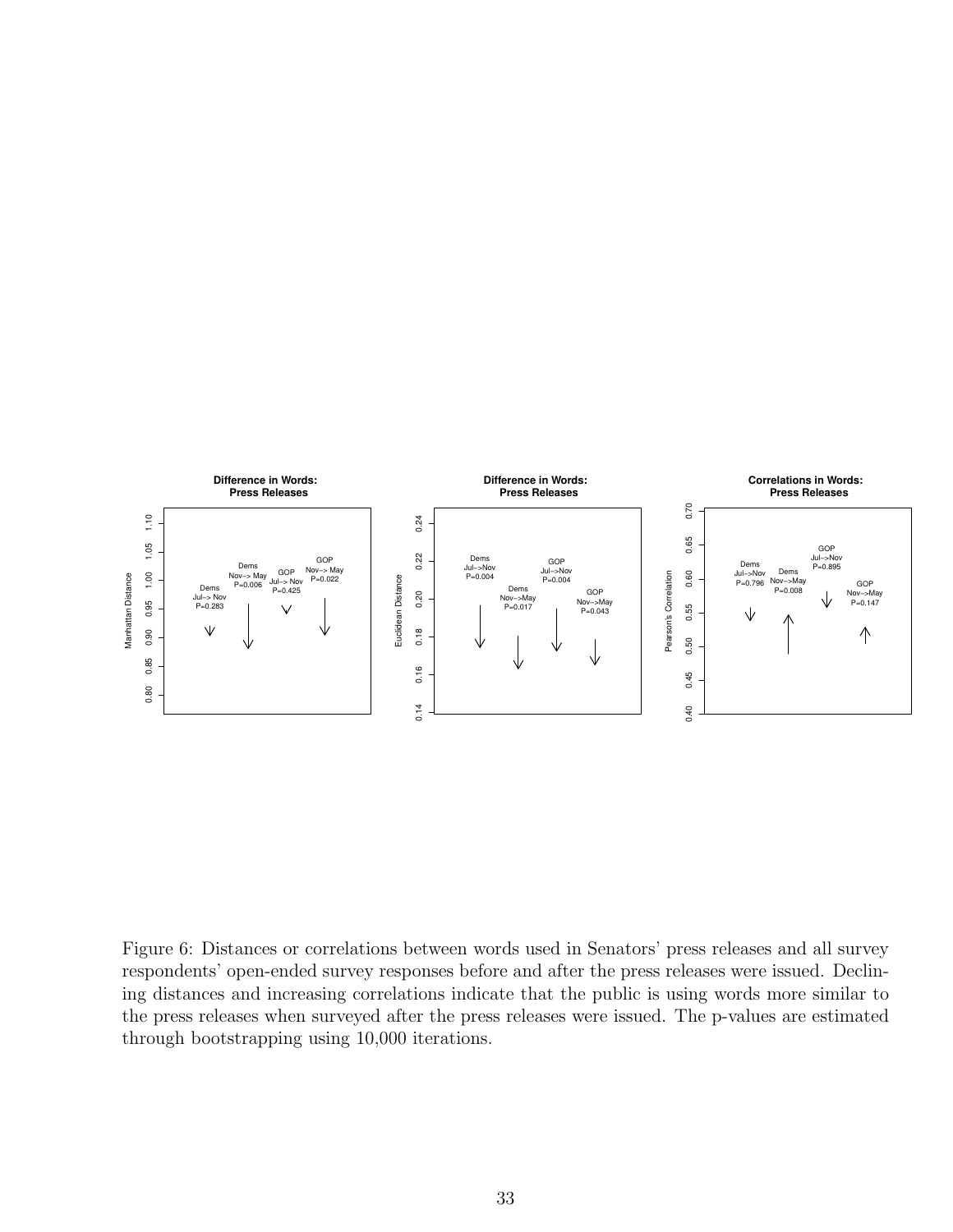Figure 6: Distances or correlations between words used in Senators' press releases and all survey respondents' open-ended survey responses before and after the press releases were issued. Declining distances and increasing correlations indicate that the public is using words more similar to the press releases when surveyed after the press releases were issued. The p-values are estimated through bootstrapping using 10,000 iterations.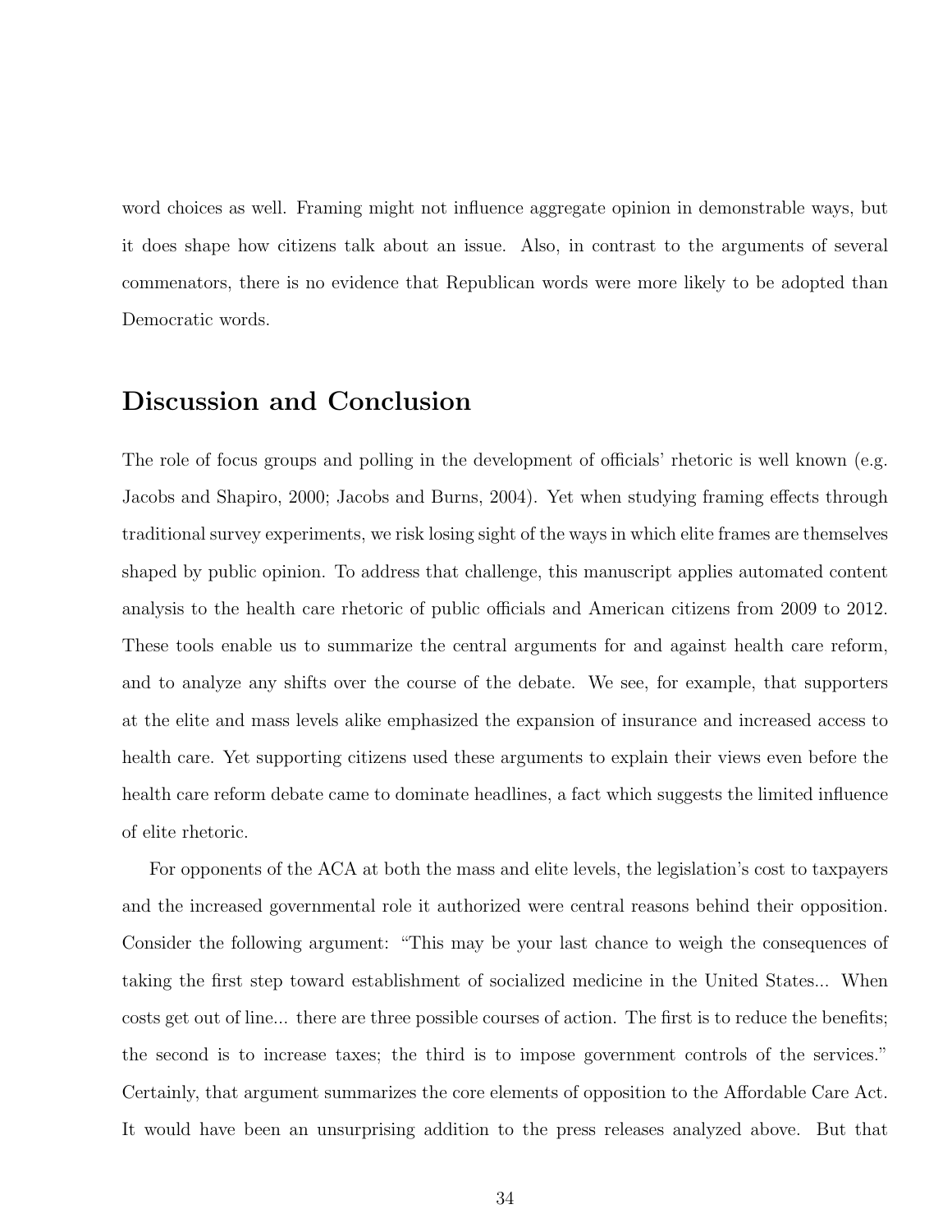word choices as well. Framing might not influence aggregate opinion in demonstrable ways, but it does shape how citizens talk about an issue. Also, in contrast to the arguments of several commenators, there is no evidence that Republican words were more likely to be adopted than Democratic words.

## Discussion and Conclusion

The role of focus groups and polling in the development of officials' rhetoric is well known (e.g. Jacobs and Shapiro, 2000; Jacobs and Burns, 2004). Yet when studying framing effects through traditional survey experiments, we risk losing sight of the ways in which elite frames are themselves shaped by public opinion. To address that challenge, this manuscript applies automated content analysis to the health care rhetoric of public officials and American citizens from 2009 to 2012. These tools enable us to summarize the central arguments for and against health care reform, and to analyze any shifts over the course of the debate. We see, for example, that supporters at the elite and mass levels alike emphasized the expansion of insurance and increased access to health care. Yet supporting citizens used these arguments to explain their views even before the health care reform debate came to dominate headlines, a fact which suggests the limited influence of elite rhetoric.

For opponents of the ACA at both the mass and elite levels, the legislation's cost to taxpayers and the increased governmental role it authorized were central reasons behind their opposition. Consider the following argument: "This may be your last chance to weigh the consequences of taking the first step toward establishment of socialized medicine in the United States... When costs get out of line... there are three possible courses of action. The first is to reduce the benefits; the second is to increase taxes; the third is to impose government controls of the services." Certainly, that argument summarizes the core elements of opposition to the Affordable Care Act. It would have been an unsurprising addition to the press releases analyzed above. But that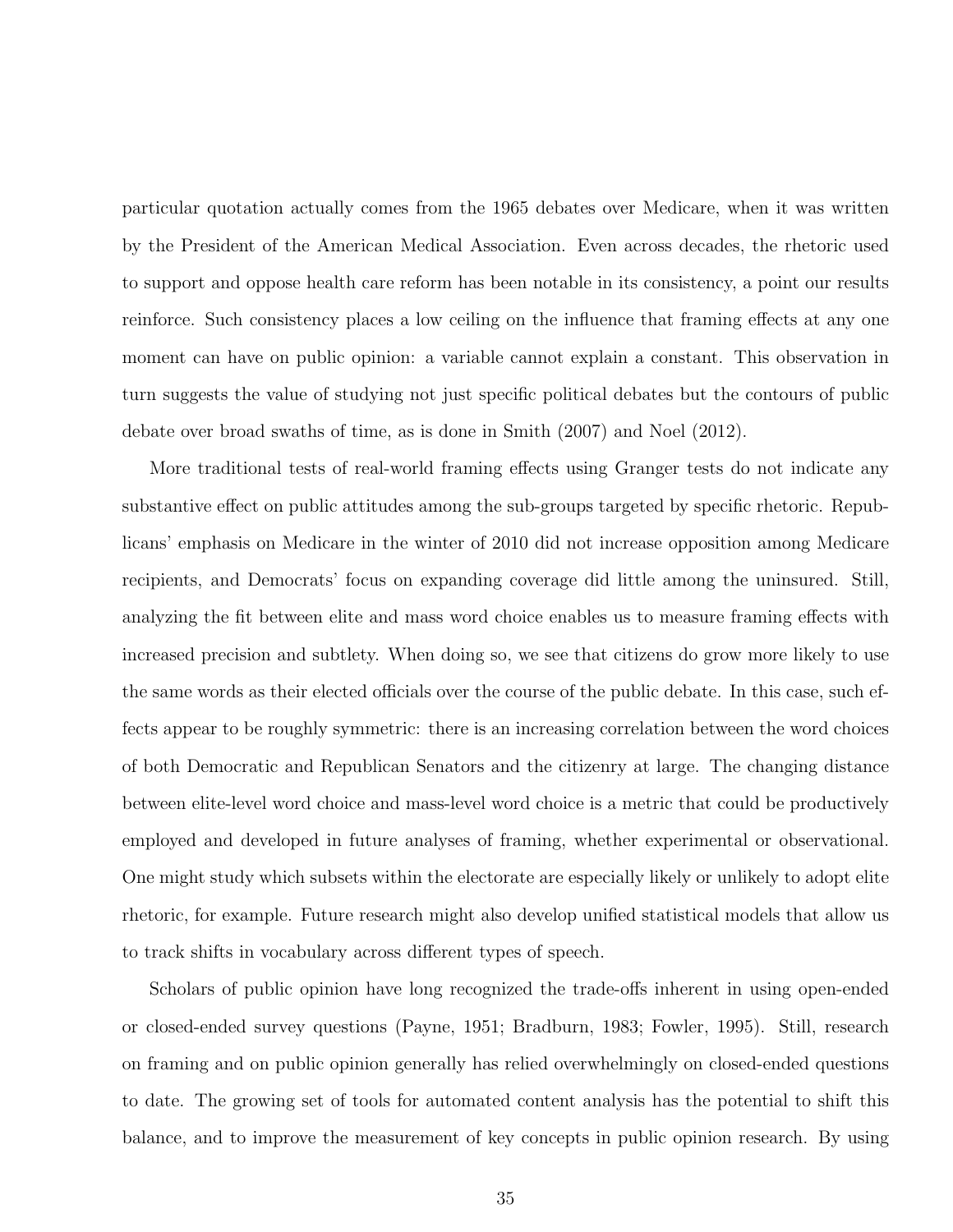particular quotation actually comes from the 1965 debates over Medicare, when it was written by the President of the American Medical Association. Even across decades, the rhetoric used to support and oppose health care reform has been notable in its consistency, a point our results reinforce. Such consistency places a low ceiling on the influence that framing effects at any one moment can have on public opinion: a variable cannot explain a constant. This observation in turn suggests the value of studying not just specific political debates but the contours of public debate over broad swaths of time, as is done in Smith (2007) and Noel (2012).

More traditional tests of real-world framing effects using Granger tests do not indicate any substantive effect on public attitudes among the sub-groups targeted by specific rhetoric. Republicans' emphasis on Medicare in the winter of 2010 did not increase opposition among Medicare recipients, and Democrats' focus on expanding coverage did little among the uninsured. Still, analyzing the fit between elite and mass word choice enables us to measure framing effects with increased precision and subtlety. When doing so, we see that citizens do grow more likely to use the same words as their elected officials over the course of the public debate. In this case, such effects appear to be roughly symmetric: there is an increasing correlation between the word choices of both Democratic and Republican Senators and the citizenry at large. The changing distance between elite-level word choice and mass-level word choice is a metric that could be productively employed and developed in future analyses of framing, whether experimental or observational. One might study which subsets within the electorate are especially likely or unlikely to adopt elite rhetoric, for example. Future research might also develop unified statistical models that allow us to track shifts in vocabulary across different types of speech.

Scholars of public opinion have long recognized the trade-offs inherent in using open-ended or closed-ended survey questions (Payne, 1951; Bradburn, 1983; Fowler, 1995). Still, research on framing and on public opinion generally has relied overwhelmingly on closed-ended questions to date. The growing set of tools for automated content analysis has the potential to shift this balance, and to improve the measurement of key concepts in public opinion research. By using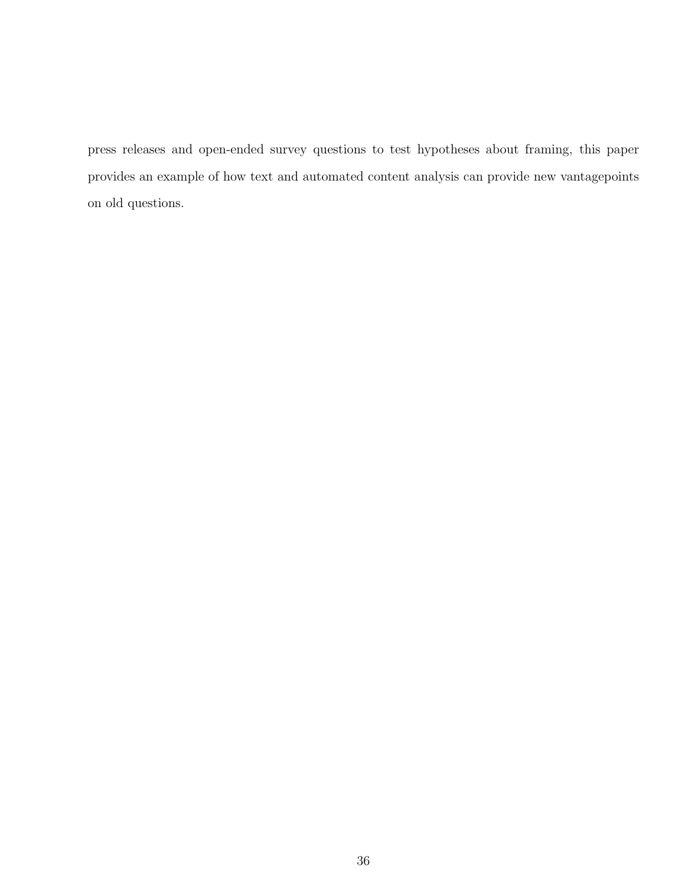press releases and open-ended survey questions to test hypotheses about framing, this paper provides an example of how text and automated content analysis can provide new vantagepoints on old questions.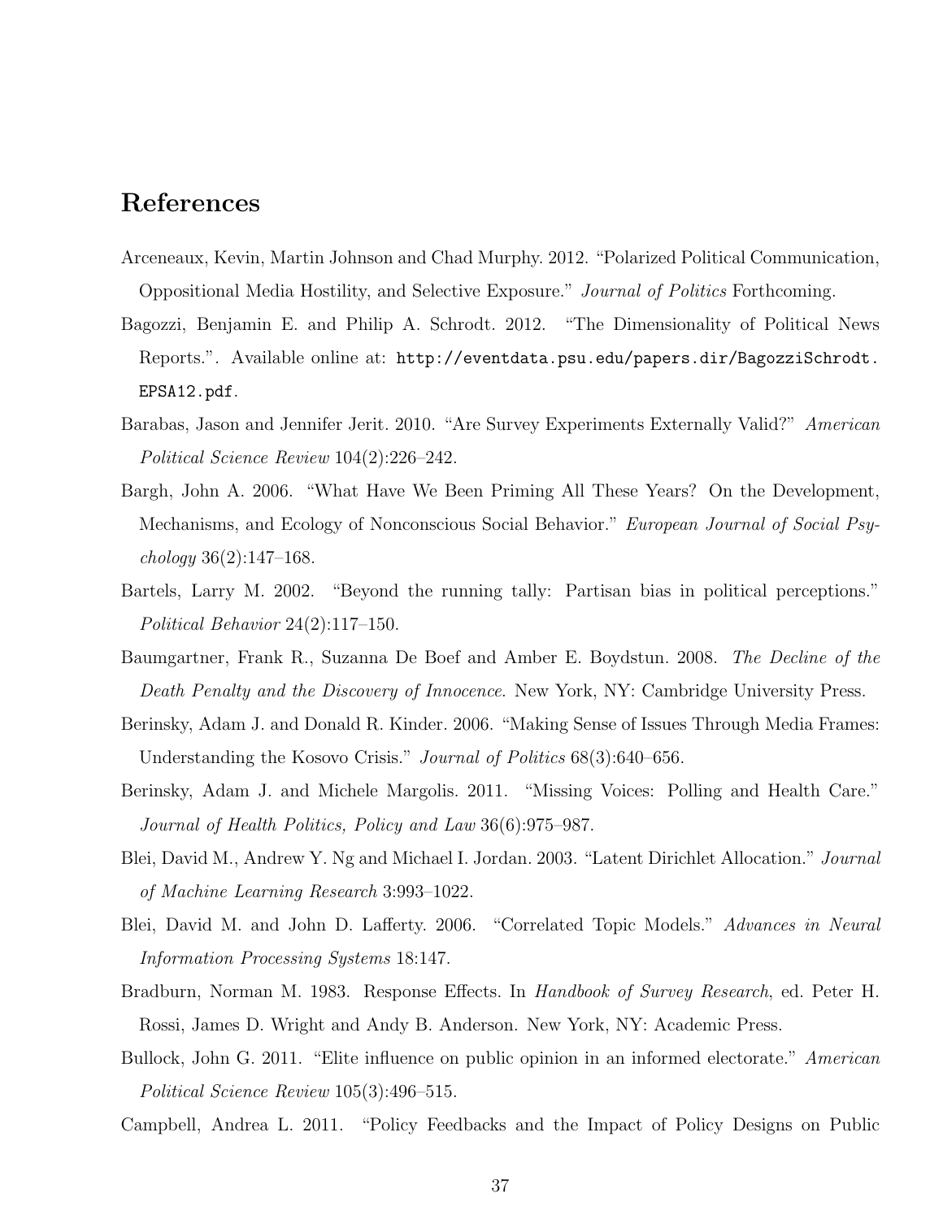# References

Arceneaux, Kevin, Martin Johnson and Chad Murphy. 2012. "Polarized Political Communication, Oppositional Media Hostility, and Selective Exposure." *Journal of Politics* Forthcoming.

Bagozzi, Benjamin E. and Philip A. Schrodt. 2012. "The Dimensionality of Political News Reports.". Available online at: `http://eventdata.psu.edu/papers.dir/BagozziSchrodt.EPSA12.pdf`.

Barabas, Jason and Jennifer Jerit. 2010. "Are Survey Experiments Externally Valid?" *American Political Science Review* 104(2):226–242.

Bargh, John A. 2006. "What Have We Been Priming All These Years? On the Development, Mechanisms, and Ecology of Nonconscious Social Behavior." *European Journal of Social Psychology* 36(2):147–168.

Bartels, Larry M. 2002. "Beyond the running tally: Partisan bias in political perceptions." *Political Behavior* 24(2):117–150.

Baumgartner, Frank R., Suzanna De Boef and Amber E. Boydstun. 2008. *The Decline of the Death Penalty and the Discovery of Innocence.* New York, NY: Cambridge University Press.

Berinsky, Adam J. and Donald R. Kinder. 2006. "Making Sense of Issues Through Media Frames: Understanding the Kosovo Crisis." *Journal of Politics* 68(3):640–656.

Berinsky, Adam J. and Michele Margolis. 2011. "Missing Voices: Polling and Health Care." *Journal of Health Politics, Policy and Law* 36(6):975–987.

Blei, David M., Andrew Y. Ng and Michael I. Jordan. 2003. "Latent Dirichlet Allocation." *Journal of Machine Learning Research* 3:993–1022.

Blei, David M. and John D. Lafferty. 2006. "Correlated Topic Models." *Advances in Neural Information Processing Systems* 18:147.

Bradburn, Norman M. 1983. Response Effects. In *Handbook of Survey Research*, ed. Peter H. Rossi, James D. Wright and Andy B. Anderson. New York, NY: Academic Press.

Bullock, John G. 2011. "Elite influence on public opinion in an informed electorate." *American Political Science Review* 105(3):496–515.

Campbell, Andrea L. 2011. "Policy Feedbacks and the Impact of Policy Designs on Public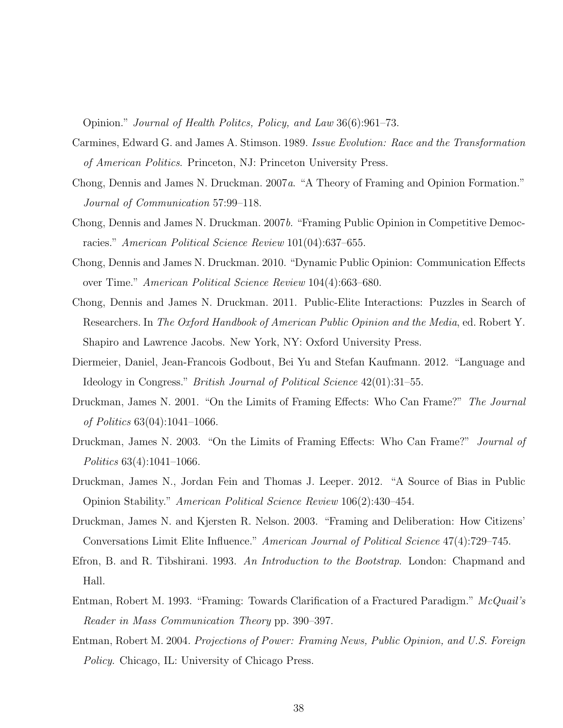Opinion." *Journal of Health Politcs, Policy, and Law* 36(6):961–73.

Carmines, Edward G. and James A. Stimson. 1989. *Issue Evolution: Race and the Transformation of American Politics*. Princeton, NJ: Princeton University Press.

Chong, Dennis and James N. Druckman. 2007*a*. "A Theory of Framing and Opinion Formation." *Journal of Communication* 57:99–118.

Chong, Dennis and James N. Druckman. 2007*b*. "Framing Public Opinion in Competitive Democracies." *American Political Science Review* 101(04):637–655.

Chong, Dennis and James N. Druckman. 2010. "Dynamic Public Opinion: Communication Effects over Time." *American Political Science Review* 104(4):663–680.

Chong, Dennis and James N. Druckman. 2011. Public-Elite Interactions: Puzzles in Search of Researchers. In *The Oxford Handbook of American Public Opinion and the Media*, ed. Robert Y. Shapiro and Lawrence Jacobs. New York, NY: Oxford University Press.

Diermeier, Daniel, Jean-Francois Godbout, Bei Yu and Stefan Kaufmann. 2012. "Language and Ideology in Congress." *British Journal of Political Science* 42(01):31–55.

Druckman, James N. 2001. "On the Limits of Framing Effects: Who Can Frame?" *The Journal of Politics* 63(04):1041–1066.

Druckman, James N. 2003. "On the Limits of Framing Effects: Who Can Frame?" *Journal of Politics* 63(4):1041–1066.

Druckman, James N., Jordan Fein and Thomas J. Leeper. 2012. "A Source of Bias in Public Opinion Stability." *American Political Science Review* 106(2):430–454.

Druckman, James N. and Kjersten R. Nelson. 2003. "Framing and Deliberation: How Citizens' Conversations Limit Elite Influence." *American Journal of Political Science* 47(4):729–745.

Efron, B. and R. Tibshirani. 1993. *An Introduction to the Bootstrap*. London: Chapmand and Hall.

Entman, Robert M. 1993. "Framing: Towards Clarification of a Fractured Paradigm." *McQuail's Reader in Mass Communication Theory* pp. 390–397.

Entman, Robert M. 2004. *Projections of Power: Framing News, Public Opinion, and U.S. Foreign Policy*. Chicago, IL: University of Chicago Press.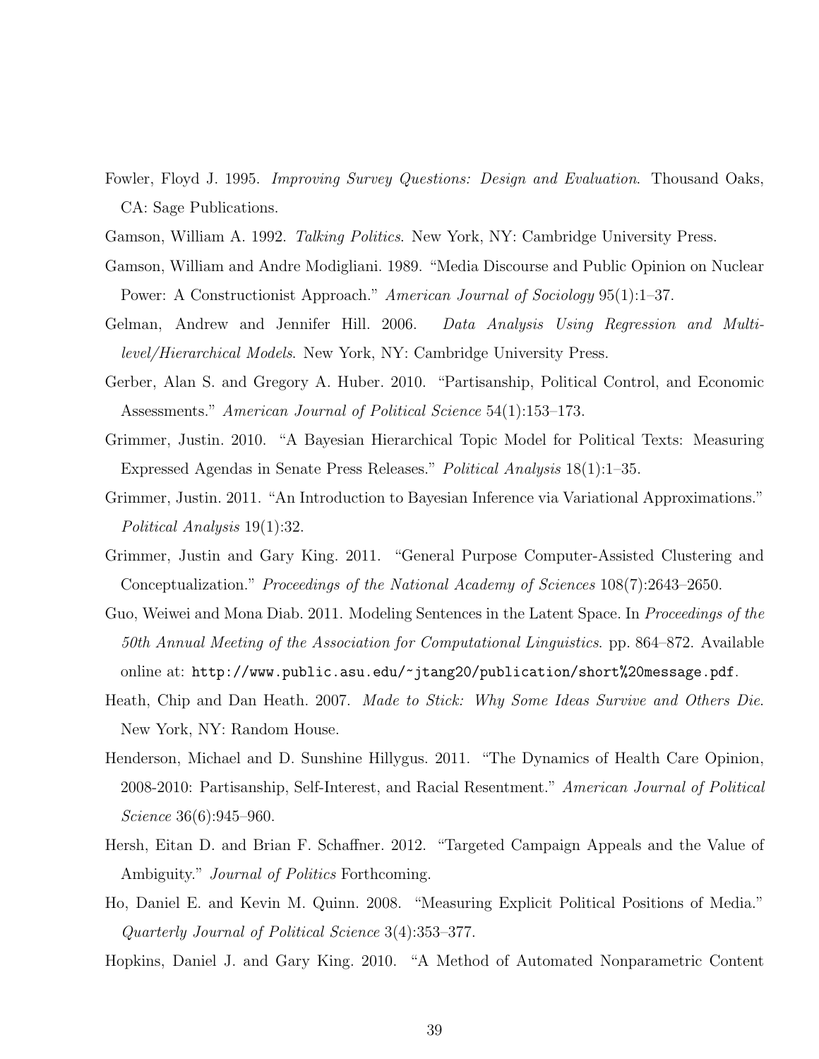Fowler, Floyd J. 1995. *Improving Survey Questions: Design and Evaluation*. Thousand Oaks, CA: Sage Publications.

Gamson, William A. 1992. *Talking Politics*. New York, NY: Cambridge University Press.

Gamson, William and Andre Modigliani. 1989. "Media Discourse and Public Opinion on Nuclear Power: A Constructionist Approach." *American Journal of Sociology* 95(1):1–37.

Gelman, Andrew and Jennifer Hill. 2006. *Data Analysis Using Regression and Multilevel/Hierarchical Models*. New York, NY: Cambridge University Press.

Gerber, Alan S. and Gregory A. Huber. 2010. "Partisanship, Political Control, and Economic Assessments." *American Journal of Political Science* 54(1):153–173.

Grimmer, Justin. 2010. "A Bayesian Hierarchical Topic Model for Political Texts: Measuring Expressed Agendas in Senate Press Releases." *Political Analysis* 18(1):1–35.

Grimmer, Justin. 2011. "An Introduction to Bayesian Inference via Variational Approximations." *Political Analysis* 19(1):32.

Grimmer, Justin and Gary King. 2011. "General Purpose Computer-Assisted Clustering and Conceptualization." *Proceedings of the National Academy of Sciences* 108(7):2643–2650.

Guo, Weiwei and Mona Diab. 2011. Modeling Sentences in the Latent Space. In *Proceedings of the 50th Annual Meeting of the Association for Computational Linguistics*. pp. 864–872. Available online at: `http://www.public.asu.edu/~jtang20/publication/short%20message.pdf`.

Heath, Chip and Dan Heath. 2007. *Made to Stick: Why Some Ideas Survive and Others Die*. New York, NY: Random House.

Henderson, Michael and D. Sunshine Hillygus. 2011. "The Dynamics of Health Care Opinion, 2008-2010: Partisanship, Self-Interest, and Racial Resentment." *American Journal of Political Science* 36(6):945–960.

Hersh, Eitan D. and Brian F. Schaffner. 2012. "Targeted Campaign Appeals and the Value of Ambiguity." *Journal of Politics* Forthcoming.

Ho, Daniel E. and Kevin M. Quinn. 2008. "Measuring Explicit Political Positions of Media." *Quarterly Journal of Political Science* 3(4):353–377.

Hopkins, Daniel J. and Gary King. 2010. "A Method of Automated Nonparametric Content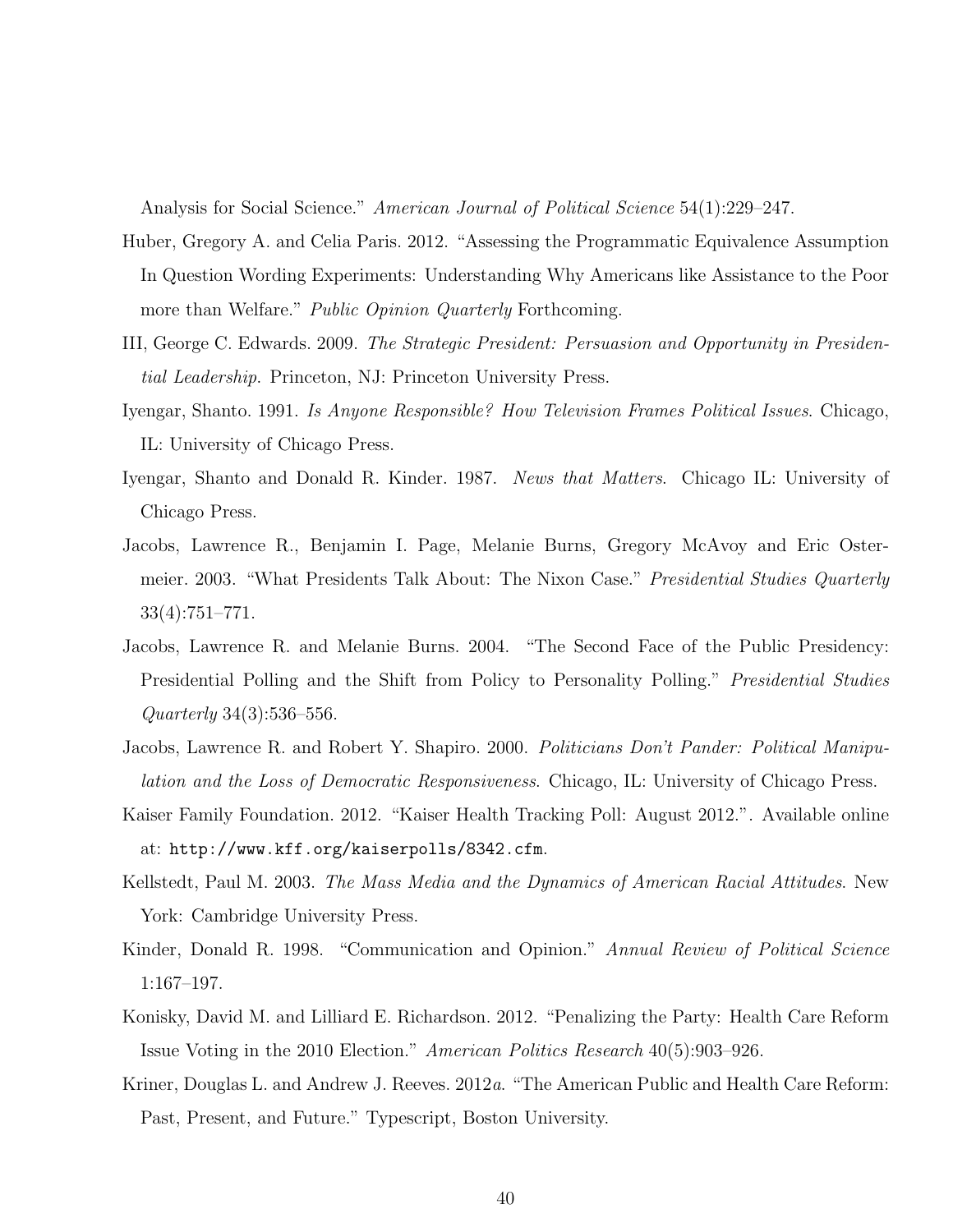Analysis for Social Science." *American Journal of Political Science* 54(1):229–247.

Huber, Gregory A. and Celia Paris. 2012. "Assessing the Programmatic Equivalence Assumption In Question Wording Experiments: Understanding Why Americans like Assistance to the Poor more than Welfare." *Public Opinion Quarterly* Forthcoming.

III, George C. Edwards. 2009. *The Strategic President: Persuasion and Opportunity in Presidential Leadership*. Princeton, NJ: Princeton University Press.

Iyengar, Shanto. 1991. *Is Anyone Responsible? How Television Frames Political Issues*. Chicago, IL: University of Chicago Press.

Iyengar, Shanto and Donald R. Kinder. 1987. *News that Matters*. Chicago IL: University of Chicago Press.

Jacobs, Lawrence R., Benjamin I. Page, Melanie Burns, Gregory McAvoy and Eric Ostermeier. 2003. "What Presidents Talk About: The Nixon Case." *Presidential Studies Quarterly* 33(4):751–771.

Jacobs, Lawrence R. and Melanie Burns. 2004. "The Second Face of the Public Presidency: Presidential Polling and the Shift from Policy to Personality Polling." *Presidential Studies Quarterly* 34(3):536–556.

Jacobs, Lawrence R. and Robert Y. Shapiro. 2000. *Politicians Don't Pander: Political Manipulation and the Loss of Democratic Responsiveness*. Chicago, IL: University of Chicago Press.

Kaiser Family Foundation. 2012. "Kaiser Health Tracking Poll: August 2012.". Available online at: `http://www.kff.org/kaiserpolls/8342.cfm`.

Kellstedt, Paul M. 2003. *The Mass Media and the Dynamics of American Racial Attitudes*. New York: Cambridge University Press.

Kinder, Donald R. 1998. "Communication and Opinion." *Annual Review of Political Science* 1:167–197.

Konisky, David M. and Lilliard E. Richardson. 2012. "Penalizing the Party: Health Care Reform Issue Voting in the 2010 Election." *American Politics Research* 40(5):903–926.

Kriner, Douglas L. and Andrew J. Reeves. 2012*a*. "The American Public and Health Care Reform: Past, Present, and Future." Typescript, Boston University.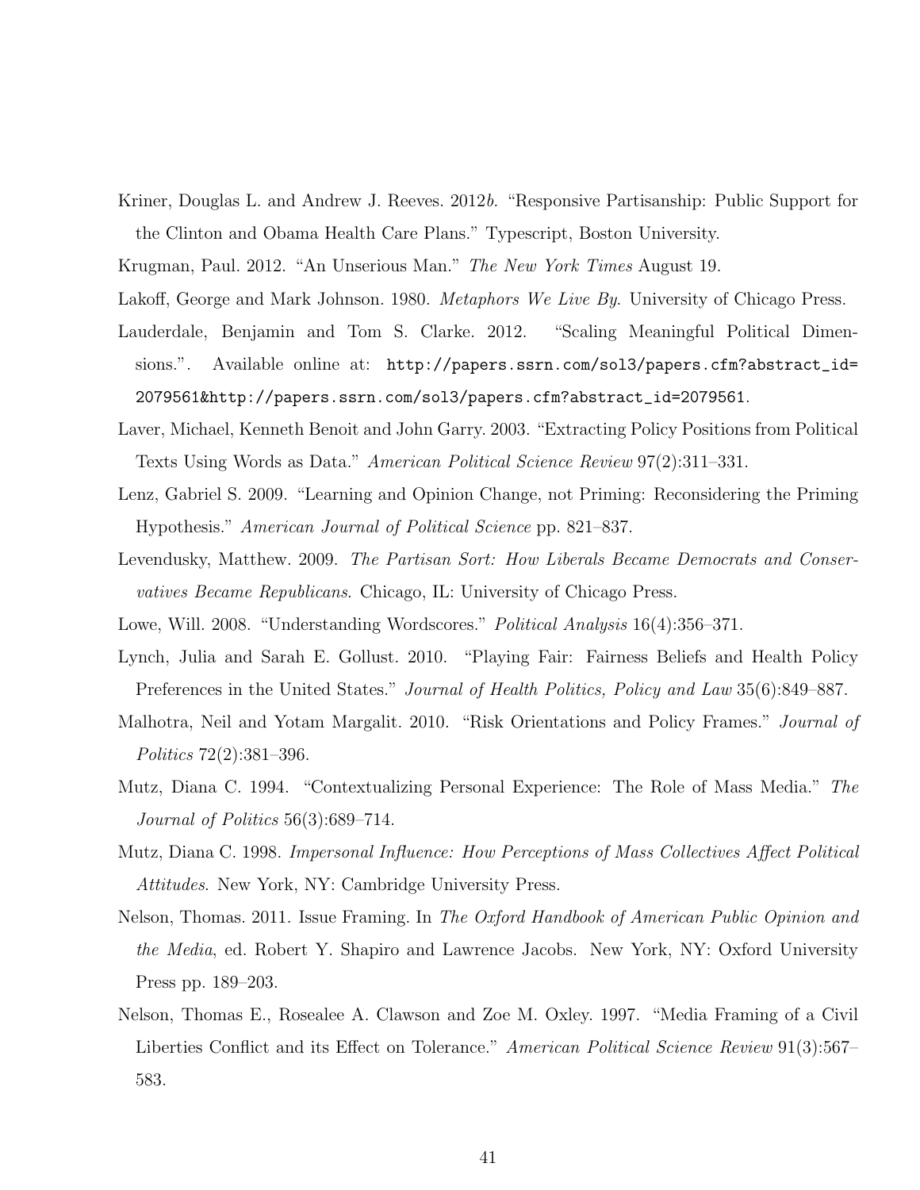Kriner, Douglas L. and Andrew J. Reeves. 2012*b*. "Responsive Partisanship: Public Support for the Clinton and Obama Health Care Plans." Typescript, Boston University.

Krugman, Paul. 2012. "An Unserious Man." *The New York Times* August 19.

Lakoff, George and Mark Johnson. 1980. *Metaphors We Live By*. University of Chicago Press.

Lauderdale, Benjamin and Tom S. Clarke. 2012. "Scaling Meaningful Political Dimensions.". Available online at: `http://papers.ssrn.com/sol3/papers.cfm?abstract_id=2079561&http://papers.ssrn.com/sol3/papers.cfm?abstract_id=2079561`.

Laver, Michael, Kenneth Benoit and John Garry. 2003. "Extracting Policy Positions from Political Texts Using Words as Data." *American Political Science Review* 97(2):311–331.

Lenz, Gabriel S. 2009. "Learning and Opinion Change, not Priming: Reconsidering the Priming Hypothesis." *American Journal of Political Science* pp. 821–837.

Levendusky, Matthew. 2009. *The Partisan Sort: How Liberals Became Democrats and Conservatives Became Republicans*. Chicago, IL: University of Chicago Press.

Lowe, Will. 2008. "Understanding Wordscores." *Political Analysis* 16(4):356–371.

Lynch, Julia and Sarah E. Gollust. 2010. "Playing Fair: Fairness Beliefs and Health Policy Preferences in the United States." *Journal of Health Politics, Policy and Law* 35(6):849–887.

Malhotra, Neil and Yotam Margalit. 2010. "Risk Orientations and Policy Frames." *Journal of Politics* 72(2):381–396.

Mutz, Diana C. 1994. "Contextualizing Personal Experience: The Role of Mass Media." *The Journal of Politics* 56(3):689–714.

Mutz, Diana C. 1998. *Impersonal Influence: How Perceptions of Mass Collectives Affect Political Attitudes*. New York, NY: Cambridge University Press.

Nelson, Thomas. 2011. Issue Framing. In *The Oxford Handbook of American Public Opinion and the Media*, ed. Robert Y. Shapiro and Lawrence Jacobs. New York, NY: Oxford University Press pp. 189–203.

Nelson, Thomas E., Rosealee A. Clawson and Zoe M. Oxley. 1997. "Media Framing of a Civil Liberties Conflict and its Effect on Tolerance." *American Political Science Review* 91(3):567–583.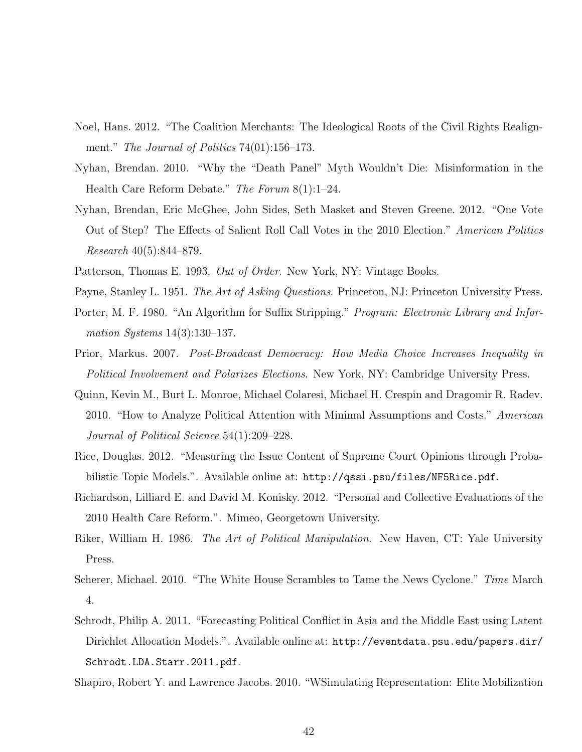Noel, Hans. 2012. "The Coalition Merchants: The Ideological Roots of the Civil Rights Realignment." *The Journal of Politics* 74(01):156–173.

Nyhan, Brendan. 2010. "Why the "Death Panel" Myth Wouldn't Die: Misinformation in the Health Care Reform Debate." *The Forum* 8(1):1–24.

Nyhan, Brendan, Eric McGhee, John Sides, Seth Masket and Steven Greene. 2012. "One Vote Out of Step? The Effects of Salient Roll Call Votes in the 2010 Election." *American Politics Research* 40(5):844–879.

Patterson, Thomas E. 1993. *Out of Order*. New York, NY: Vintage Books.

Payne, Stanley L. 1951. *The Art of Asking Questions*. Princeton, NJ: Princeton University Press.

Porter, M. F. 1980. "An Algorithm for Suffix Stripping." *Program: Electronic Library and Information Systems* 14(3):130–137.

Prior, Markus. 2007. *Post-Broadcast Democracy: How Media Choice Increases Inequality in Political Involvement and Polarizes Elections*. New York, NY: Cambridge University Press.

Quinn, Kevin M., Burt L. Monroe, Michael Colaresi, Michael H. Crespin and Dragomir R. Radev. 2010. "How to Analyze Political Attention with Minimal Assumptions and Costs." *American Journal of Political Science* 54(1):209–228.

Rice, Douglas. 2012. "Measuring the Issue Content of Supreme Court Opinions through Probabilistic Topic Models.". Available online at: `http://qssi.psu/files/NF5Rice.pdf`.

Richardson, Lilliard E. and David M. Konisky. 2012. "Personal and Collective Evaluations of the 2010 Health Care Reform.". Mimeo, Georgetown University.

Riker, William H. 1986. *The Art of Political Manipulation*. New Haven, CT: Yale University Press.

Scherer, Michael. 2010. "The White House Scrambles to Tame the News Cyclone." *Time* March 4.

Schrodt, Philip A. 2011. "Forecasting Political Conflict in Asia and the Middle East using Latent Dirichlet Allocation Models.". Available online at: `http://eventdata.psu.edu/papers.dir/Schrodt.LDA.Starr.2011.pdf`.

Shapiro, Robert Y. and Lawrence Jacobs. 2010. "WSimulating Representation: Elite Mobilization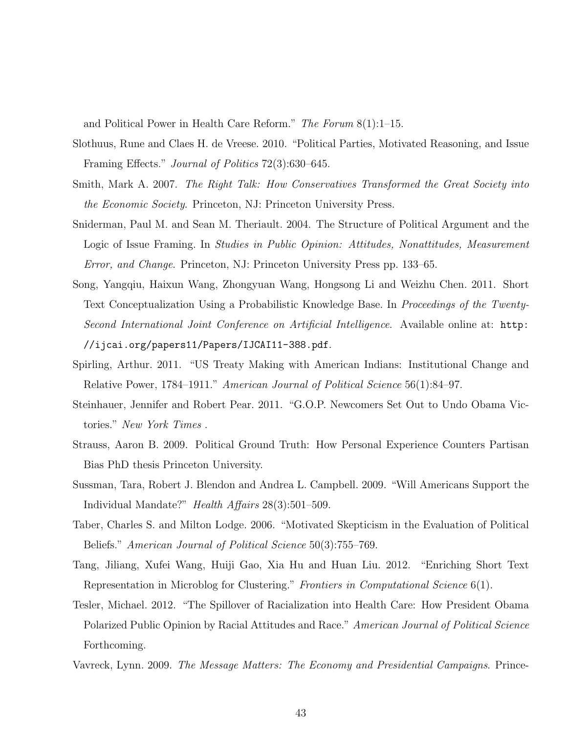and Political Power in Health Care Reform." *The Forum* 8(1):1–15.

Slothuus, Rune and Claes H. de Vreese. 2010. "Political Parties, Motivated Reasoning, and Issue Framing Effects." *Journal of Politics* 72(3):630–645.

Smith, Mark A. 2007. *The Right Talk: How Conservatives Transformed the Great Society into the Economic Society*. Princeton, NJ: Princeton University Press.

Sniderman, Paul M. and Sean M. Theriault. 2004. The Structure of Political Argument and the Logic of Issue Framing. In *Studies in Public Opinion: Attitudes, Nonattitudes, Measurement Error, and Change*. Princeton, NJ: Princeton University Press pp. 133–65.

Song, Yangqiu, Haixun Wang, Zhongyuan Wang, Hongsong Li and Weizhu Chen. 2011. Short Text Conceptualization Using a Probabilistic Knowledge Base. In *Proceedings of the Twenty-Second International Joint Conference on Artificial Intelligence*. Available online at: `http://ijcai.org/papers11/Papers/IJCAI11-388.pdf`.

Spirling, Arthur. 2011. "US Treaty Making with American Indians: Institutional Change and Relative Power, 1784–1911." *American Journal of Political Science* 56(1):84–97.

Steinhauer, Jennifer and Robert Pear. 2011. "G.O.P. Newcomers Set Out to Undo Obama Victories." *New York Times* .

Strauss, Aaron B. 2009. Political Ground Truth: How Personal Experience Counters Partisan Bias PhD thesis Princeton University.

Sussman, Tara, Robert J. Blendon and Andrea L. Campbell. 2009. "Will Americans Support the Individual Mandate?" *Health Affairs* 28(3):501–509.

Taber, Charles S. and Milton Lodge. 2006. "Motivated Skepticism in the Evaluation of Political Beliefs." *American Journal of Political Science* 50(3):755–769.

Tang, Jiliang, Xufei Wang, Huiji Gao, Xia Hu and Huan Liu. 2012. "Enriching Short Text Representation in Microblog for Clustering." *Frontiers in Computational Science* 6(1).

Tesler, Michael. 2012. "The Spillover of Racialization into Health Care: How President Obama Polarized Public Opinion by Racial Attitudes and Race." *American Journal of Political Science* Forthcoming.

Vavreck, Lynn. 2009. *The Message Matters: The Economy and Presidential Campaigns*. Prince-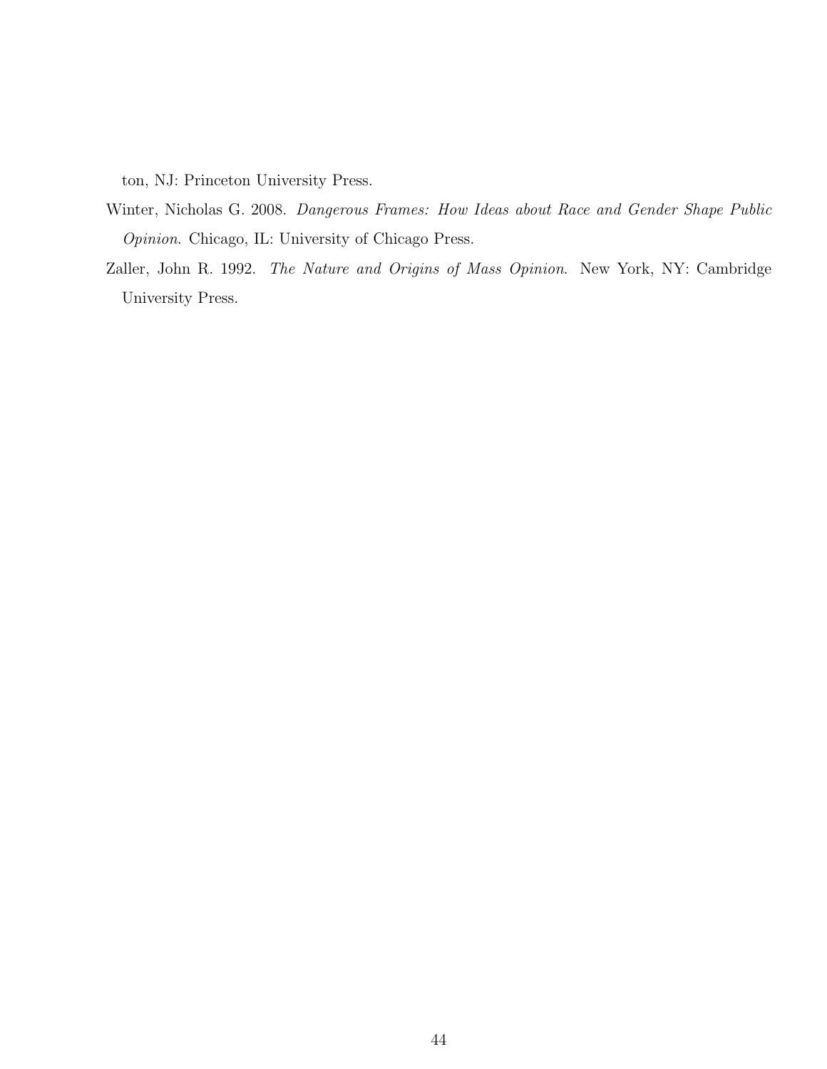ton, NJ: Princeton University Press.

Winter, Nicholas G. 2008. *Dangerous Frames: How Ideas about Race and Gender Shape Public Opinion*. Chicago, IL: University of Chicago Press.

Zaller, John R. 1992. *The Nature and Origins of Mass Opinion*. New York, NY: Cambridge University Press.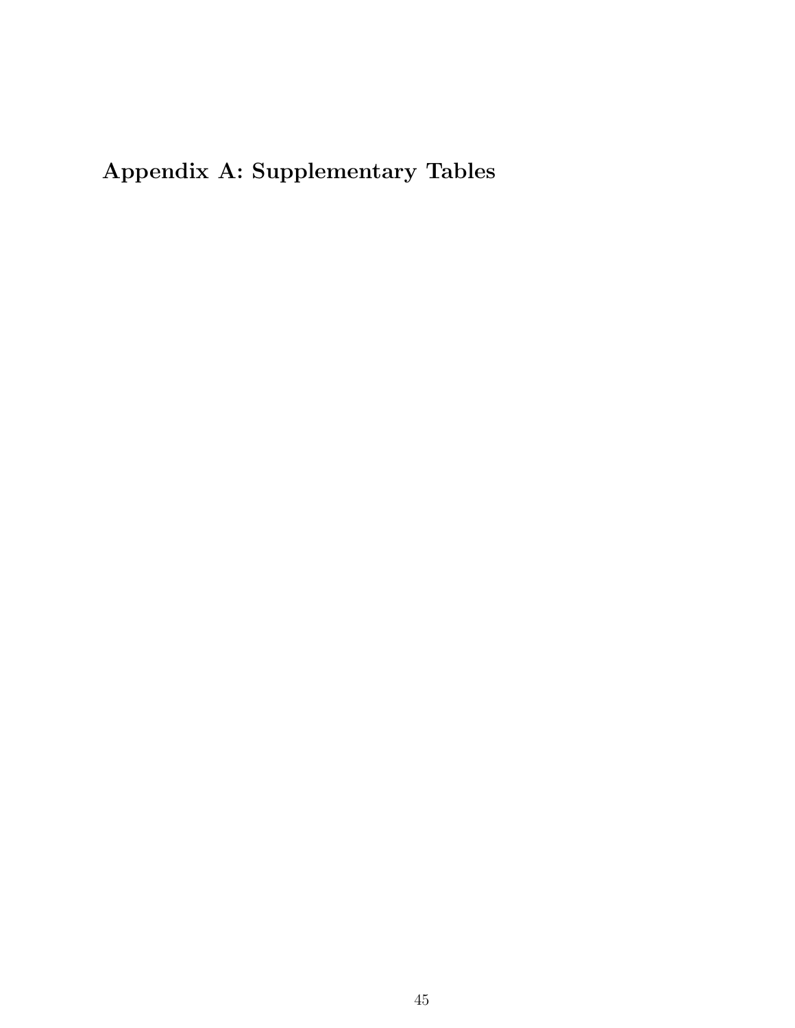# Appendix A: Supplementary Tables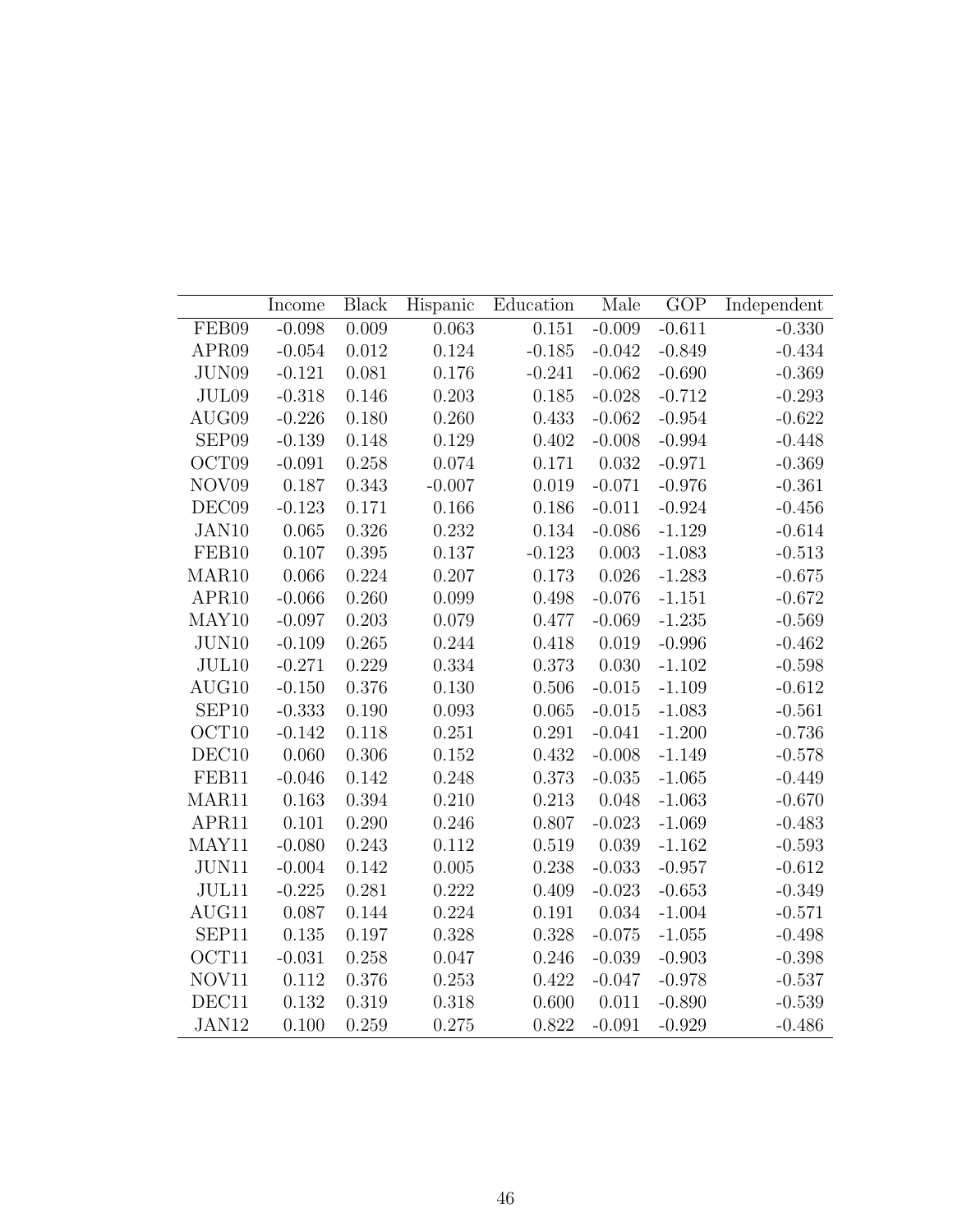| | Income | Black | Hispanic | Education | Male | GOP | Independent |
|---|---|---|---|---|---|---|---|
| FEB09 | -0.098 | 0.009 | 0.063 | 0.151 | -0.009 | -0.611 | -0.330 |
| APR09 | -0.054 | 0.012 | 0.124 | -0.185 | -0.042 | -0.849 | -0.434 |
| JUN09 | -0.121 | 0.081 | 0.176 | -0.241 | -0.062 | -0.690 | -0.369 |
| JUL09 | -0.318 | 0.146 | 0.203 | 0.185 | -0.028 | -0.712 | -0.293 |
| AUG09 | -0.226 | 0.180 | 0.260 | 0.433 | -0.062 | -0.954 | -0.622 |
| SEP09 | -0.139 | 0.148 | 0.129 | 0.402 | -0.008 | -0.994 | -0.448 |
| OCT09 | -0.091 | 0.258 | 0.074 | 0.171 | 0.032 | -0.971 | -0.369 |
| NOV09 | 0.187 | 0.343 | -0.007 | 0.019 | -0.071 | -0.976 | -0.361 |
| DEC09 | -0.123 | 0.171 | 0.166 | 0.186 | -0.011 | -0.924 | -0.456 |
| JAN10 | 0.065 | 0.326 | 0.232 | 0.134 | -0.086 | -1.129 | -0.614 |
| FEB10 | 0.107 | 0.395 | 0.137 | -0.123 | 0.003 | -1.083 | -0.513 |
| MAR10 | 0.066 | 0.224 | 0.207 | 0.173 | 0.026 | -1.283 | -0.675 |
| APR10 | -0.066 | 0.260 | 0.099 | 0.498 | -0.076 | -1.151 | -0.672 |
| MAY10 | -0.097 | 0.203 | 0.079 | 0.477 | -0.069 | -1.235 | -0.569 |
| JUN10 | -0.109 | 0.265 | 0.244 | 0.418 | 0.019 | -0.996 | -0.462 |
| JUL10 | -0.271 | 0.229 | 0.334 | 0.373 | 0.030 | -1.102 | -0.598 |
| AUG10 | -0.150 | 0.376 | 0.130 | 0.506 | -0.015 | -1.109 | -0.612 |
| SEP10 | -0.333 | 0.190 | 0.093 | 0.065 | -0.015 | -1.083 | -0.561 |
| OCT10 | -0.142 | 0.118 | 0.251 | 0.291 | -0.041 | -1.200 | -0.736 |
| DEC10 | 0.060 | 0.306 | 0.152 | 0.432 | -0.008 | -1.149 | -0.578 |
| FEB11 | -0.046 | 0.142 | 0.248 | 0.373 | -0.035 | -1.065 | -0.449 |
| MAR11 | 0.163 | 0.394 | 0.210 | 0.213 | 0.048 | -1.063 | -0.670 |
| APR11 | 0.101 | 0.290 | 0.246 | 0.807 | -0.023 | -1.069 | -0.483 |
| MAY11 | -0.080 | 0.243 | 0.112 | 0.519 | 0.039 | -1.162 | -0.593 |
| JUN11 | -0.004 | 0.142 | 0.005 | 0.238 | -0.033 | -0.957 | -0.612 |
| JUL11 | -0.225 | 0.281 | 0.222 | 0.409 | -0.023 | -0.653 | -0.349 |
| AUG11 | 0.087 | 0.144 | 0.224 | 0.191 | 0.034 | -1.004 | -0.571 |
| SEP11 | 0.135 | 0.197 | 0.328 | 0.328 | -0.075 | -1.055 | -0.498 |
| OCT11 | -0.031 | 0.258 | 0.047 | 0.246 | -0.039 | -0.903 | -0.398 |
| NOV11 | 0.112 | 0.376 | 0.253 | 0.422 | -0.047 | -0.978 | -0.537 |
| DEC11 | 0.132 | 0.319 | 0.318 | 0.600 | 0.011 | -0.890 | -0.539 |
| JAN12 | 0.100 | 0.259 | 0.275 | 0.822 | -0.091 | -0.929 | -0.486 |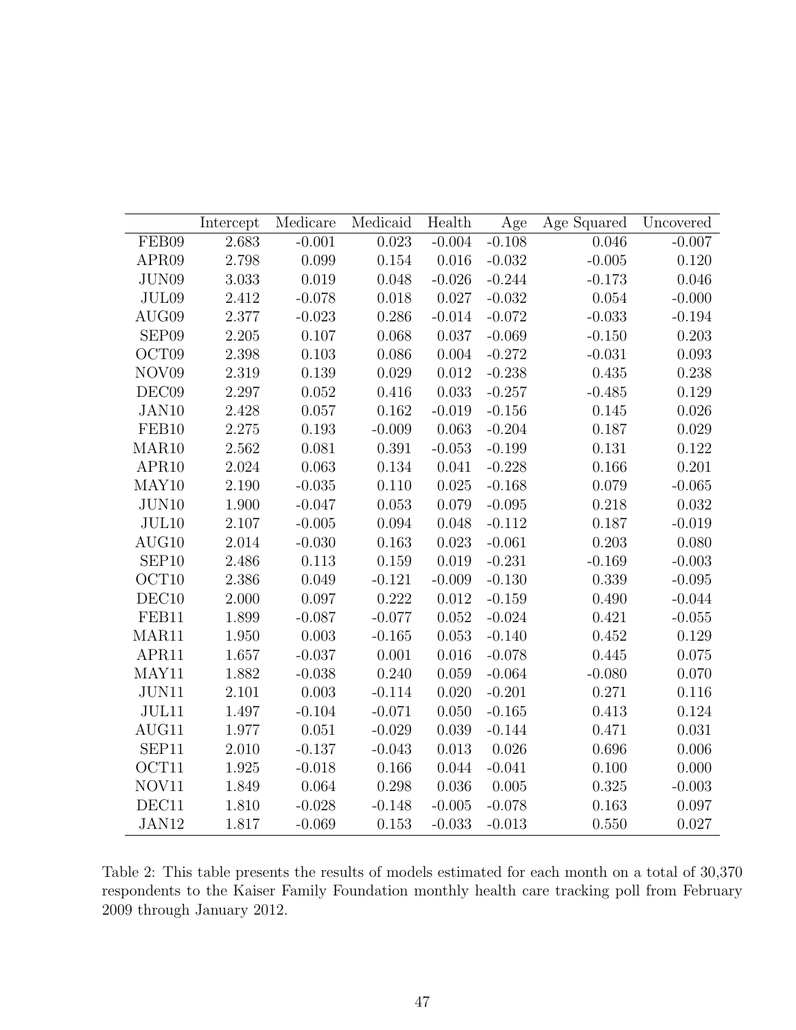| | Intercept | Medicare | Medicaid | Health | Age | Age Squared | Uncovered |
|---|---|---|---|---|---|---|---|
| FEB09 | 2.683 | -0.001 | 0.023 | -0.004 | -0.108 | 0.046 | -0.007 |
| APR09 | 2.798 | 0.099 | 0.154 | 0.016 | -0.032 | -0.005 | 0.120 |
| JUN09 | 3.033 | 0.019 | 0.048 | -0.026 | -0.244 | -0.173 | 0.046 |
| JUL09 | 2.412 | -0.078 | 0.018 | 0.027 | -0.032 | 0.054 | -0.000 |
| AUG09 | 2.377 | -0.023 | 0.286 | -0.014 | -0.072 | -0.033 | -0.194 |
| SEP09 | 2.205 | 0.107 | 0.068 | 0.037 | -0.069 | -0.150 | 0.203 |
| OCT09 | 2.398 | 0.103 | 0.086 | 0.004 | -0.272 | -0.031 | 0.093 |
| NOV09 | 2.319 | 0.139 | 0.029 | 0.012 | -0.238 | 0.435 | 0.238 |
| DEC09 | 2.297 | 0.052 | 0.416 | 0.033 | -0.257 | -0.485 | 0.129 |
| JAN10 | 2.428 | 0.057 | 0.162 | -0.019 | -0.156 | 0.145 | 0.026 |
| FEB10 | 2.275 | 0.193 | -0.009 | 0.063 | -0.204 | 0.187 | 0.029 |
| MAR10 | 2.562 | 0.081 | 0.391 | -0.053 | -0.199 | 0.131 | 0.122 |
| APR10 | 2.024 | 0.063 | 0.134 | 0.041 | -0.228 | 0.166 | 0.201 |
| MAY10 | 2.190 | -0.035 | 0.110 | 0.025 | -0.168 | 0.079 | -0.065 |
| JUN10 | 1.900 | -0.047 | 0.053 | 0.079 | -0.095 | 0.218 | 0.032 |
| JUL10 | 2.107 | -0.005 | 0.094 | 0.048 | -0.112 | 0.187 | -0.019 |
| AUG10 | 2.014 | -0.030 | 0.163 | 0.023 | -0.061 | 0.203 | 0.080 |
| SEP10 | 2.486 | 0.113 | 0.159 | 0.019 | -0.231 | -0.169 | -0.003 |
| OCT10 | 2.386 | 0.049 | -0.121 | -0.009 | -0.130 | 0.339 | -0.095 |
| DEC10 | 2.000 | 0.097 | 0.222 | 0.012 | -0.159 | 0.490 | -0.044 |
| FEB11 | 1.899 | -0.087 | -0.077 | 0.052 | -0.024 | 0.421 | -0.055 |
| MAR11 | 1.950 | 0.003 | -0.165 | 0.053 | -0.140 | 0.452 | 0.129 |
| APR11 | 1.657 | -0.037 | 0.001 | 0.016 | -0.078 | 0.445 | 0.075 |
| MAY11 | 1.882 | -0.038 | 0.240 | 0.059 | -0.064 | -0.080 | 0.070 |
| JUN11 | 2.101 | 0.003 | -0.114 | 0.020 | -0.201 | 0.271 | 0.116 |
| JUL11 | 1.497 | -0.104 | -0.071 | 0.050 | -0.165 | 0.413 | 0.124 |
| AUG11 | 1.977 | 0.051 | -0.029 | 0.039 | -0.144 | 0.471 | 0.031 |
| SEP11 | 2.010 | -0.137 | -0.043 | 0.013 | 0.026 | 0.696 | 0.006 |
| OCT11 | 1.925 | -0.018 | 0.166 | 0.044 | -0.041 | 0.100 | 0.000 |
| NOV11 | 1.849 | 0.064 | 0.298 | 0.036 | 0.005 | 0.325 | -0.003 |
| DEC11 | 1.810 | -0.028 | -0.148 | -0.005 | -0.078 | 0.163 | 0.097 |
| JAN12 | 1.817 | -0.069 | 0.153 | -0.033 | -0.013 | 0.550 | 0.027 |

Table 2: This table presents the results of models estimated for each month on a total of 30,370 respondents to the Kaiser Family Foundation monthly health care tracking poll from February 2009 through January 2012.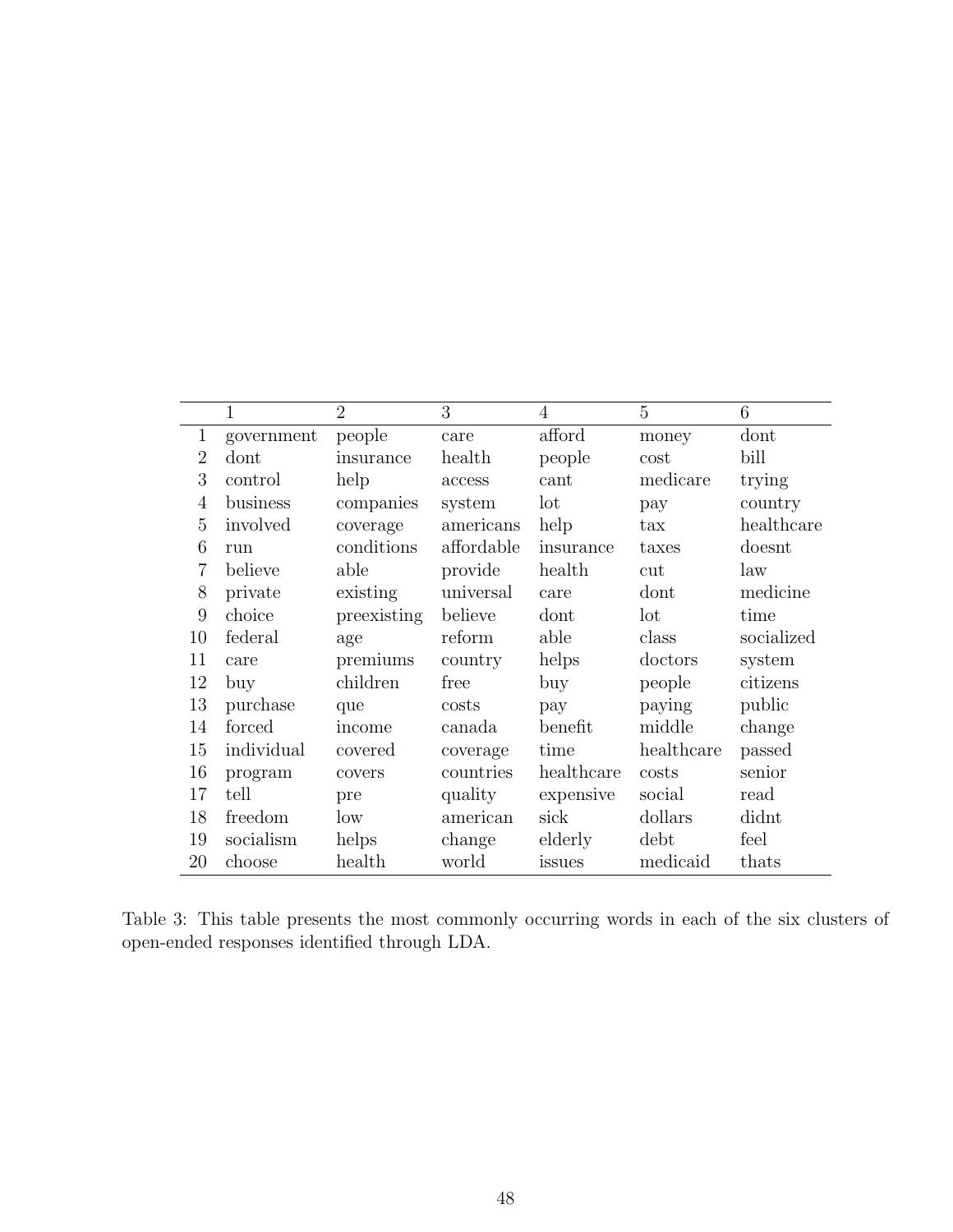|  | 1 | 2 | 3 | 4 | 5 | 6 |
|---|---|---|---|---|---|---|
| 1 | government | people | care | afford | money | dont |
| 2 | dont | insurance | health | people | cost | bill |
| 3 | control | help | access | cant | medicare | trying |
| 4 | business | companies | system | lot | pay | country |
| 5 | involved | coverage | americans | help | tax | healthcare |
| 6 | run | conditions | affordable | insurance | taxes | doesnt |
| 7 | believe | able | provide | health | cut | law |
| 8 | private | existing | universal | care | dont | medicine |
| 9 | choice | preexisting | believe | dont | lot | time |
| 10 | federal | age | reform | able | class | socialized |
| 11 | care | premiums | country | helps | doctors | system |
| 12 | buy | children | free | buy | people | citizens |
| 13 | purchase | que | costs | pay | paying | public |
| 14 | forced | income | canada | benefit | middle | change |
| 15 | individual | covered | coverage | time | healthcare | passed |
| 16 | program | covers | countries | healthcare | costs | senior |
| 17 | tell | pre | quality | expensive | social | read |
| 18 | freedom | low | american | sick | dollars | didnt |
| 19 | socialism | helps | change | elderly | debt | feel |
| 20 | choose | health | world | issues | medicaid | thats |

Table 3: This table presents the most commonly occurring words in each of the six clusters of open-ended responses identified through LDA.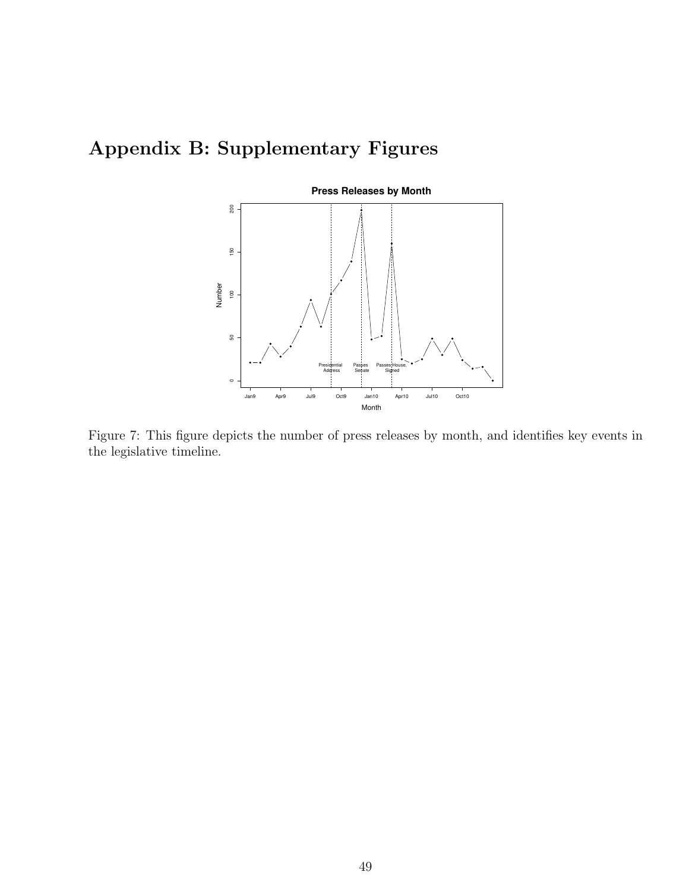# Appendix B: Supplementary Figures

Figure 7: This figure depicts the number of press releases by month, and identifies key events in the legislative timeline.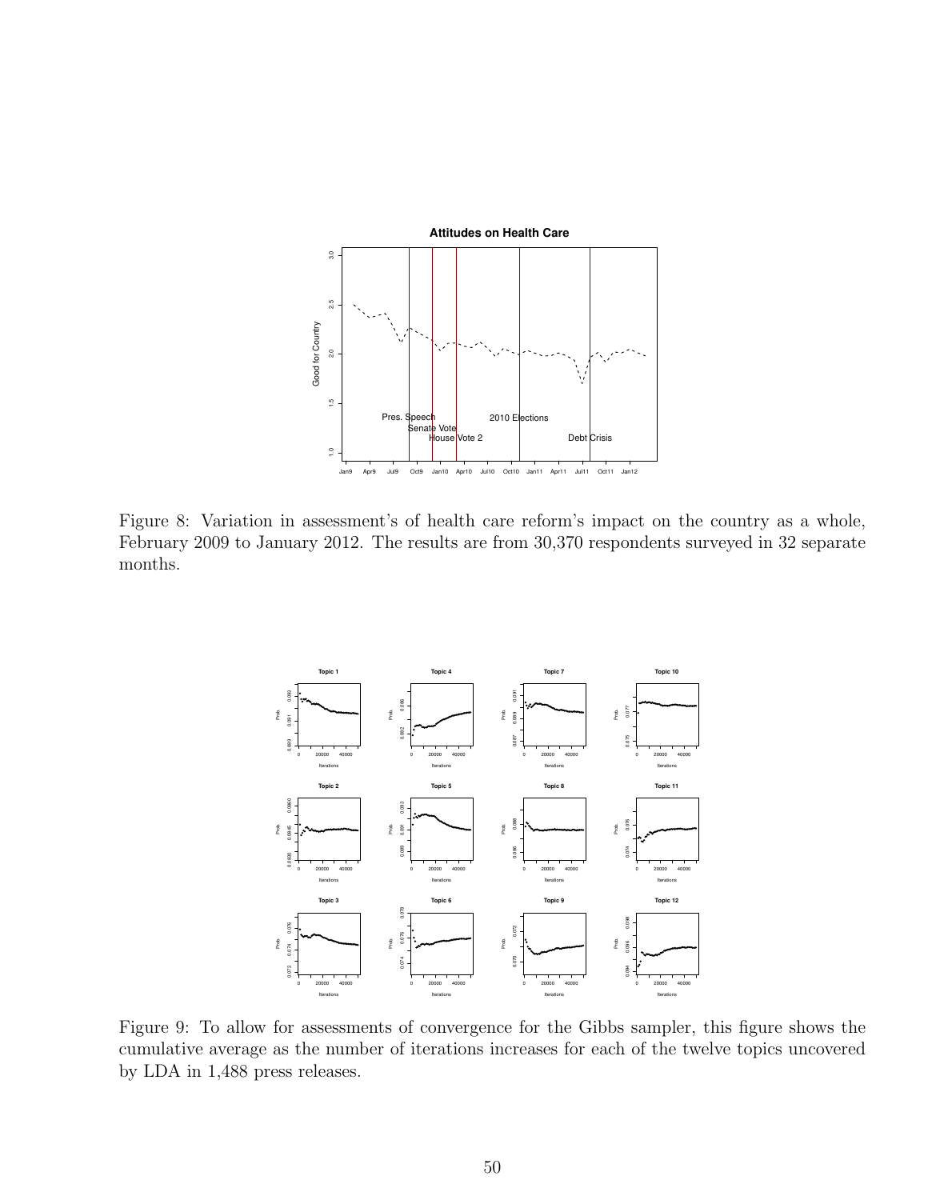Figure 8: Variation in assessment's of health care reform's impact on the country as a whole, February 2009 to January 2012. The results are from 30,370 respondents surveyed in 32 separate months.

Figure 9: To allow for assessments of convergence for the Gibbs sampler, this figure shows the cumulative average as the number of iterations increases for each of the twelve topics uncovered by LDA in 1,488 press releases.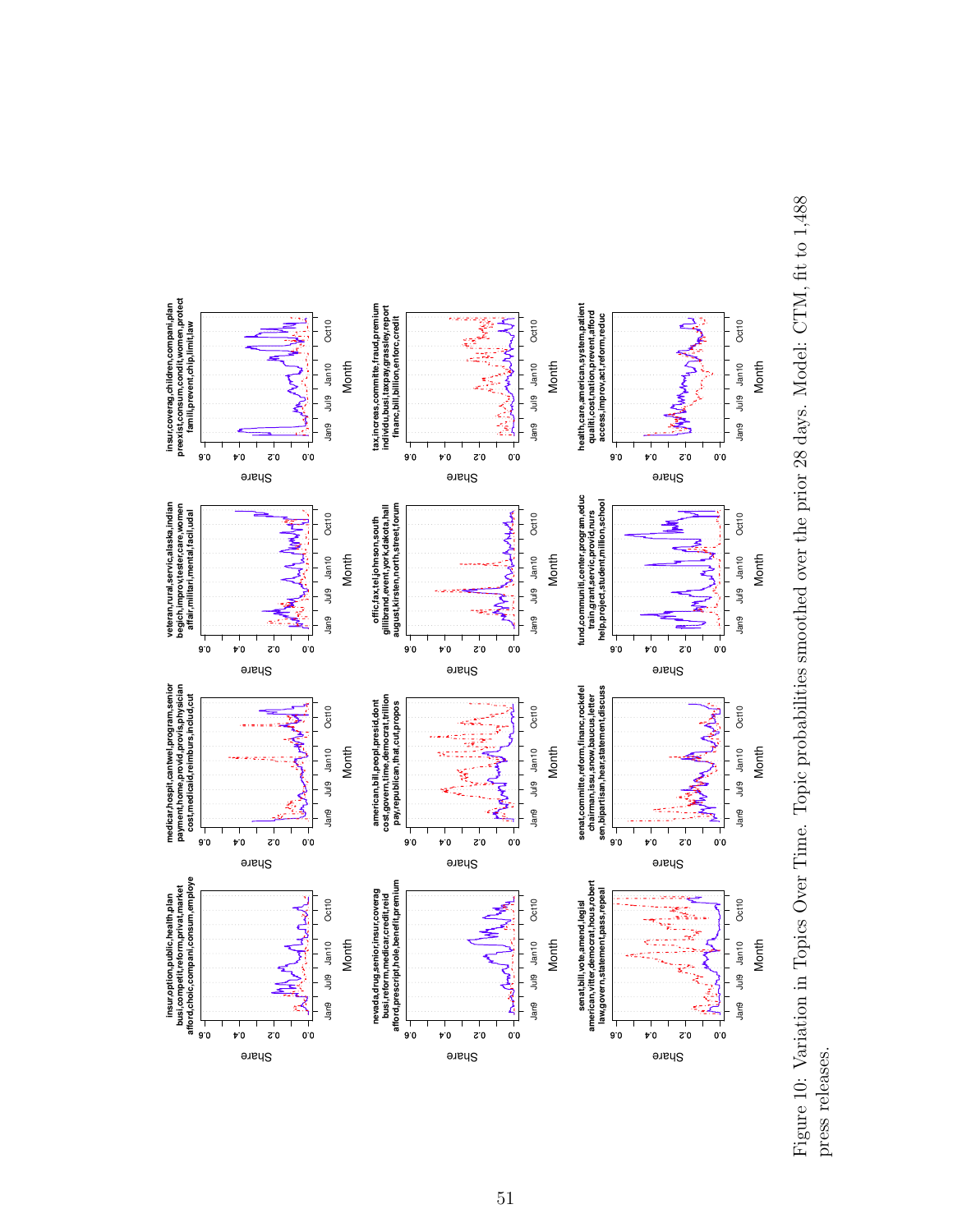Figure 10: Variation in Topics Over Time. Topic probabilities smoothed over the prior 28 days. Model: CTM, fit to 1,488 press releases.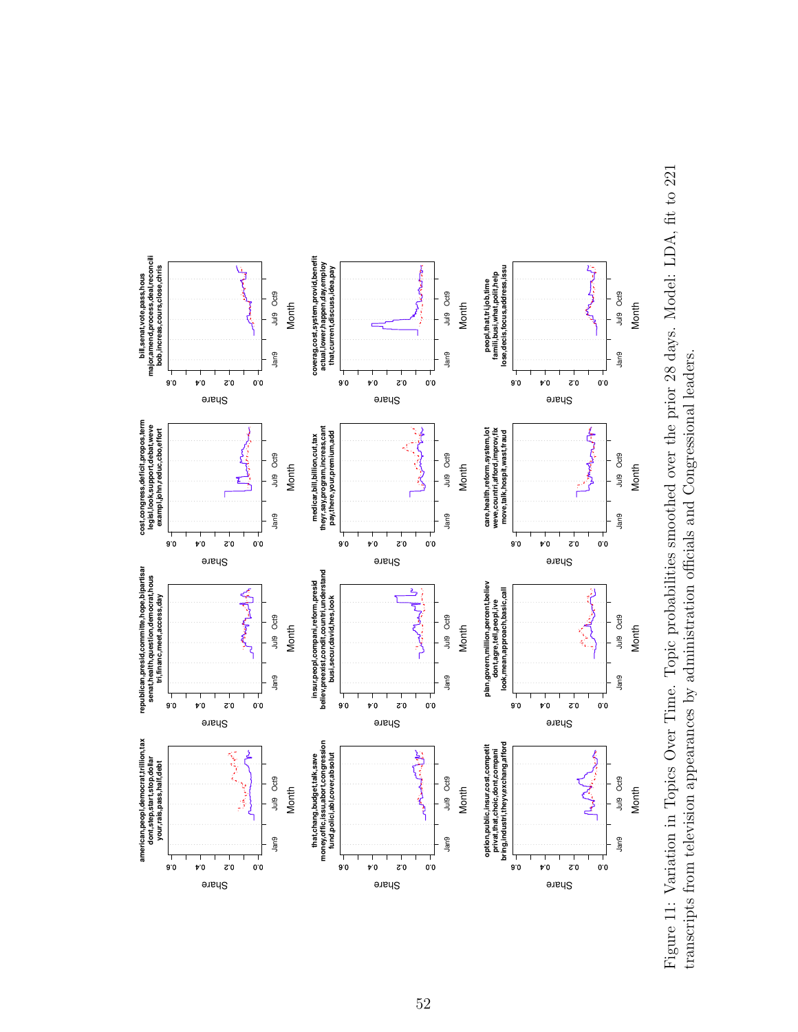american,peopl,democrat,trillion,tax
dont,step,start,stop,dollar
your,rais,pass,half,debt

republican,presid,committe,hope,bipartisan
senat,health,question,democrat,hous
tri,financ,meet,access,day

cost,congress,deficit,propos,term
legisl,look,support,debat,weve
exampl,john,reduc,cbo,effort

bill,senat,vote,pass,hous
major,amend,process,deal,reconcili
bob,increas,cours,close,chris

that,chang,budget,talk,save
money,offic,issu,abort,congression
fund,polici,abl,cover,absolut

insur,peopl,compani,reform,presid
believ,preexist,condit,countri,understand
busi,secur,david,hes,look

medicar,bill,billion,cut,tax
theyr,say,program,increas,cant
pay,there,your,premium,add

coverag,cost,system,provid,benefit
actual,lower,happen,day,employ
that,current,discuss,idea,pay

option,public,insur,cost,competit
privat,that,choic,dont,compani
bring,industri,theyv,exchang,afford

plan,govern,million,percent,believ
dont,agre,tell,peopl,ive
look,mean,approach,basic,call

care,health,reform,system,lot
weve,countri,afford,improv,fix
move,talk,hospit,wast,fraud

peopl,that,tri,job,time
famili,busi,what,polit,help
lose,decis,focus,address,issu

Share

0.0 0.2 0.4 0.6

Month

Jan9 Jul9 Oct9

Figure 11: Variation in Topics Over Time. Topic probabilities smoothed over the prior 28 days. Model: LDA, fit to 221 transcripts from television appearances by administration officials and Congressional leaders.